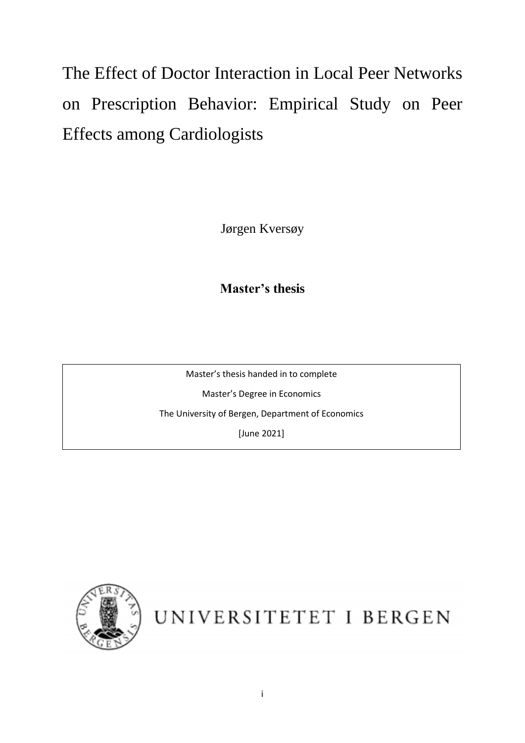# The Effect of Doctor Interaction in Local Peer Networks on Prescription Behavior: Empirical Study on Peer Effects among Cardiologists

Jørgen Kversøy

**Master's thesis**

Master's thesis handed in to complete

Master's Degree in Economics

The University of Bergen, Department of Economics

[June 2021]

UNIVERSITETET I BERGEN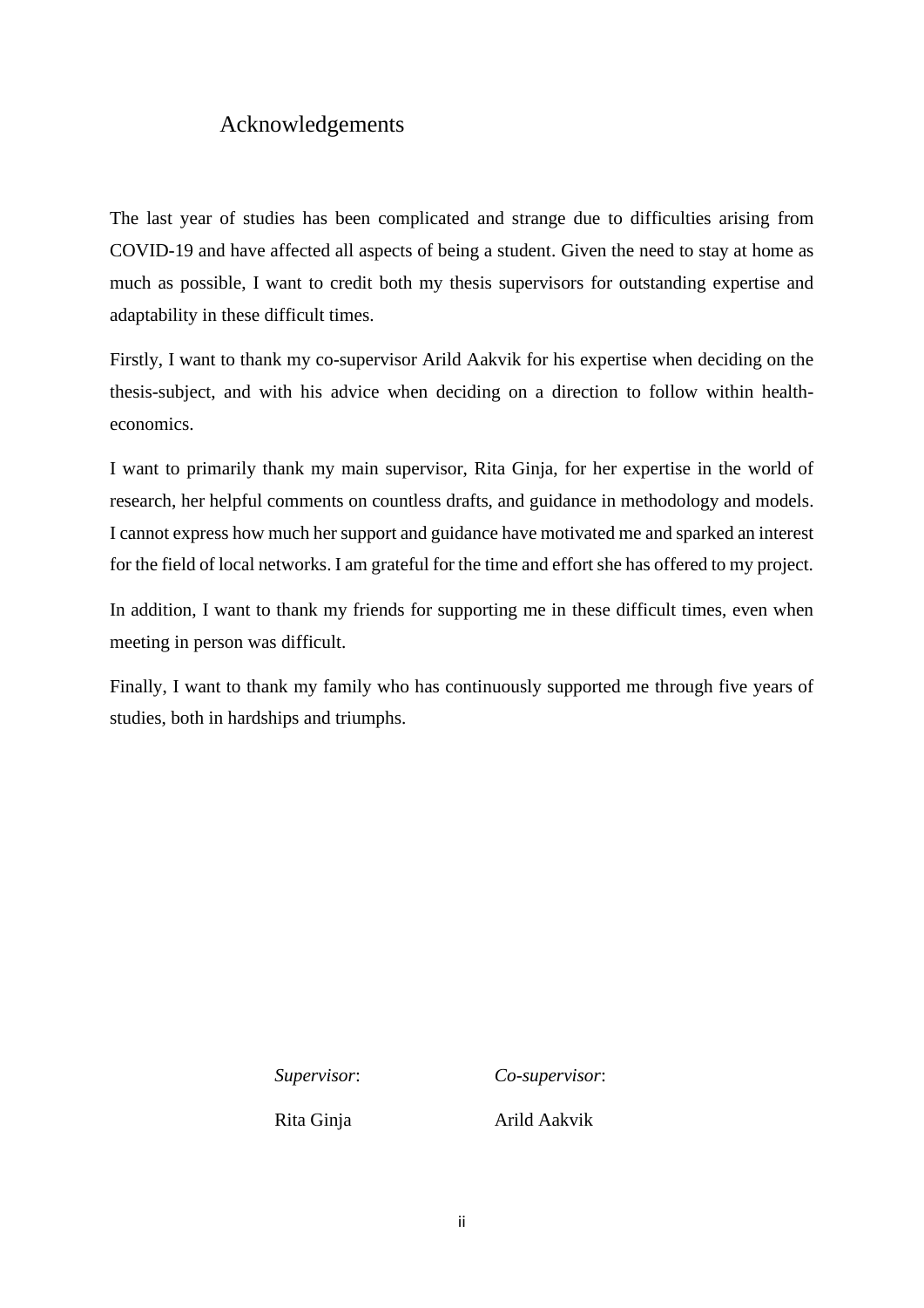# Acknowledgements

The last year of studies has been complicated and strange due to difficulties arising from COVID-19 and have affected all aspects of being a student. Given the need to stay at home as much as possible, I want to credit both my thesis supervisors for outstanding expertise and adaptability in these difficult times.

Firstly, I want to thank my co-supervisor Arild Aakvik for his expertise when deciding on the thesis-subject, and with his advice when deciding on a direction to follow within health-economics.

I want to primarily thank my main supervisor, Rita Ginja, for her expertise in the world of research, her helpful comments on countless drafts, and guidance in methodology and models. I cannot express how much her support and guidance have motivated me and sparked an interest for the field of local networks. I am grateful for the time and effort she has offered to my project.

In addition, I want to thank my friends for supporting me in these difficult times, even when meeting in person was difficult.

Finally, I want to thank my family who has continuously supported me through five years of studies, both in hardships and triumphs.

| *Supervisor*: | *Co-supervisor*: |
|---|---|
| Rita Ginja | Arild Aakvik |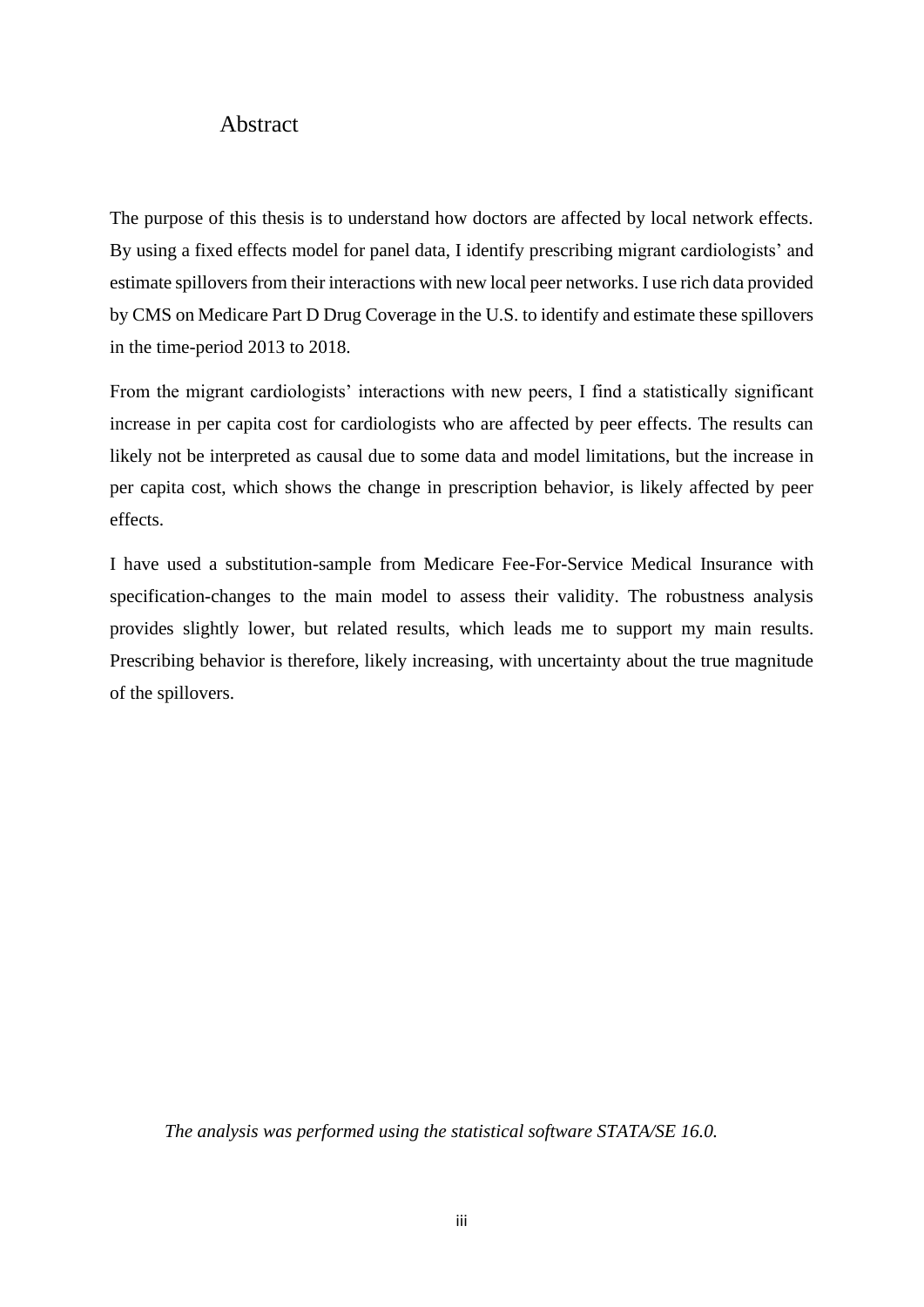# Abstract

The purpose of this thesis is to understand how doctors are affected by local network effects. By using a fixed effects model for panel data, I identify prescribing migrant cardiologists' and estimate spillovers from their interactions with new local peer networks. I use rich data provided by CMS on Medicare Part D Drug Coverage in the U.S. to identify and estimate these spillovers in the time-period 2013 to 2018.

From the migrant cardiologists' interactions with new peers, I find a statistically significant increase in per capita cost for cardiologists who are affected by peer effects. The results can likely not be interpreted as causal due to some data and model limitations, but the increase in per capita cost, which shows the change in prescription behavior, is likely affected by peer effects.

I have used a substitution-sample from Medicare Fee-For-Service Medical Insurance with specification-changes to the main model to assess their validity. The robustness analysis provides slightly lower, but related results, which leads me to support my main results. Prescribing behavior is therefore, likely increasing, with uncertainty about the true magnitude of the spillovers.

*The analysis was performed using the statistical software STATA/SE 16.0.*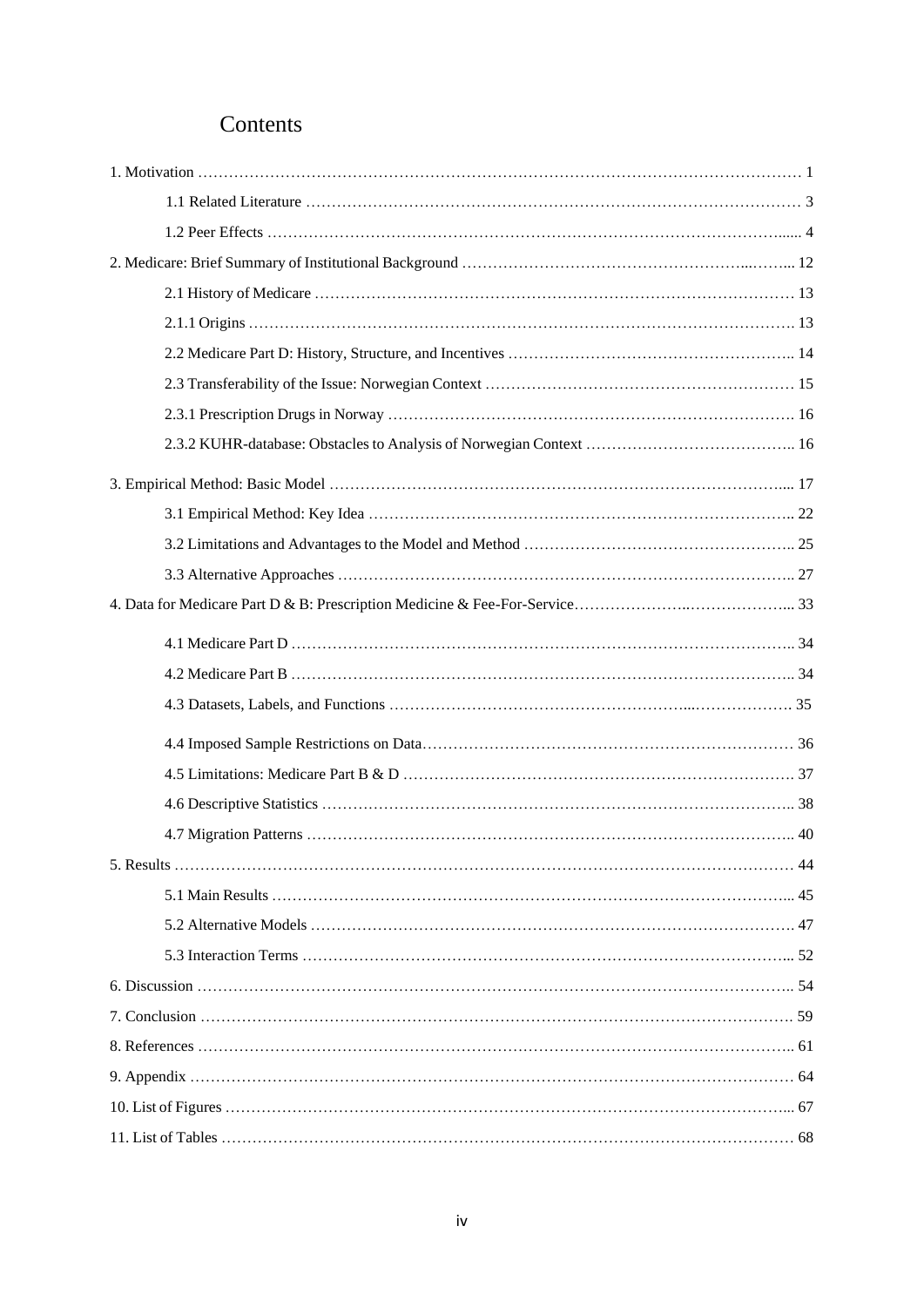# Contents

1. Motivation ........................................................................................................................ 1
    - 1.1 Related Literature ........................................................................................ 3
    - 1.2 Peer Effects ................................................................................................. 4
2. Medicare: Brief Summary of Institutional Background ............................................. 12
    - 2.1 History of Medicare ..................................................................................... 13
    - 2.1.1 Origins ....................................................................................................... 13
    - 2.2 Medicare Part D: History, Structure, and Incentives .................................... 14
    - 2.3 Transferability of the Issue: Norwegian Context ......................................... 15
    - 2.3.1 Prescription Drugs in Norway .................................................................. 16
    - 2.3.2 KUHR-database: Obstacles to Analysis of Norwegian Context ................ 16
3. Empirical Method: Basic Model .............................................................................. 17
    - 3.1 Empirical Method: Key Idea ........................................................................ 22
    - 3.2 Limitations and Advantages to the Model and Method ............................... 25
    - 3.3 Alternative Approaches ............................................................................... 27
4. Data for Medicare Part D & B: Prescription Medicine & Fee-For-Service ............... 33
    - 4.1 Medicare Part D ........................................................................................... 34
    - 4.2 Medicare Part B ........................................................................................... 34
    - 4.3 Datasets, Labels, and Functions ................................................................. 35
    - 4.4 Imposed Sample Restrictions on Data ........................................................ 36
    - 4.5 Limitations: Medicare Part B & D ................................................................ 37
    - 4.6 Descriptive Statistics ................................................................................... 38
    - 4.7 Migration Patterns ....................................................................................... 40
5. Results ..................................................................................................................... 44
    - 5.1 Main Results ................................................................................................ 45
    - 5.2 Alternative Models ....................................................................................... 47
    - 5.3 Interaction Terms ......................................................................................... 52
6. Discussion ................................................................................................................ 54
7. Conclusion ............................................................................................................... 59
8. References ............................................................................................................... 61
9. Appendix .................................................................................................................. 64
10. List of Figures ......................................................................................................... 67
11. List of Tables .......................................................................................................... 68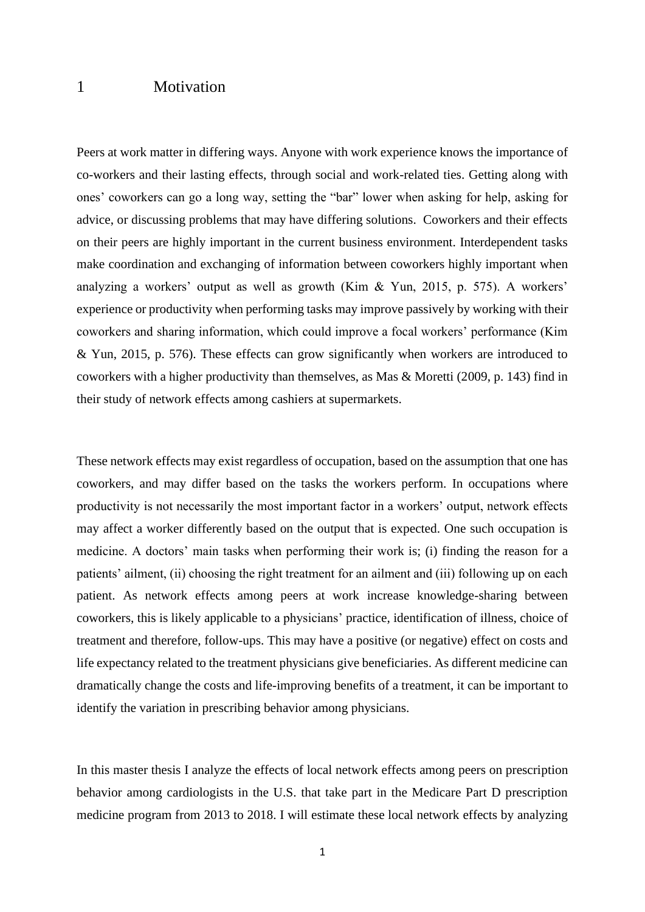# 1 Motivation

Peers at work matter in differing ways. Anyone with work experience knows the importance of co-workers and their lasting effects, through social and work-related ties. Getting along with ones' coworkers can go a long way, setting the "bar" lower when asking for help, asking for advice, or discussing problems that may have differing solutions. Coworkers and their effects on their peers are highly important in the current business environment. Interdependent tasks make coordination and exchanging of information between coworkers highly important when analyzing a workers' output as well as growth (Kim & Yun, 2015, p. 575). A workers' experience or productivity when performing tasks may improve passively by working with their coworkers and sharing information, which could improve a focal workers' performance (Kim & Yun, 2015, p. 576). These effects can grow significantly when workers are introduced to coworkers with a higher productivity than themselves, as Mas & Moretti (2009, p. 143) find in their study of network effects among cashiers at supermarkets.

These network effects may exist regardless of occupation, based on the assumption that one has coworkers, and may differ based on the tasks the workers perform. In occupations where productivity is not necessarily the most important factor in a workers' output, network effects may affect a worker differently based on the output that is expected. One such occupation is medicine. A doctors' main tasks when performing their work is; (i) finding the reason for a patients' ailment, (ii) choosing the right treatment for an ailment and (iii) following up on each patient. As network effects among peers at work increase knowledge-sharing between coworkers, this is likely applicable to a physicians' practice, identification of illness, choice of treatment and therefore, follow-ups. This may have a positive (or negative) effect on costs and life expectancy related to the treatment physicians give beneficiaries. As different medicine can dramatically change the costs and life-improving benefits of a treatment, it can be important to identify the variation in prescribing behavior among physicians.

In this master thesis I analyze the effects of local network effects among peers on prescription behavior among cardiologists in the U.S. that take part in the Medicare Part D prescription medicine program from 2013 to 2018. I will estimate these local network effects by analyzing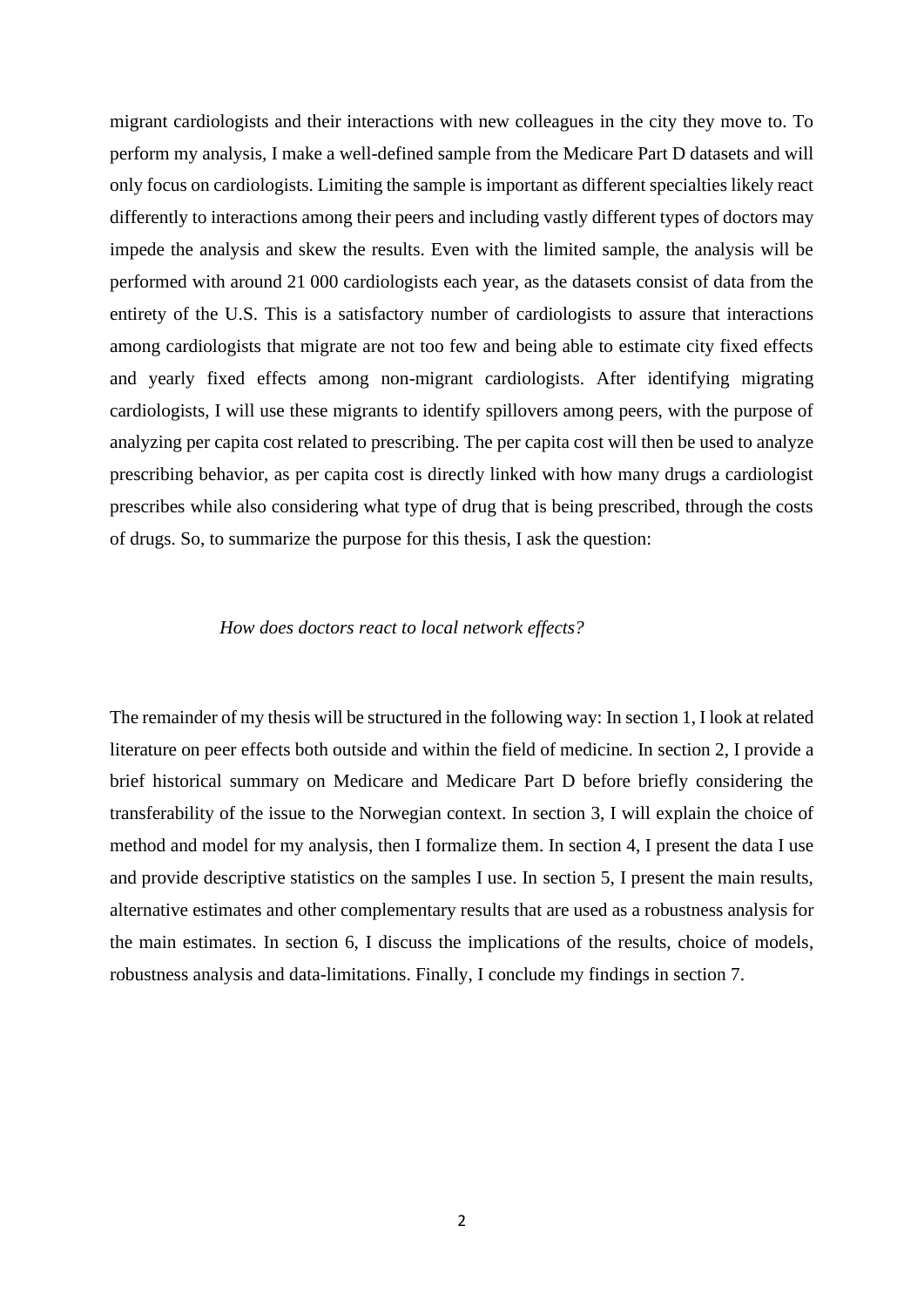migrant cardiologists and their interactions with new colleagues in the city they move to. To perform my analysis, I make a well-defined sample from the Medicare Part D datasets and will only focus on cardiologists. Limiting the sample is important as different specialties likely react differently to interactions among their peers and including vastly different types of doctors may impede the analysis and skew the results. Even with the limited sample, the analysis will be performed with around 21 000 cardiologists each year, as the datasets consist of data from the entirety of the U.S. This is a satisfactory number of cardiologists to assure that interactions among cardiologists that migrate are not too few and being able to estimate city fixed effects and yearly fixed effects among non-migrant cardiologists. After identifying migrating cardiologists, I will use these migrants to identify spillovers among peers, with the purpose of analyzing per capita cost related to prescribing. The per capita cost will then be used to analyze prescribing behavior, as per capita cost is directly linked with how many drugs a cardiologist prescribes while also considering what type of drug that is being prescribed, through the costs of drugs. So, to summarize the purpose for this thesis, I ask the question:

*How does doctors react to local network effects?*

The remainder of my thesis will be structured in the following way: In section 1, I look at related literature on peer effects both outside and within the field of medicine. In section 2, I provide a brief historical summary on Medicare and Medicare Part D before briefly considering the transferability of the issue to the Norwegian context. In section 3, I will explain the choice of method and model for my analysis, then I formalize them. In section 4, I present the data I use and provide descriptive statistics on the samples I use. In section 5, I present the main results, alternative estimates and other complementary results that are used as a robustness analysis for the main estimates. In section 6, I discuss the implications of the results, choice of models, robustness analysis and data-limitations. Finally, I conclude my findings in section 7.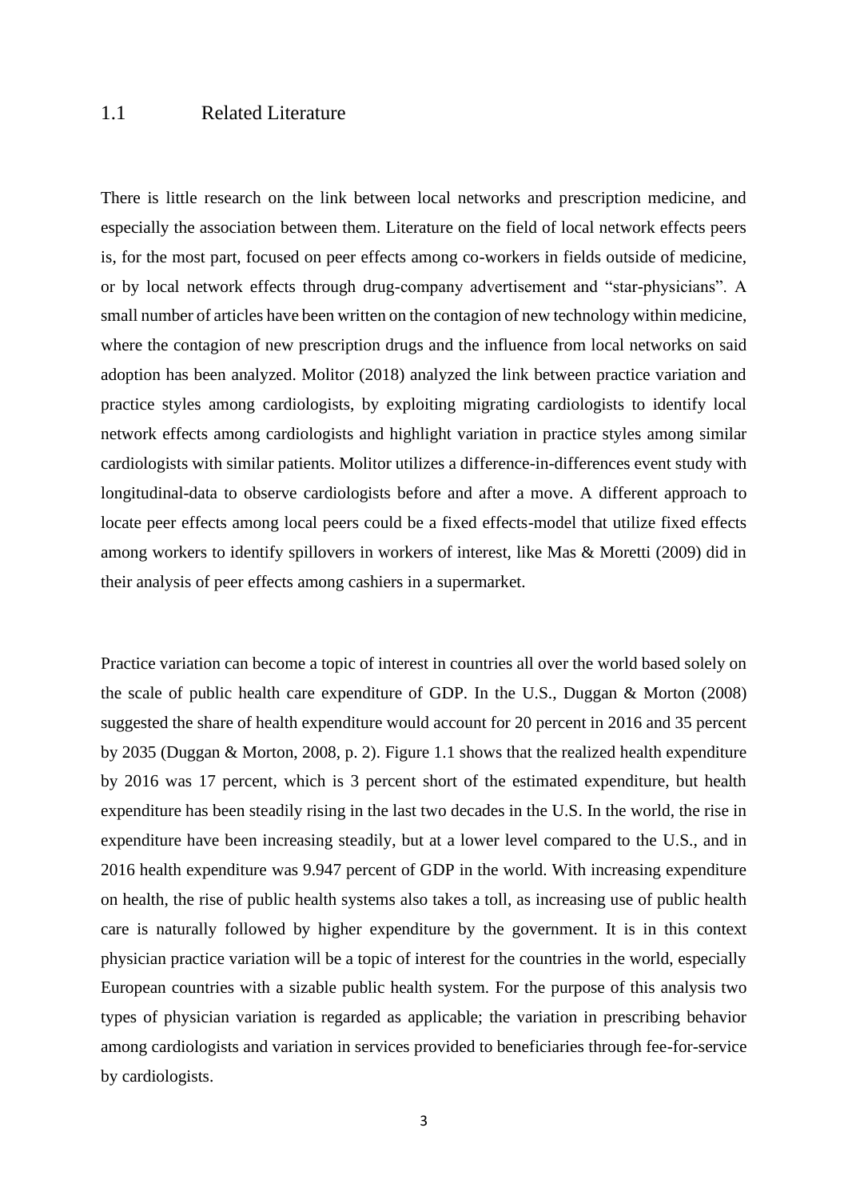## 1.1 Related Literature

There is little research on the link between local networks and prescription medicine, and especially the association between them. Literature on the field of local network effects peers is, for the most part, focused on peer effects among co-workers in fields outside of medicine, or by local network effects through drug-company advertisement and "star-physicians". A small number of articles have been written on the contagion of new technology within medicine, where the contagion of new prescription drugs and the influence from local networks on said adoption has been analyzed. Molitor (2018) analyzed the link between practice variation and practice styles among cardiologists, by exploiting migrating cardiologists to identify local network effects among cardiologists and highlight variation in practice styles among similar cardiologists with similar patients. Molitor utilizes a difference-in-differences event study with longitudinal-data to observe cardiologists before and after a move. A different approach to locate peer effects among local peers could be a fixed effects-model that utilize fixed effects among workers to identify spillovers in workers of interest, like Mas & Moretti (2009) did in their analysis of peer effects among cashiers in a supermarket.

Practice variation can become a topic of interest in countries all over the world based solely on the scale of public health care expenditure of GDP. In the U.S., Duggan & Morton (2008) suggested the share of health expenditure would account for 20 percent in 2016 and 35 percent by 2035 (Duggan & Morton, 2008, p. 2). Figure 1.1 shows that the realized health expenditure by 2016 was 17 percent, which is 3 percent short of the estimated expenditure, but health expenditure has been steadily rising in the last two decades in the U.S. In the world, the rise in expenditure have been increasing steadily, but at a lower level compared to the U.S., and in 2016 health expenditure was 9.947 percent of GDP in the world. With increasing expenditure on health, the rise of public health systems also takes a toll, as increasing use of public health care is naturally followed by higher expenditure by the government. It is in this context physician practice variation will be a topic of interest for the countries in the world, especially European countries with a sizable public health system. For the purpose of this analysis two types of physician variation is regarded as applicable; the variation in prescribing behavior among cardiologists and variation in services provided to beneficiaries through fee-for-service by cardiologists.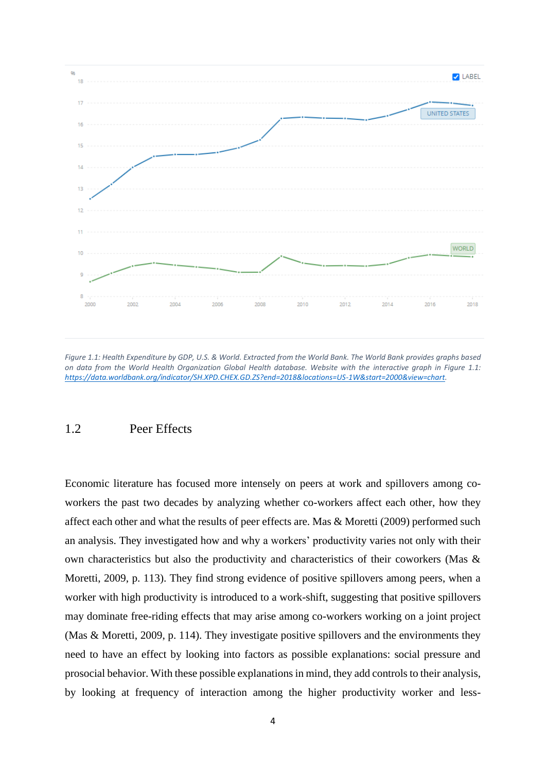*Figure 1.1: Health Expenditure by GDP, U.S. & World. Extracted from the World Bank. The World Bank provides graphs based on data from the World Health Organization Global Health database. Website with the interactive graph in Figure 1.1: https://data.worldbank.org/indicator/SH.XPD.CHEX.GD.ZS?end=2018&locations=US-1W&start=2000&view=chart.*

## 1.2 Peer Effects

Economic literature has focused more intensely on peers at work and spillovers among co-workers the past two decades by analyzing whether co-workers affect each other, how they affect each other and what the results of peer effects are. Mas & Moretti (2009) performed such an analysis. They investigated how and why a workers' productivity varies not only with their own characteristics but also the productivity and characteristics of their coworkers (Mas & Moretti, 2009, p. 113). They find strong evidence of positive spillovers among peers, when a worker with high productivity is introduced to a work-shift, suggesting that positive spillovers may dominate free-riding effects that may arise among co-workers working on a joint project (Mas & Moretti, 2009, p. 114). They investigate positive spillovers and the environments they need to have an effect by looking into factors as possible explanations: social pressure and prosocial behavior. With these possible explanations in mind, they add controls to their analysis, by looking at frequency of interaction among the higher productivity worker and less-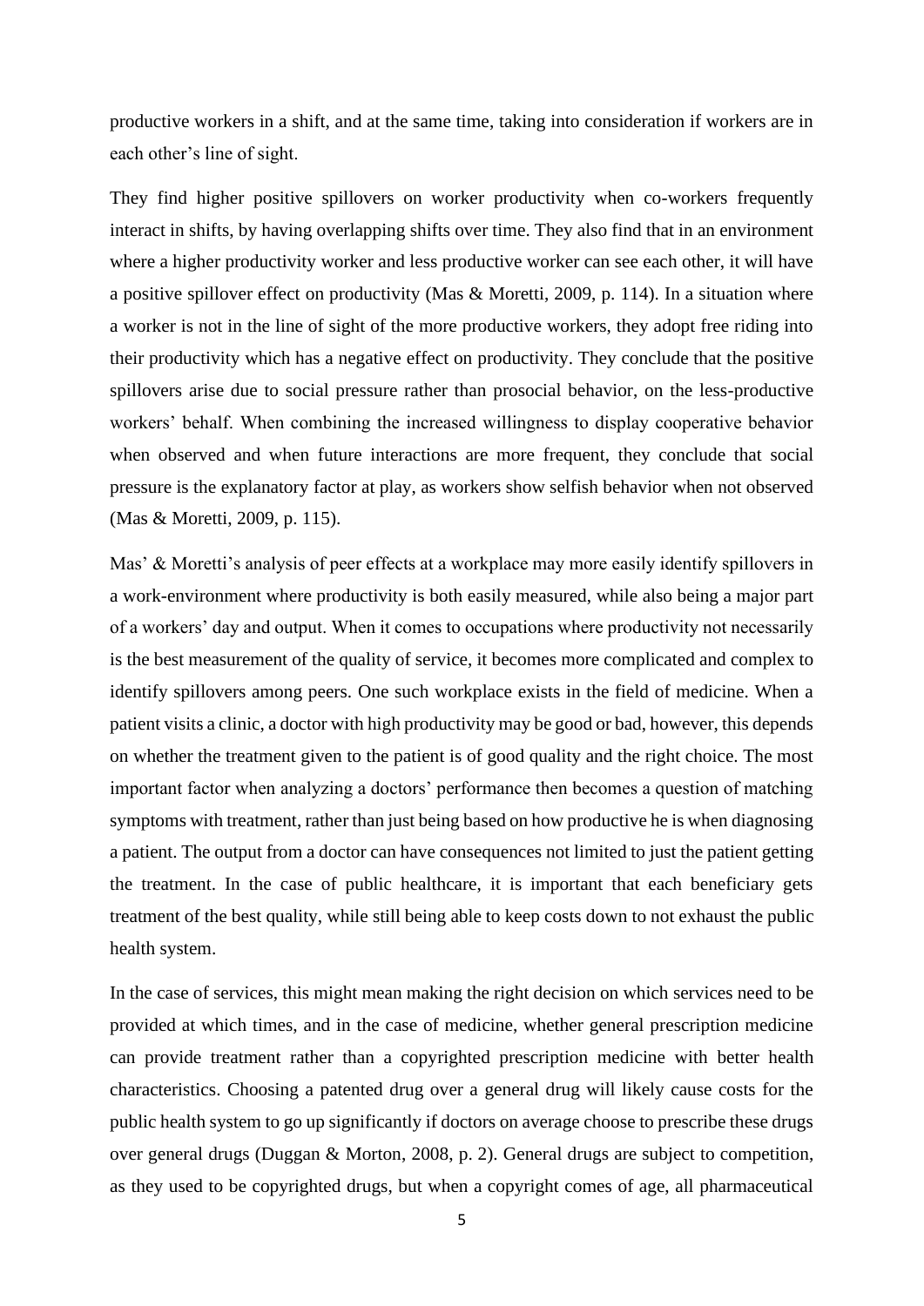productive workers in a shift, and at the same time, taking into consideration if workers are in each other's line of sight.

They find higher positive spillovers on worker productivity when co-workers frequently interact in shifts, by having overlapping shifts over time. They also find that in an environment where a higher productivity worker and less productive worker can see each other, it will have a positive spillover effect on productivity (Mas & Moretti, 2009, p. 114). In a situation where a worker is not in the line of sight of the more productive workers, they adopt free riding into their productivity which has a negative effect on productivity. They conclude that the positive spillovers arise due to social pressure rather than prosocial behavior, on the less-productive workers' behalf. When combining the increased willingness to display cooperative behavior when observed and when future interactions are more frequent, they conclude that social pressure is the explanatory factor at play, as workers show selfish behavior when not observed (Mas & Moretti, 2009, p. 115).

Mas' & Moretti's analysis of peer effects at a workplace may more easily identify spillovers in a work-environment where productivity is both easily measured, while also being a major part of a workers' day and output. When it comes to occupations where productivity not necessarily is the best measurement of the quality of service, it becomes more complicated and complex to identify spillovers among peers. One such workplace exists in the field of medicine. When a patient visits a clinic, a doctor with high productivity may be good or bad, however, this depends on whether the treatment given to the patient is of good quality and the right choice. The most important factor when analyzing a doctors' performance then becomes a question of matching symptoms with treatment, rather than just being based on how productive he is when diagnosing a patient. The output from a doctor can have consequences not limited to just the patient getting the treatment. In the case of public healthcare, it is important that each beneficiary gets treatment of the best quality, while still being able to keep costs down to not exhaust the public health system.

In the case of services, this might mean making the right decision on which services need to be provided at which times, and in the case of medicine, whether general prescription medicine can provide treatment rather than a copyrighted prescription medicine with better health characteristics. Choosing a patented drug over a general drug will likely cause costs for the public health system to go up significantly if doctors on average choose to prescribe these drugs over general drugs (Duggan & Morton, 2008, p. 2). General drugs are subject to competition, as they used to be copyrighted drugs, but when a copyright comes of age, all pharmaceutical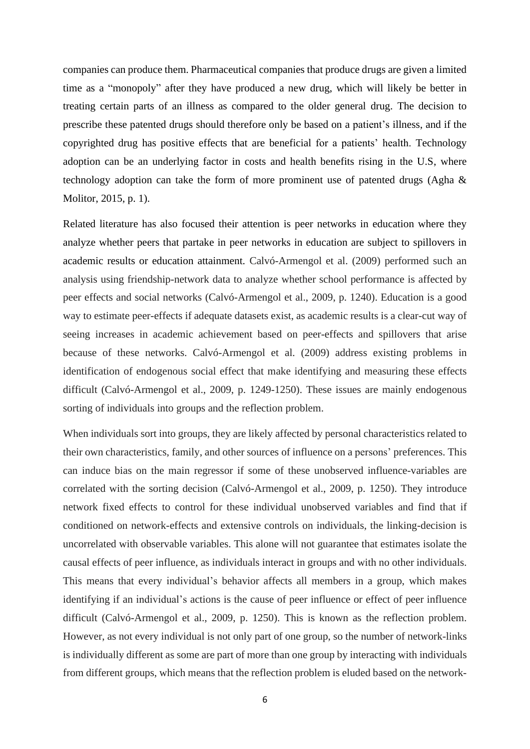companies can produce them. Pharmaceutical companies that produce drugs are given a limited time as a "monopoly" after they have produced a new drug, which will likely be better in treating certain parts of an illness as compared to the older general drug. The decision to prescribe these patented drugs should therefore only be based on a patient's illness, and if the copyrighted drug has positive effects that are beneficial for a patients' health. Technology adoption can be an underlying factor in costs and health benefits rising in the U.S, where technology adoption can take the form of more prominent use of patented drugs (Agha & Molitor, 2015, p. 1).

Related literature has also focused their attention is peer networks in education where they analyze whether peers that partake in peer networks in education are subject to spillovers in academic results or education attainment. Calvó-Armengol et al. (2009) performed such an analysis using friendship-network data to analyze whether school performance is affected by peer effects and social networks (Calvó-Armengol et al., 2009, p. 1240). Education is a good way to estimate peer-effects if adequate datasets exist, as academic results is a clear-cut way of seeing increases in academic achievement based on peer-effects and spillovers that arise because of these networks. Calvó-Armengol et al. (2009) address existing problems in identification of endogenous social effect that make identifying and measuring these effects difficult (Calvó-Armengol et al., 2009, p. 1249-1250). These issues are mainly endogenous sorting of individuals into groups and the reflection problem.

When individuals sort into groups, they are likely affected by personal characteristics related to their own characteristics, family, and other sources of influence on a persons' preferences. This can induce bias on the main regressor if some of these unobserved influence-variables are correlated with the sorting decision (Calvó-Armengol et al., 2009, p. 1250). They introduce network fixed effects to control for these individual unobserved variables and find that if conditioned on network-effects and extensive controls on individuals, the linking-decision is uncorrelated with observable variables. This alone will not guarantee that estimates isolate the causal effects of peer influence, as individuals interact in groups and with no other individuals. This means that every individual's behavior affects all members in a group, which makes identifying if an individual's actions is the cause of peer influence or effect of peer influence difficult (Calvó-Armengol et al., 2009, p. 1250). This is known as the reflection problem. However, as not every individual is not only part of one group, so the number of network-links is individually different as some are part of more than one group by interacting with individuals from different groups, which means that the reflection problem is eluded based on the network-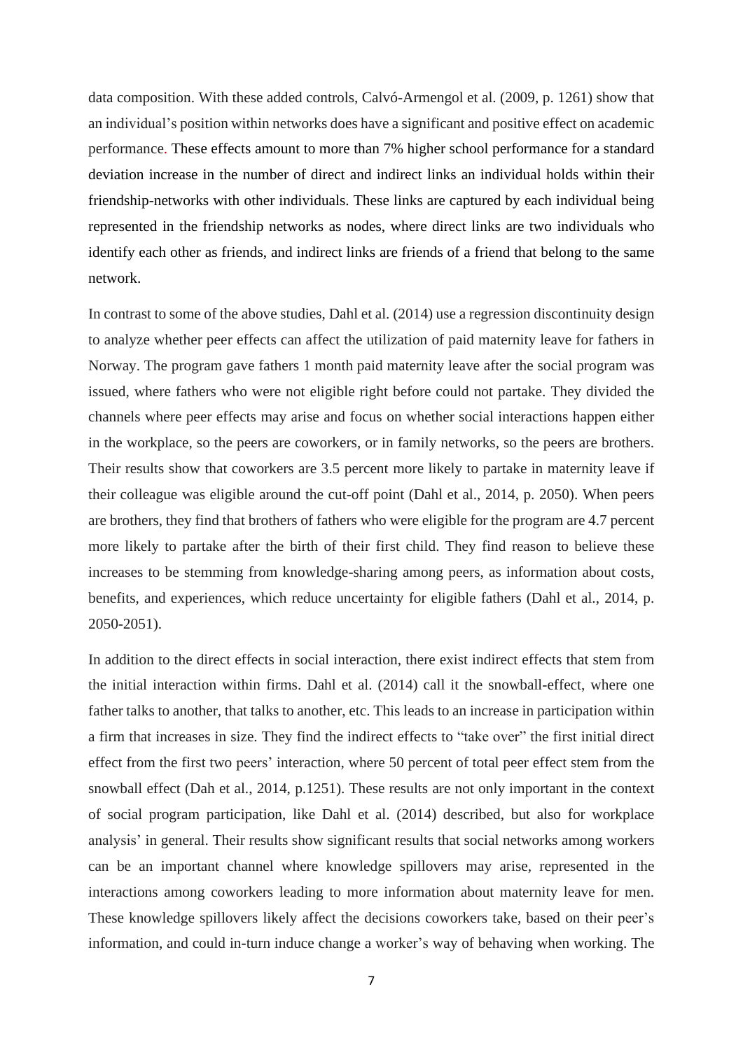data composition. With these added controls, Calvó-Armengol et al. (2009, p. 1261) show that an individual's position within networks does have a significant and positive effect on academic performance. These effects amount to more than 7% higher school performance for a standard deviation increase in the number of direct and indirect links an individual holds within their friendship-networks with other individuals. These links are captured by each individual being represented in the friendship networks as nodes, where direct links are two individuals who identify each other as friends, and indirect links are friends of a friend that belong to the same network.

In contrast to some of the above studies, Dahl et al. (2014) use a regression discontinuity design to analyze whether peer effects can affect the utilization of paid maternity leave for fathers in Norway. The program gave fathers 1 month paid maternity leave after the social program was issued, where fathers who were not eligible right before could not partake. They divided the channels where peer effects may arise and focus on whether social interactions happen either in the workplace, so the peers are coworkers, or in family networks, so the peers are brothers. Their results show that coworkers are 3.5 percent more likely to partake in maternity leave if their colleague was eligible around the cut-off point (Dahl et al., 2014, p. 2050). When peers are brothers, they find that brothers of fathers who were eligible for the program are 4.7 percent more likely to partake after the birth of their first child. They find reason to believe these increases to be stemming from knowledge-sharing among peers, as information about costs, benefits, and experiences, which reduce uncertainty for eligible fathers (Dahl et al., 2014, p. 2050-2051).

In addition to the direct effects in social interaction, there exist indirect effects that stem from the initial interaction within firms. Dahl et al. (2014) call it the snowball-effect, where one father talks to another, that talks to another, etc. This leads to an increase in participation within a firm that increases in size. They find the indirect effects to "take over" the first initial direct effect from the first two peers' interaction, where 50 percent of total peer effect stem from the snowball effect (Dah et al., 2014, p.1251). These results are not only important in the context of social program participation, like Dahl et al. (2014) described, but also for workplace analysis' in general. Their results show significant results that social networks among workers can be an important channel where knowledge spillovers may arise, represented in the interactions among coworkers leading to more information about maternity leave for men. These knowledge spillovers likely affect the decisions coworkers take, based on their peer's information, and could in-turn induce change a worker's way of behaving when working. The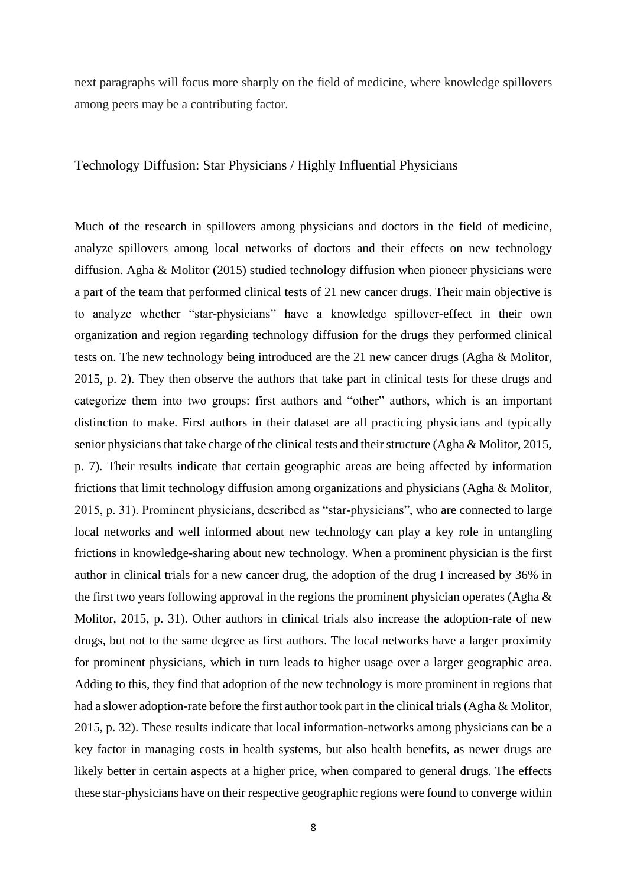next paragraphs will focus more sharply on the field of medicine, where knowledge spillovers among peers may be a contributing factor.

## Technology Diffusion: Star Physicians / Highly Influential Physicians

Much of the research in spillovers among physicians and doctors in the field of medicine, analyze spillovers among local networks of doctors and their effects on new technology diffusion. Agha & Molitor (2015) studied technology diffusion when pioneer physicians were a part of the team that performed clinical tests of 21 new cancer drugs. Their main objective is to analyze whether "star-physicians" have a knowledge spillover-effect in their own organization and region regarding technology diffusion for the drugs they performed clinical tests on. The new technology being introduced are the 21 new cancer drugs (Agha & Molitor, 2015, p. 2). They then observe the authors that take part in clinical tests for these drugs and categorize them into two groups: first authors and "other" authors, which is an important distinction to make. First authors in their dataset are all practicing physicians and typically senior physicians that take charge of the clinical tests and their structure (Agha & Molitor, 2015, p. 7). Their results indicate that certain geographic areas are being affected by information frictions that limit technology diffusion among organizations and physicians (Agha & Molitor, 2015, p. 31). Prominent physicians, described as "star-physicians", who are connected to large local networks and well informed about new technology can play a key role in untangling frictions in knowledge-sharing about new technology. When a prominent physician is the first author in clinical trials for a new cancer drug, the adoption of the drug I increased by 36% in the first two years following approval in the regions the prominent physician operates (Agha & Molitor, 2015, p. 31). Other authors in clinical trials also increase the adoption-rate of new drugs, but not to the same degree as first authors. The local networks have a larger proximity for prominent physicians, which in turn leads to higher usage over a larger geographic area. Adding to this, they find that adoption of the new technology is more prominent in regions that had a slower adoption-rate before the first author took part in the clinical trials (Agha & Molitor, 2015, p. 32). These results indicate that local information-networks among physicians can be a key factor in managing costs in health systems, but also health benefits, as newer drugs are likely better in certain aspects at a higher price, when compared to general drugs. The effects these star-physicians have on their respective geographic regions were found to converge within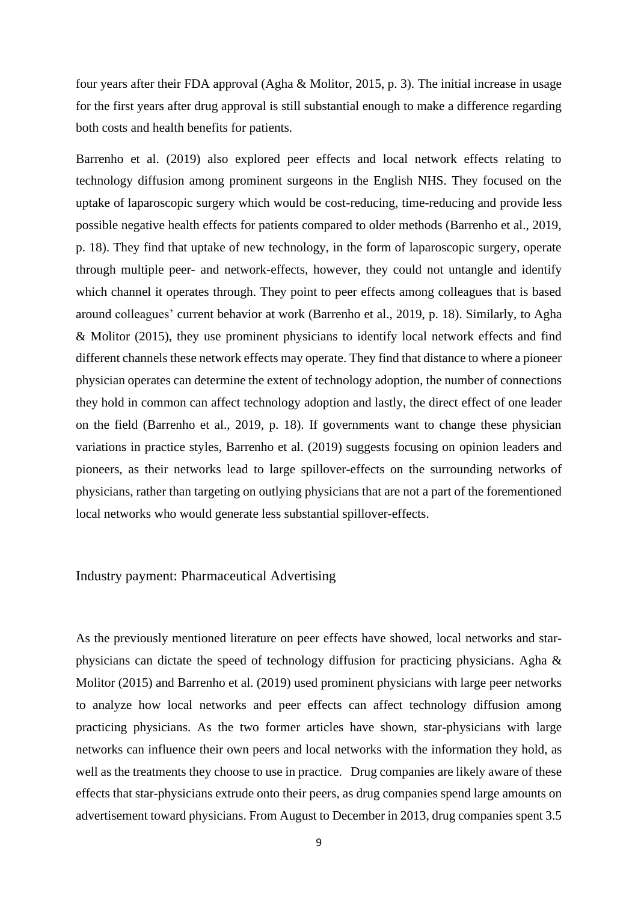four years after their FDA approval (Agha & Molitor, 2015, p. 3). The initial increase in usage for the first years after drug approval is still substantial enough to make a difference regarding both costs and health benefits for patients.

Barrenho et al. (2019) also explored peer effects and local network effects relating to technology diffusion among prominent surgeons in the English NHS. They focused on the uptake of laparoscopic surgery which would be cost-reducing, time-reducing and provide less possible negative health effects for patients compared to older methods (Barrenho et al., 2019, p. 18). They find that uptake of new technology, in the form of laparoscopic surgery, operate through multiple peer- and network-effects, however, they could not untangle and identify which channel it operates through. They point to peer effects among colleagues that is based around colleagues' current behavior at work (Barrenho et al., 2019, p. 18). Similarly, to Agha & Molitor (2015), they use prominent physicians to identify local network effects and find different channels these network effects may operate. They find that distance to where a pioneer physician operates can determine the extent of technology adoption, the number of connections they hold in common can affect technology adoption and lastly, the direct effect of one leader on the field (Barrenho et al., 2019, p. 18). If governments want to change these physician variations in practice styles, Barrenho et al. (2019) suggests focusing on opinion leaders and pioneers, as their networks lead to large spillover-effects on the surrounding networks of physicians, rather than targeting on outlying physicians that are not a part of the forementioned local networks who would generate less substantial spillover-effects.

## Industry payment: Pharmaceutical Advertising

As the previously mentioned literature on peer effects have showed, local networks and star-physicians can dictate the speed of technology diffusion for practicing physicians. Agha & Molitor (2015) and Barrenho et al. (2019) used prominent physicians with large peer networks to analyze how local networks and peer effects can affect technology diffusion among practicing physicians. As the two former articles have shown, star-physicians with large networks can influence their own peers and local networks with the information they hold, as well as the treatments they choose to use in practice. Drug companies are likely aware of these effects that star-physicians extrude onto their peers, as drug companies spend large amounts on advertisement toward physicians. From August to December in 2013, drug companies spent 3.5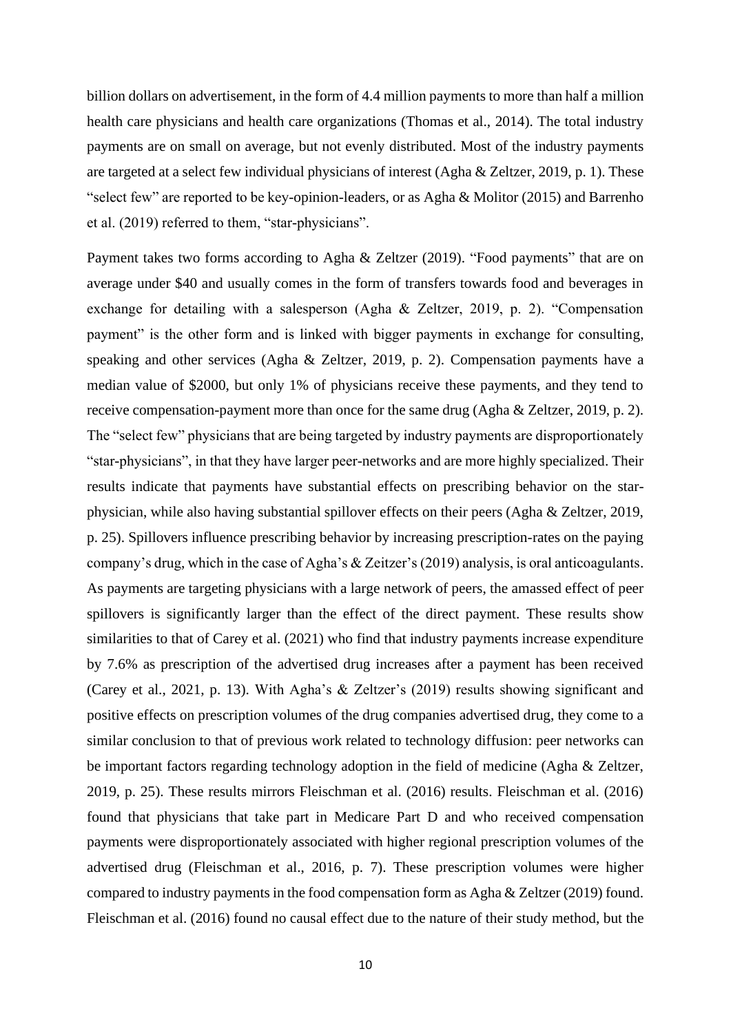billion dollars on advertisement, in the form of 4.4 million payments to more than half a million health care physicians and health care organizations (Thomas et al., 2014). The total industry payments are on small on average, but not evenly distributed. Most of the industry payments are targeted at a select few individual physicians of interest (Agha & Zeltzer, 2019, p. 1). These "select few" are reported to be key-opinion-leaders, or as Agha & Molitor (2015) and Barrenho et al. (2019) referred to them, "star-physicians".

Payment takes two forms according to Agha & Zeltzer (2019). "Food payments" that are on average under $40 and usually comes in the form of transfers towards food and beverages in exchange for detailing with a salesperson (Agha & Zeltzer, 2019, p. 2). "Compensation payment" is the other form and is linked with bigger payments in exchange for consulting, speaking and other services (Agha & Zeltzer, 2019, p. 2). Compensation payments have a median value of $2000, but only 1% of physicians receive these payments, and they tend to receive compensation-payment more than once for the same drug (Agha & Zeltzer, 2019, p. 2). The "select few" physicians that are being targeted by industry payments are disproportionately "star-physicians", in that they have larger peer-networks and are more highly specialized. Their results indicate that payments have substantial effects on prescribing behavior on the star-physician, while also having substantial spillover effects on their peers (Agha & Zeltzer, 2019, p. 25). Spillovers influence prescribing behavior by increasing prescription-rates on the paying company's drug, which in the case of Agha's & Zeitzer's (2019) analysis, is oral anticoagulants. As payments are targeting physicians with a large network of peers, the amassed effect of peer spillovers is significantly larger than the effect of the direct payment. These results show similarities to that of Carey et al. (2021) who find that industry payments increase expenditure by 7.6% as prescription of the advertised drug increases after a payment has been received (Carey et al., 2021, p. 13). With Agha's & Zeltzer's (2019) results showing significant and positive effects on prescription volumes of the drug companies advertised drug, they come to a similar conclusion to that of previous work related to technology diffusion: peer networks can be important factors regarding technology adoption in the field of medicine (Agha & Zeltzer, 2019, p. 25). These results mirrors Fleischman et al. (2016) results. Fleischman et al. (2016) found that physicians that take part in Medicare Part D and who received compensation payments were disproportionately associated with higher regional prescription volumes of the advertised drug (Fleischman et al., 2016, p. 7). These prescription volumes were higher compared to industry payments in the food compensation form as Agha & Zeltzer (2019) found. Fleischman et al. (2016) found no causal effect due to the nature of their study method, but the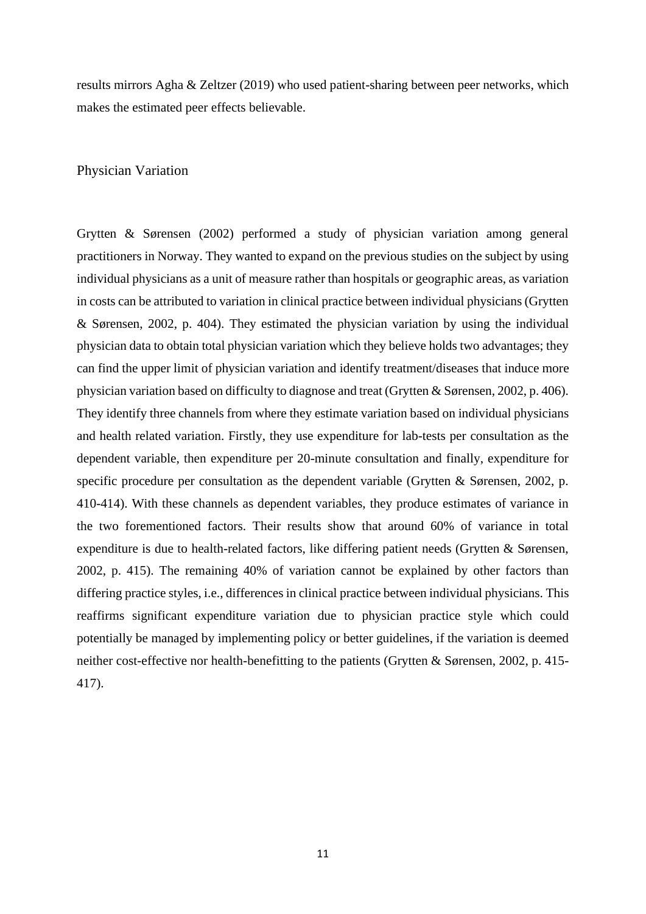results mirrors Agha & Zeltzer (2019) who used patient-sharing between peer networks, which makes the estimated peer effects believable.

## Physician Variation

Grytten & Sørensen (2002) performed a study of physician variation among general practitioners in Norway. They wanted to expand on the previous studies on the subject by using individual physicians as a unit of measure rather than hospitals or geographic areas, as variation in costs can be attributed to variation in clinical practice between individual physicians (Grytten & Sørensen, 2002, p. 404). They estimated the physician variation by using the individual physician data to obtain total physician variation which they believe holds two advantages; they can find the upper limit of physician variation and identify treatment/diseases that induce more physician variation based on difficulty to diagnose and treat (Grytten & Sørensen, 2002, p. 406). They identify three channels from where they estimate variation based on individual physicians and health related variation. Firstly, they use expenditure for lab-tests per consultation as the dependent variable, then expenditure per 20-minute consultation and finally, expenditure for specific procedure per consultation as the dependent variable (Grytten & Sørensen, 2002, p. 410-414). With these channels as dependent variables, they produce estimates of variance in the two forementioned factors. Their results show that around 60% of variance in total expenditure is due to health-related factors, like differing patient needs (Grytten & Sørensen, 2002, p. 415). The remaining 40% of variation cannot be explained by other factors than differing practice styles, i.e., differences in clinical practice between individual physicians. This reaffirms significant expenditure variation due to physician practice style which could potentially be managed by implementing policy or better guidelines, if the variation is deemed neither cost-effective nor health-benefitting to the patients (Grytten & Sørensen, 2002, p. 415-417).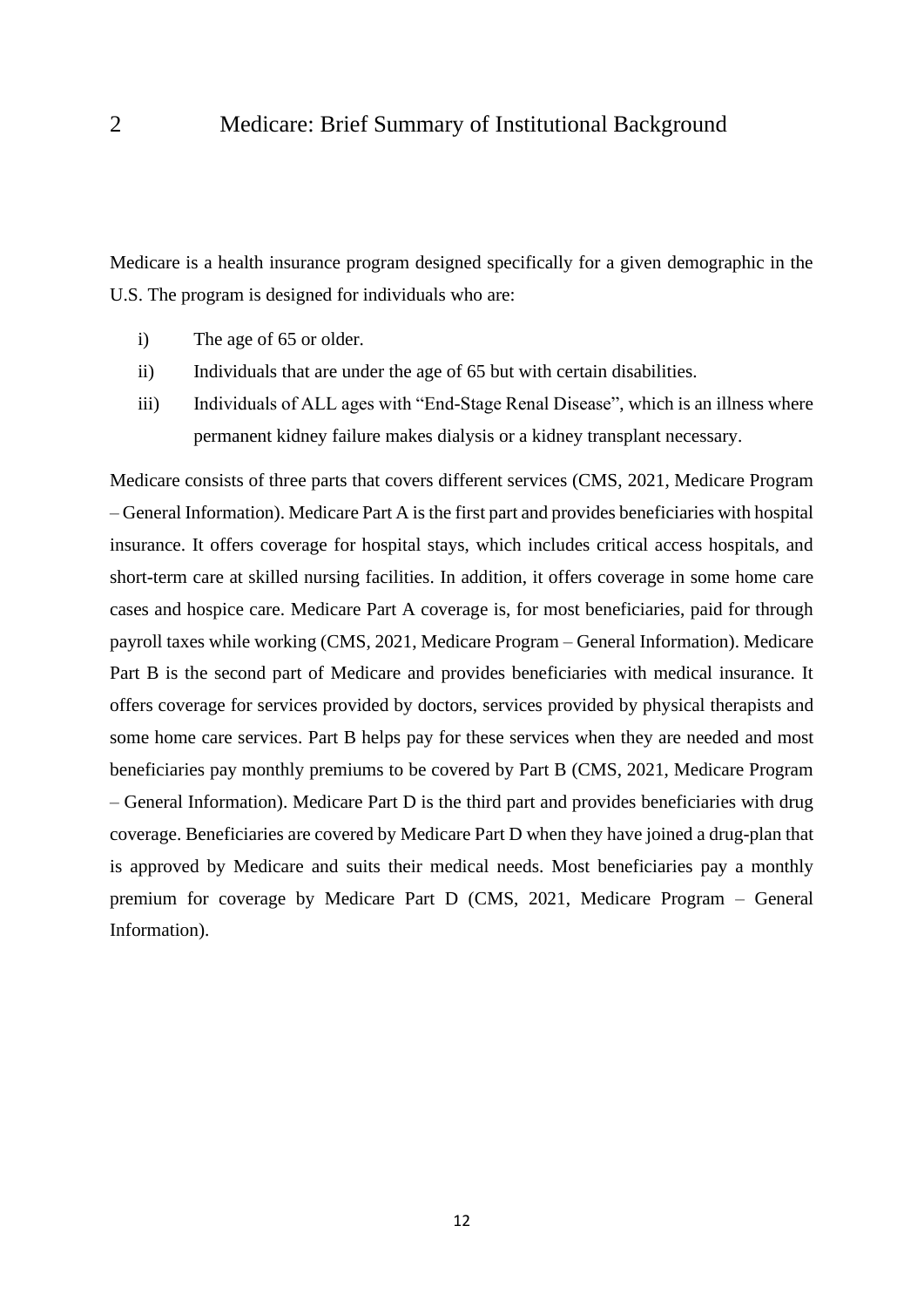# 2 Medicare: Brief Summary of Institutional Background

Medicare is a health insurance program designed specifically for a given demographic in the U.S. The program is designed for individuals who are:

i) The age of 65 or older.
ii) Individuals that are under the age of 65 but with certain disabilities.
iii) Individuals of ALL ages with "End-Stage Renal Disease", which is an illness where permanent kidney failure makes dialysis or a kidney transplant necessary.

Medicare consists of three parts that covers different services (CMS, 2021, Medicare Program – General Information). Medicare Part A is the first part and provides beneficiaries with hospital insurance. It offers coverage for hospital stays, which includes critical access hospitals, and short-term care at skilled nursing facilities. In addition, it offers coverage in some home care cases and hospice care. Medicare Part A coverage is, for most beneficiaries, paid for through payroll taxes while working (CMS, 2021, Medicare Program – General Information). Medicare Part B is the second part of Medicare and provides beneficiaries with medical insurance. It offers coverage for services provided by doctors, services provided by physical therapists and some home care services. Part B helps pay for these services when they are needed and most beneficiaries pay monthly premiums to be covered by Part B (CMS, 2021, Medicare Program – General Information). Medicare Part D is the third part and provides beneficiaries with drug coverage. Beneficiaries are covered by Medicare Part D when they have joined a drug-plan that is approved by Medicare and suits their medical needs. Most beneficiaries pay a monthly premium for coverage by Medicare Part D (CMS, 2021, Medicare Program – General Information).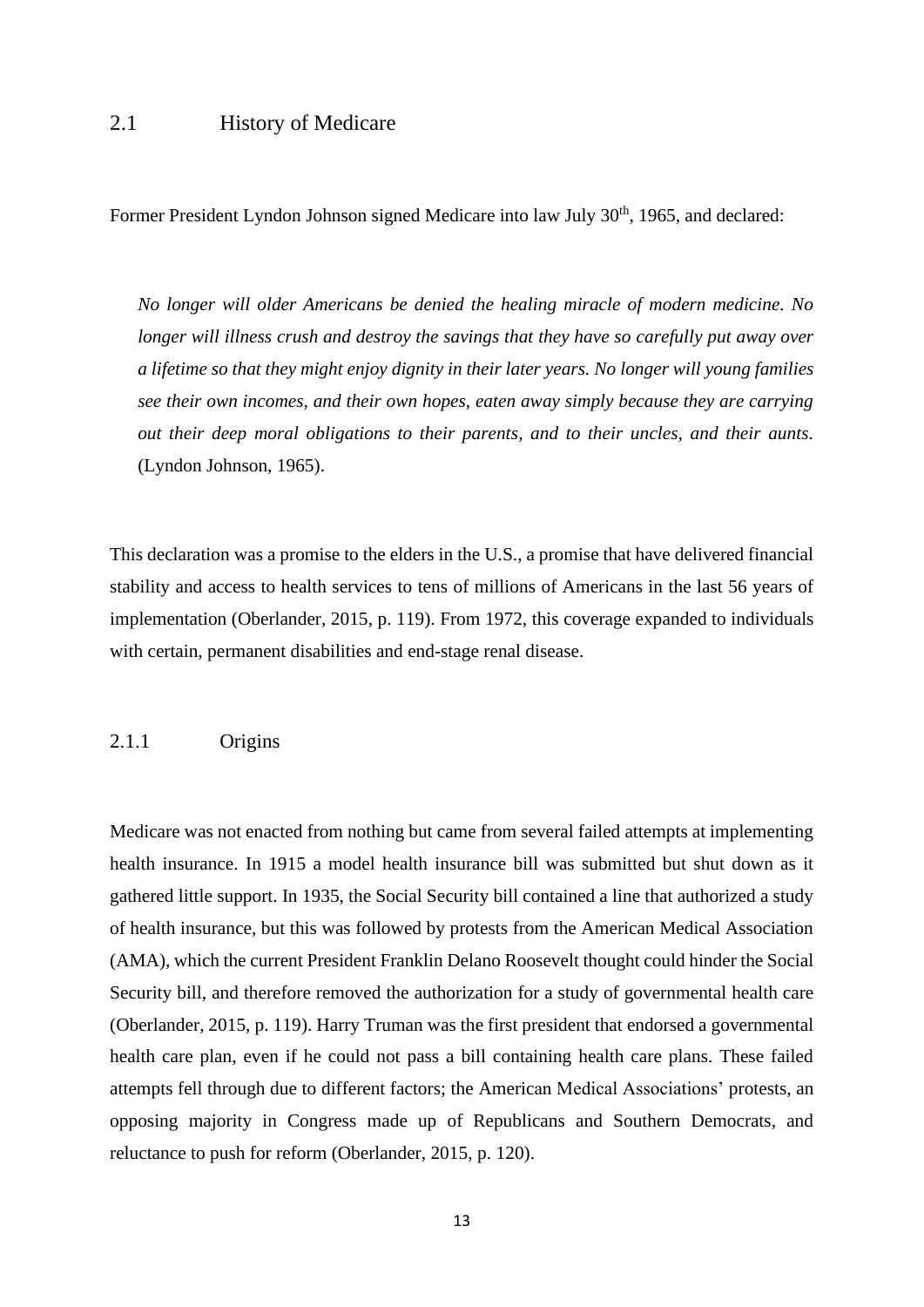## 2.1 History of Medicare

Former President Lyndon Johnson signed Medicare into law July 30th, 1965, and declared:

> *No longer will older Americans be denied the healing miracle of modern medicine. No longer will illness crush and destroy the savings that they have so carefully put away over a lifetime so that they might enjoy dignity in their later years. No longer will young families see their own incomes, and their own hopes, eaten away simply because they are carrying out their deep moral obligations to their parents, and to their uncles, and their aunts.* (Lyndon Johnson, 1965).

This declaration was a promise to the elders in the U.S., a promise that have delivered financial stability and access to health services to tens of millions of Americans in the last 56 years of implementation (Oberlander, 2015, p. 119). From 1972, this coverage expanded to individuals with certain, permanent disabilities and end-stage renal disease.

### 2.1.1 Origins

Medicare was not enacted from nothing but came from several failed attempts at implementing health insurance. In 1915 a model health insurance bill was submitted but shut down as it gathered little support. In 1935, the Social Security bill contained a line that authorized a study of health insurance, but this was followed by protests from the American Medical Association (AMA), which the current President Franklin Delano Roosevelt thought could hinder the Social Security bill, and therefore removed the authorization for a study of governmental health care (Oberlander, 2015, p. 119). Harry Truman was the first president that endorsed a governmental health care plan, even if he could not pass a bill containing health care plans. These failed attempts fell through due to different factors; the American Medical Associations' protests, an opposing majority in Congress made up of Republicans and Southern Democrats, and reluctance to push for reform (Oberlander, 2015, p. 120).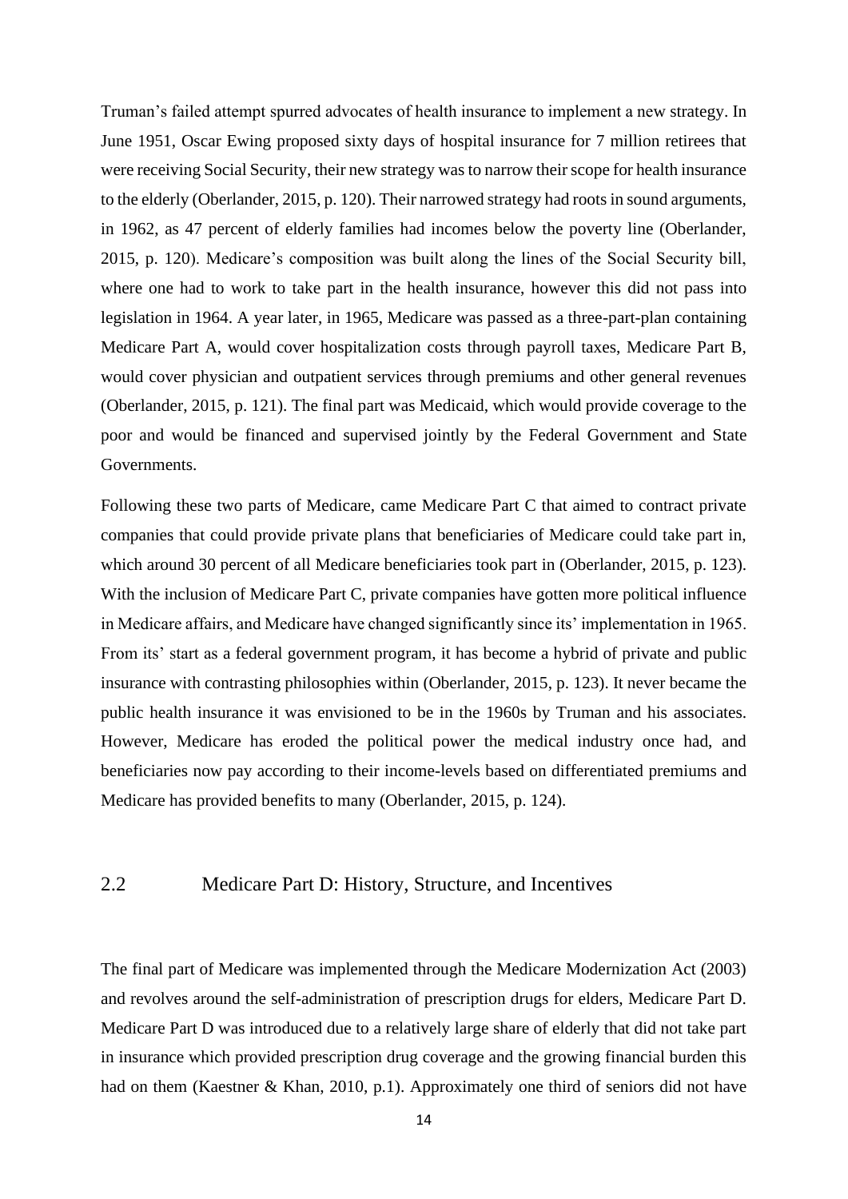Truman's failed attempt spurred advocates of health insurance to implement a new strategy. In June 1951, Oscar Ewing proposed sixty days of hospital insurance for 7 million retirees that were receiving Social Security, their new strategy was to narrow their scope for health insurance to the elderly (Oberlander, 2015, p. 120). Their narrowed strategy had roots in sound arguments, in 1962, as 47 percent of elderly families had incomes below the poverty line (Oberlander, 2015, p. 120). Medicare's composition was built along the lines of the Social Security bill, where one had to work to take part in the health insurance, however this did not pass into legislation in 1964. A year later, in 1965, Medicare was passed as a three-part-plan containing Medicare Part A, would cover hospitalization costs through payroll taxes, Medicare Part B, would cover physician and outpatient services through premiums and other general revenues (Oberlander, 2015, p. 121). The final part was Medicaid, which would provide coverage to the poor and would be financed and supervised jointly by the Federal Government and State Governments.

Following these two parts of Medicare, came Medicare Part C that aimed to contract private companies that could provide private plans that beneficiaries of Medicare could take part in, which around 30 percent of all Medicare beneficiaries took part in (Oberlander, 2015, p. 123). With the inclusion of Medicare Part C, private companies have gotten more political influence in Medicare affairs, and Medicare have changed significantly since its' implementation in 1965. From its' start as a federal government program, it has become a hybrid of private and public insurance with contrasting philosophies within (Oberlander, 2015, p. 123). It never became the public health insurance it was envisioned to be in the 1960s by Truman and his associates. However, Medicare has eroded the political power the medical industry once had, and beneficiaries now pay according to their income-levels based on differentiated premiums and Medicare has provided benefits to many (Oberlander, 2015, p. 124).

## 2.2 Medicare Part D: History, Structure, and Incentives

The final part of Medicare was implemented through the Medicare Modernization Act (2003) and revolves around the self-administration of prescription drugs for elders, Medicare Part D. Medicare Part D was introduced due to a relatively large share of elderly that did not take part in insurance which provided prescription drug coverage and the growing financial burden this had on them (Kaestner & Khan, 2010, p.1). Approximately one third of seniors did not have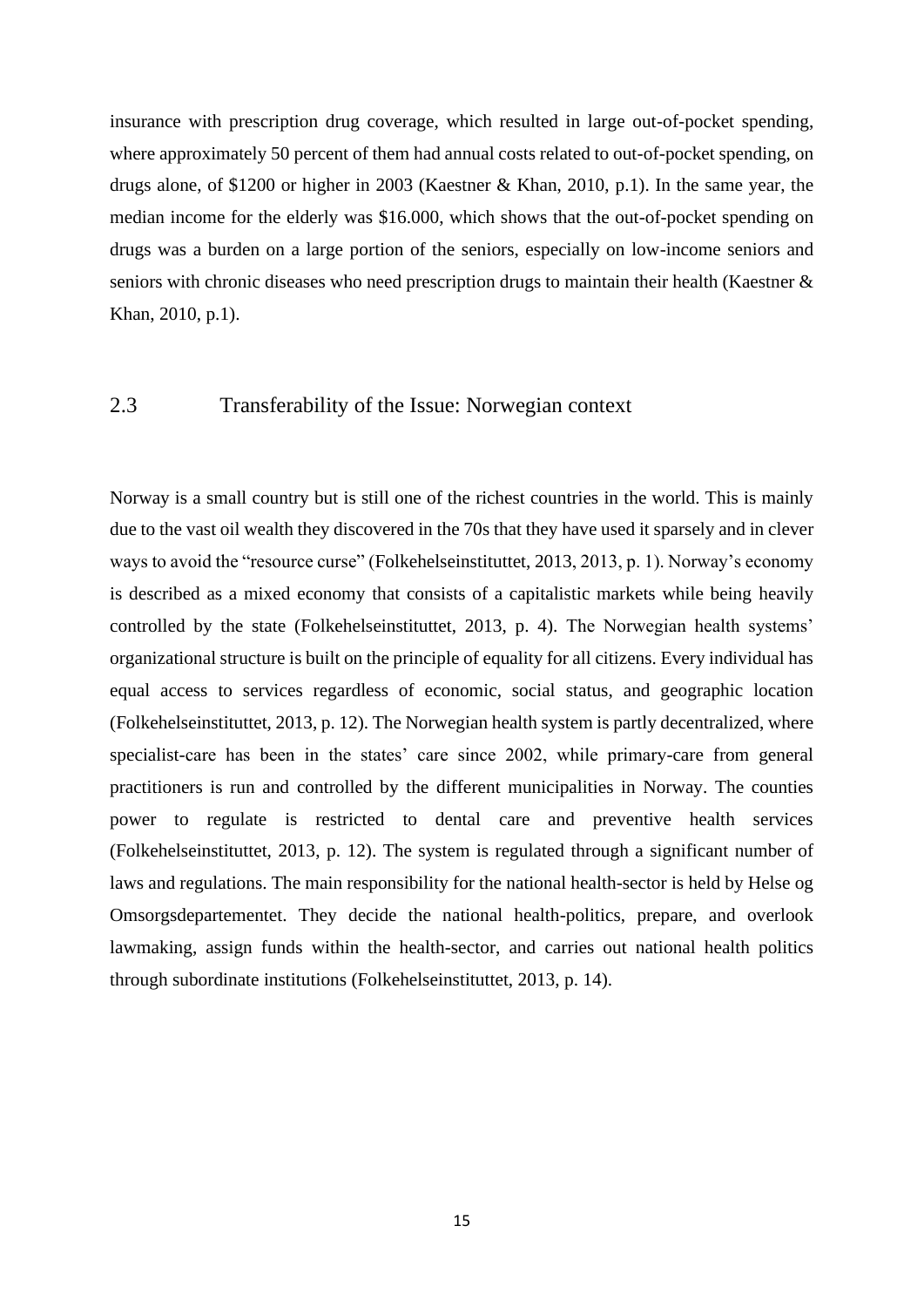insurance with prescription drug coverage, which resulted in large out-of-pocket spending, where approximately 50 percent of them had annual costs related to out-of-pocket spending, on drugs alone, of $1200 or higher in 2003 (Kaestner & Khan, 2010, p.1). In the same year, the median income for the elderly was $16.000, which shows that the out-of-pocket spending on drugs was a burden on a large portion of the seniors, especially on low-income seniors and seniors with chronic diseases who need prescription drugs to maintain their health (Kaestner & Khan, 2010, p.1).

## 2.3 Transferability of the Issue: Norwegian context

Norway is a small country but is still one of the richest countries in the world. This is mainly due to the vast oil wealth they discovered in the 70s that they have used it sparsely and in clever ways to avoid the "resource curse" (Folkehelseinstituttet, 2013, 2013, p. 1). Norway's economy is described as a mixed economy that consists of a capitalistic markets while being heavily controlled by the state (Folkehelseinstituttet, 2013, p. 4). The Norwegian health systems' organizational structure is built on the principle of equality for all citizens. Every individual has equal access to services regardless of economic, social status, and geographic location (Folkehelseinstituttet, 2013, p. 12). The Norwegian health system is partly decentralized, where specialist-care has been in the states' care since 2002, while primary-care from general practitioners is run and controlled by the different municipalities in Norway. The counties power to regulate is restricted to dental care and preventive health services (Folkehelseinstituttet, 2013, p. 12). The system is regulated through a significant number of laws and regulations. The main responsibility for the national health-sector is held by Helse og Omsorgsdepartementet. They decide the national health-politics, prepare, and overlook lawmaking, assign funds within the health-sector, and carries out national health politics through subordinate institutions (Folkehelseinstituttet, 2013, p. 14).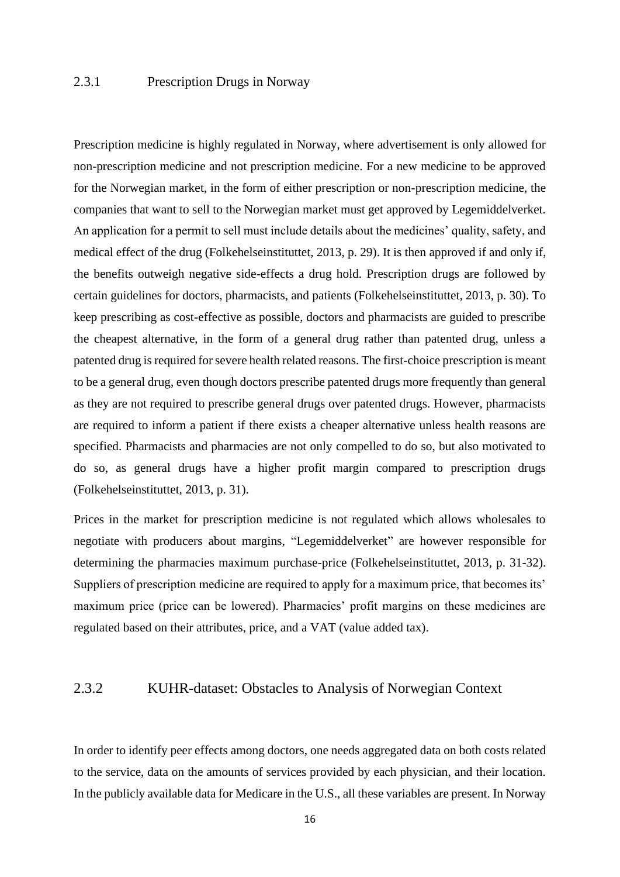### 2.3.1 Prescription Drugs in Norway

Prescription medicine is highly regulated in Norway, where advertisement is only allowed for non-prescription medicine and not prescription medicine. For a new medicine to be approved for the Norwegian market, in the form of either prescription or non-prescription medicine, the companies that want to sell to the Norwegian market must get approved by Legemiddelverket. An application for a permit to sell must include details about the medicines' quality, safety, and medical effect of the drug (Folkehelseinstituttet, 2013, p. 29). It is then approved if and only if, the benefits outweigh negative side-effects a drug hold. Prescription drugs are followed by certain guidelines for doctors, pharmacists, and patients (Folkehelseinstituttet, 2013, p. 30). To keep prescribing as cost-effective as possible, doctors and pharmacists are guided to prescribe the cheapest alternative, in the form of a general drug rather than patented drug, unless a patented drug is required for severe health related reasons. The first-choice prescription is meant to be a general drug, even though doctors prescribe patented drugs more frequently than general as they are not required to prescribe general drugs over patented drugs. However, pharmacists are required to inform a patient if there exists a cheaper alternative unless health reasons are specified. Pharmacists and pharmacies are not only compelled to do so, but also motivated to do so, as general drugs have a higher profit margin compared to prescription drugs (Folkehelseinstituttet, 2013, p. 31).

Prices in the market for prescription medicine is not regulated which allows wholesales to negotiate with producers about margins, "Legemiddelverket" are however responsible for determining the pharmacies maximum purchase-price (Folkehelseinstituttet, 2013, p. 31-32). Suppliers of prescription medicine are required to apply for a maximum price, that becomes its' maximum price (price can be lowered). Pharmacies' profit margins on these medicines are regulated based on their attributes, price, and a VAT (value added tax).

### 2.3.2 KUHR-dataset: Obstacles to Analysis of Norwegian Context

In order to identify peer effects among doctors, one needs aggregated data on both costs related to the service, data on the amounts of services provided by each physician, and their location. In the publicly available data for Medicare in the U.S., all these variables are present. In Norway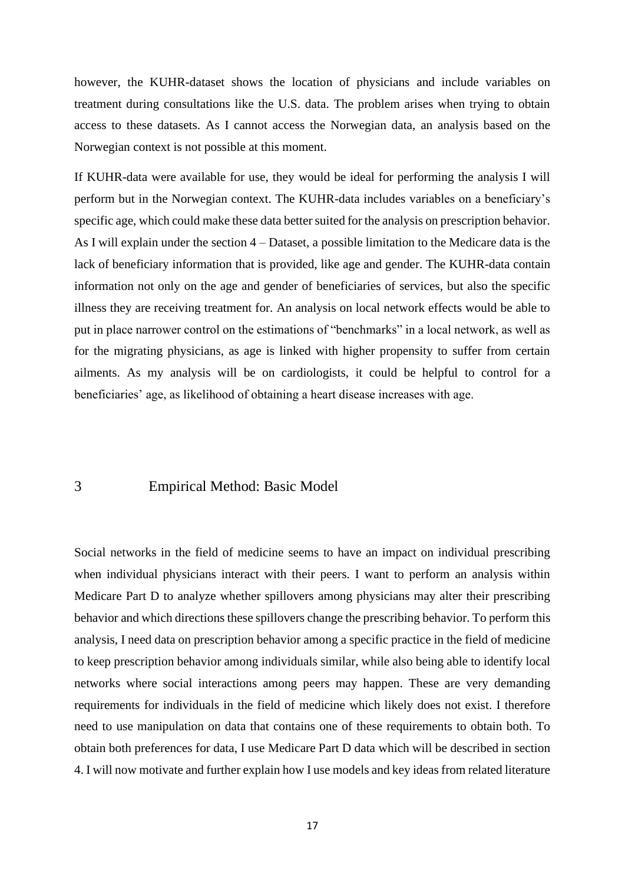however, the KUHR-dataset shows the location of physicians and include variables on treatment during consultations like the U.S. data. The problem arises when trying to obtain access to these datasets. As I cannot access the Norwegian data, an analysis based on the Norwegian context is not possible at this moment.

If KUHR-data were available for use, they would be ideal for performing the analysis I will perform but in the Norwegian context. The KUHR-data includes variables on a beneficiary's specific age, which could make these data better suited for the analysis on prescription behavior. As I will explain under the section 4 – Dataset, a possible limitation to the Medicare data is the lack of beneficiary information that is provided, like age and gender. The KUHR-data contain information not only on the age and gender of beneficiaries of services, but also the specific illness they are receiving treatment for. An analysis on local network effects would be able to put in place narrower control on the estimations of "benchmarks" in a local network, as well as for the migrating physicians, as age is linked with higher propensity to suffer from certain ailments. As my analysis will be on cardiologists, it could be helpful to control for a beneficiaries' age, as likelihood of obtaining a heart disease increases with age.

# 3 Empirical Method: Basic Model

Social networks in the field of medicine seems to have an impact on individual prescribing when individual physicians interact with their peers. I want to perform an analysis within Medicare Part D to analyze whether spillovers among physicians may alter their prescribing behavior and which directions these spillovers change the prescribing behavior. To perform this analysis, I need data on prescription behavior among a specific practice in the field of medicine to keep prescription behavior among individuals similar, while also being able to identify local networks where social interactions among peers may happen. These are very demanding requirements for individuals in the field of medicine which likely does not exist. I therefore need to use manipulation on data that contains one of these requirements to obtain both. To obtain both preferences for data, I use Medicare Part D data which will be described in section 4. I will now motivate and further explain how I use models and key ideas from related literature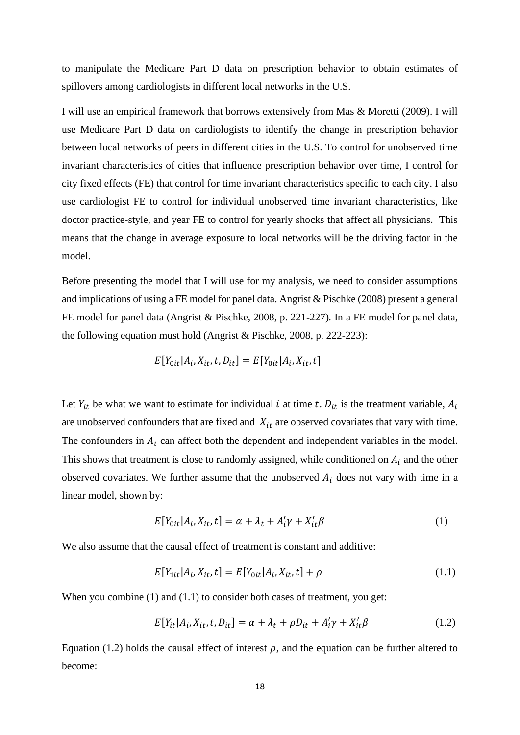to manipulate the Medicare Part D data on prescription behavior to obtain estimates of spillovers among cardiologists in different local networks in the U.S.

I will use an empirical framework that borrows extensively from Mas & Moretti (2009). I will use Medicare Part D data on cardiologists to identify the change in prescription behavior between local networks of peers in different cities in the U.S. To control for unobserved time invariant characteristics of cities that influence prescription behavior over time, I control for city fixed effects (FE) that control for time invariant characteristics specific to each city. I also use cardiologist FE to control for individual unobserved time invariant characteristics, like doctor practice-style, and year FE to control for yearly shocks that affect all physicians. This means that the change in average exposure to local networks will be the driving factor in the model.

Before presenting the model that I will use for my analysis, we need to consider assumptions and implications of using a FE model for panel data. Angrist & Pischke (2008) present a general FE model for panel data (Angrist & Pischke, 2008, p. 221-227). In a FE model for panel data, the following equation must hold (Angrist & Pischke, 2008, p. 222-223):

$$E[Y_{0it}|A_i, X_{it}, t, D_{it}] = E[Y_{0it}|A_i, X_{it}, t]$$

Let $Y_{it}$ be what we want to estimate for individual $i$ at time $t$. $D_{it}$ is the treatment variable, $A_i$ are unobserved confounders that are fixed and $X_{it}$ are observed covariates that vary with time. The confounders in $A_i$ can affect both the dependent and independent variables in the model. This shows that treatment is close to randomly assigned, while conditioned on $A_i$ and the other observed covariates. We further assume that the unobserved $A_i$ does not vary with time in a linear model, shown by:

$$E[Y_{0it}|A_i, X_{it}, t] = \alpha + \lambda_t + A_i'\gamma + X_{it}'\beta \tag{1}$$

We also assume that the causal effect of treatment is constant and additive:

$$E[Y_{1it}|A_i, X_{it}, t] = E[Y_{0it}|A_i, X_{it}, t] + \rho \tag{1.1}$$

When you combine (1) and (1.1) to consider both cases of treatment, you get:

$$E[Y_{it}|A_i, X_{it}, t, D_{it}] = \alpha + \lambda_t + \rho D_{it} + A_i'\gamma + X_{it}'\beta \tag{1.2}$$

Equation (1.2) holds the causal effect of interest $\rho$, and the equation can be further altered to become: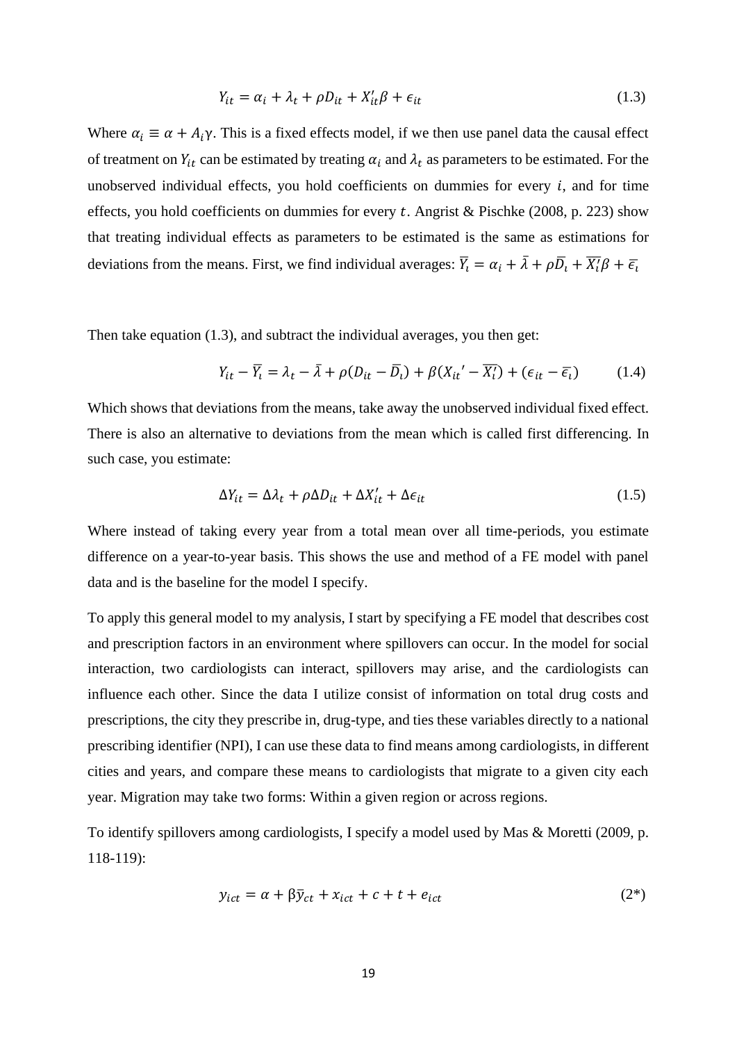$$Y_{it} = \alpha_i + \lambda_t + \rho D_{it} + X_{it}'\beta + \epsilon_{it} \tag{1.3}$$

Where $\alpha_i \equiv \alpha + A_i\gamma$. This is a fixed effects model, if we then use panel data the causal effect of treatment on $Y_{it}$ can be estimated by treating $\alpha_i$ and $\lambda_t$ as parameters to be estimated. For the unobserved individual effects, you hold coefficients on dummies for every $i$, and for time effects, you hold coefficients on dummies for every $t$. Angrist & Pischke (2008, p. 223) show that treating individual effects as parameters to be estimated is the same as estimations for deviations from the means. First, we find individual averages: $\overline{Y_\iota} = \alpha_i + \bar{\lambda} + \rho\overline{D_\iota} + \overline{X_\iota'}\beta + \overline{\epsilon_\iota}$

Then take equation (1.3), and subtract the individual averages, you then get:

$$Y_{it} - \overline{Y_\iota} = \lambda_t - \bar{\lambda} + \rho(D_{it} - \overline{D_\iota}) + \beta(X_{it}' - \overline{X_\iota'}) + (\epsilon_{it} - \overline{\epsilon_\iota}) \tag{1.4}$$

Which shows that deviations from the means, take away the unobserved individual fixed effect. There is also an alternative to deviations from the mean which is called first differencing. In such case, you estimate:

$$\Delta Y_{it} = \Delta\lambda_t + \rho\Delta D_{it} + \Delta X_{it}' + \Delta\epsilon_{it} \tag{1.5}$$

Where instead of taking every year from a total mean over all time-periods, you estimate difference on a year-to-year basis. This shows the use and method of a FE model with panel data and is the baseline for the model I specify.

To apply this general model to my analysis, I start by specifying a FE model that describes cost and prescription factors in an environment where spillovers can occur. In the model for social interaction, two cardiologists can interact, spillovers may arise, and the cardiologists can influence each other. Since the data I utilize consist of information on total drug costs and prescriptions, the city they prescribe in, drug-type, and ties these variables directly to a national prescribing identifier (NPI), I can use these data to find means among cardiologists, in different cities and years, and compare these means to cardiologists that migrate to a given city each year. Migration may take two forms: Within a given region or across regions.

To identify spillovers among cardiologists, I specify a model used by Mas & Moretti (2009, p. 118-119):

$$y_{ict} = \alpha + \beta\bar{y}_{ct} + x_{ict} + c + t + e_{ict} \tag{2*}$$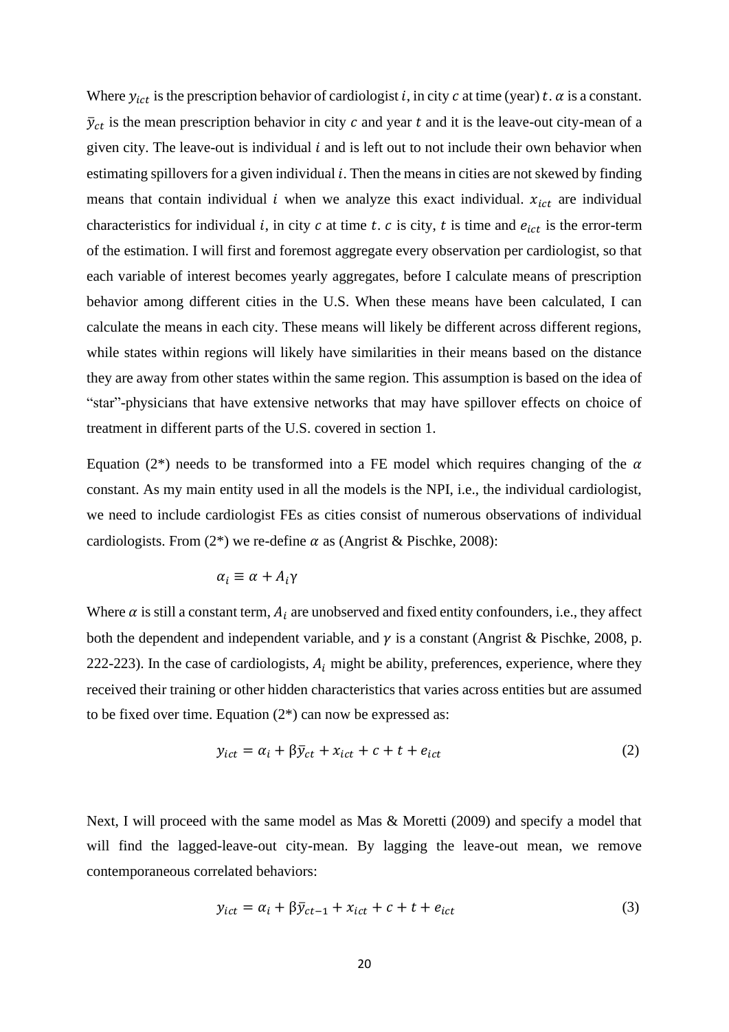Where $y_{ict}$ is the prescription behavior of cardiologist $i$, in city $c$ at time (year) $t$. $\alpha$ is a constant. $\bar{y}_{ct}$ is the mean prescription behavior in city $c$ and year $t$ and it is the leave-out city-mean of a given city. The leave-out is individual $i$ and is left out to not include their own behavior when estimating spillovers for a given individual $i$. Then the means in cities are not skewed by finding means that contain individual $i$ when we analyze this exact individual. $x_{ict}$ are individual characteristics for individual $i$, in city $c$ at time $t$. $c$ is city, $t$ is time and $e_{ict}$ is the error-term of the estimation. I will first and foremost aggregate every observation per cardiologist, so that each variable of interest becomes yearly aggregates, before I calculate means of prescription behavior among different cities in the U.S. When these means have been calculated, I can calculate the means in each city. These means will likely be different across different regions, while states within regions will likely have similarities in their means based on the distance they are away from other states within the same region. This assumption is based on the idea of "star"-physicians that have extensive networks that may have spillover effects on choice of treatment in different parts of the U.S. covered in section 1.

Equation (2*) needs to be transformed into a FE model which requires changing of the $\alpha$ constant. As my main entity used in all the models is the NPI, i.e., the individual cardiologist, we need to include cardiologist FEs as cities consist of numerous observations of individual cardiologists. From (2*) we re-define $\alpha$ as (Angrist & Pischke, 2008):

$$\alpha_i \equiv \alpha + A_i \gamma$$

Where $\alpha$ is still a constant term, $A_i$ are unobserved and fixed entity confounders, i.e., they affect both the dependent and independent variable, and $\gamma$ is a constant (Angrist & Pischke, 2008, p. 222-223). In the case of cardiologists, $A_i$ might be ability, preferences, experience, where they received their training or other hidden characteristics that varies across entities but are assumed to be fixed over time. Equation (2*) can now be expressed as:

$$y_{ict} = \alpha_i + \beta \bar{y}_{ct} + x_{ict} + c + t + e_{ict} \tag{2}$$

Next, I will proceed with the same model as Mas & Moretti (2009) and specify a model that will find the lagged-leave-out city-mean. By lagging the leave-out mean, we remove contemporaneous correlated behaviors:

$$y_{ict} = \alpha_i + \beta \bar{y}_{ct-1} + x_{ict} + c + t + e_{ict} \tag{3}$$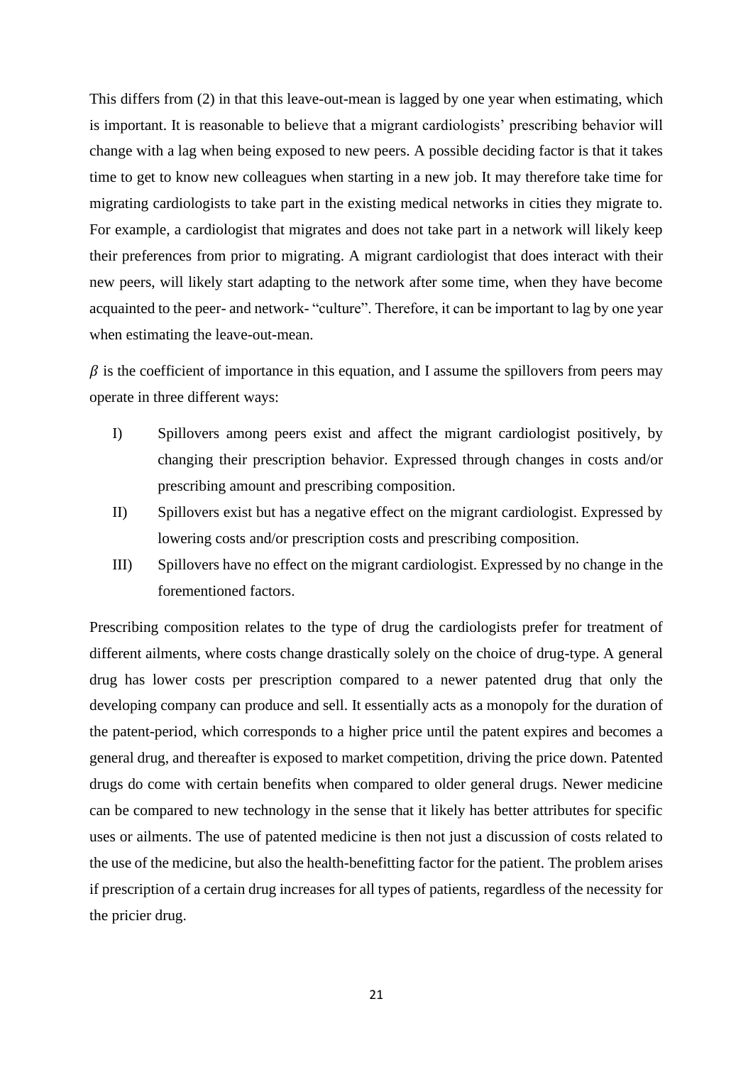This differs from (2) in that this leave-out-mean is lagged by one year when estimating, which is important. It is reasonable to believe that a migrant cardiologists' prescribing behavior will change with a lag when being exposed to new peers. A possible deciding factor is that it takes time to get to know new colleagues when starting in a new job. It may therefore take time for migrating cardiologists to take part in the existing medical networks in cities they migrate to. For example, a cardiologist that migrates and does not take part in a network will likely keep their preferences from prior to migrating. A migrant cardiologist that does interact with their new peers, will likely start adapting to the network after some time, when they have become acquainted to the peer- and network- "culture". Therefore, it can be important to lag by one year when estimating the leave-out-mean.

$\beta$ is the coefficient of importance in this equation, and I assume the spillovers from peers may operate in three different ways:

I) Spillovers among peers exist and affect the migrant cardiologist positively, by changing their prescription behavior. Expressed through changes in costs and/or prescribing amount and prescribing composition.

II) Spillovers exist but has a negative effect on the migrant cardiologist. Expressed by lowering costs and/or prescription costs and prescribing composition.

III) Spillovers have no effect on the migrant cardiologist. Expressed by no change in the forementioned factors.

Prescribing composition relates to the type of drug the cardiologists prefer for treatment of different ailments, where costs change drastically solely on the choice of drug-type. A general drug has lower costs per prescription compared to a newer patented drug that only the developing company can produce and sell. It essentially acts as a monopoly for the duration of the patent-period, which corresponds to a higher price until the patent expires and becomes a general drug, and thereafter is exposed to market competition, driving the price down. Patented drugs do come with certain benefits when compared to older general drugs. Newer medicine can be compared to new technology in the sense that it likely has better attributes for specific uses or ailments. The use of patented medicine is then not just a discussion of costs related to the use of the medicine, but also the health-benefitting factor for the patient. The problem arises if prescription of a certain drug increases for all types of patients, regardless of the necessity for the pricier drug.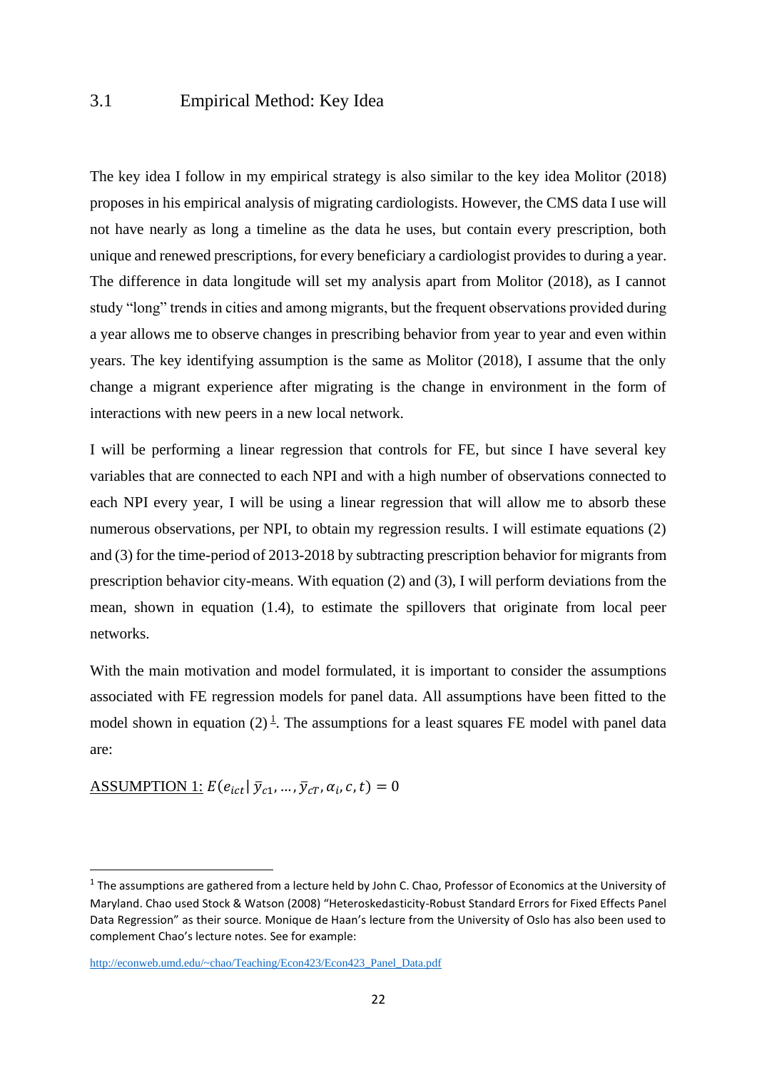### 3.1 Empirical Method: Key Idea

The key idea I follow in my empirical strategy is also similar to the key idea Molitor (2018) proposes in his empirical analysis of migrating cardiologists. However, the CMS data I use will not have nearly as long a timeline as the data he uses, but contain every prescription, both unique and renewed prescriptions, for every beneficiary a cardiologist provides to during a year. The difference in data longitude will set my analysis apart from Molitor (2018), as I cannot study "long" trends in cities and among migrants, but the frequent observations provided during a year allows me to observe changes in prescribing behavior from year to year and even within years. The key identifying assumption is the same as Molitor (2018), I assume that the only change a migrant experience after migrating is the change in environment in the form of interactions with new peers in a new local network.

I will be performing a linear regression that controls for FE, but since I have several key variables that are connected to each NPI and with a high number of observations connected to each NPI every year, I will be using a linear regression that will allow me to absorb these numerous observations, per NPI, to obtain my regression results. I will estimate equations (2) and (3) for the time-period of 2013-2018 by subtracting prescription behavior for migrants from prescription behavior city-means. With equation (2) and (3), I will perform deviations from the mean, shown in equation (1.4), to estimate the spillovers that originate from local peer networks.

With the main motivation and model formulated, it is important to consider the assumptions associated with FE regression models for panel data. All assumptions have been fitted to the model shown in equation (2) [1]. The assumptions for a least squares FE model with panel data are:

<u>ASSUMPTION 1:</u> $E(e_{ict} \mid \bar{y}_{c1}, \ldots, \bar{y}_{cT}, \alpha_i, c, t) = 0$

---

[1] The assumptions are gathered from a lecture held by John C. Chao, Professor of Economics at the University of Maryland. Chao used Stock & Watson (2008) "Heteroskedasticity-Robust Standard Errors for Fixed Effects Panel Data Regression" as their source. Monique de Haan's lecture from the University of Oslo has also been used to complement Chao's lecture notes. See for example:

http://econweb.umd.edu/~chao/Teaching/Econ423/Econ423_Panel_Data.pdf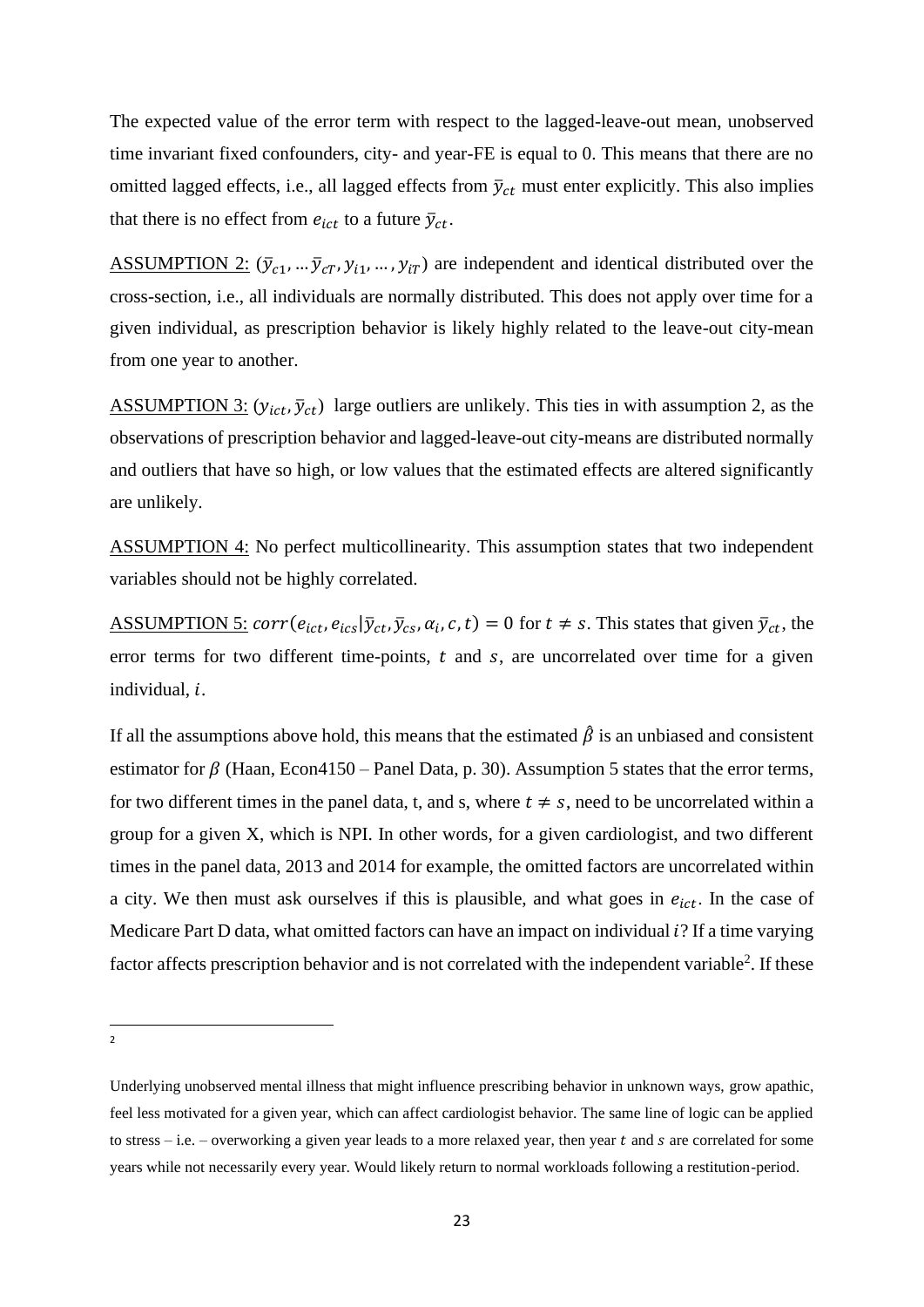The expected value of the error term with respect to the lagged-leave-out mean, unobserved time invariant fixed confounders, city- and year-FE is equal to 0. This means that there are no omitted lagged effects, i.e., all lagged effects from $\bar{y}_{ct}$ must enter explicitly. This also implies that there is no effect from $e_{ict}$ to a future $\bar{y}_{ct}$.

<u>ASSUMPTION 2:</u> $(\bar{y}_{c1}, \dots \bar{y}_{cT}, y_{i1}, \dots, y_{iT})$ are independent and identical distributed over the cross-section, i.e., all individuals are normally distributed. This does not apply over time for a given individual, as prescription behavior is likely highly related to the leave-out city-mean from one year to another.

<u>ASSUMPTION 3:</u> $(y_{ict}, \bar{y}_{ct})$ large outliers are unlikely. This ties in with assumption 2, as the observations of prescription behavior and lagged-leave-out city-means are distributed normally and outliers that have so high, or low values that the estimated effects are altered significantly are unlikely.

<u>ASSUMPTION 4:</u> No perfect multicollinearity. This assumption states that two independent variables should not be highly correlated.

<u>ASSUMPTION 5:</u> $corr(e_{ict}, e_{ics} | \bar{y}_{ct}, \bar{y}_{cs}, \alpha_i, c, t) = 0$ for $t \neq s$. This states that given $\bar{y}_{ct}$, the error terms for two different time-points, $t$ and $s$, are uncorrelated over time for a given individual, $i$.

If all the assumptions above hold, this means that the estimated $\hat{\beta}$ is an unbiased and consistent estimator for $\beta$ (Haan, Econ4150 – Panel Data, p. 30). Assumption 5 states that the error terms, for two different times in the panel data, t, and s, where $t \neq s$, need to be uncorrelated within a group for a given X, which is NPI. In other words, for a given cardiologist, and two different times in the panel data, 2013 and 2014 for example, the omitted factors are uncorrelated within a city. We then must ask ourselves if this is plausible, and what goes in $e_{ict}$. In the case of Medicare Part D data, what omitted factors can have an impact on individual $i$? If a time varying factor affects prescription behavior and is not correlated with the independent variable[2]. If these

---

[2] Underlying unobserved mental illness that might influence prescribing behavior in unknown ways, grow apathic, feel less motivated for a given year, which can affect cardiologist behavior. The same line of logic can be applied to stress – i.e. – overworking a given year leads to a more relaxed year, then year $t$ and $s$ are correlated for some years while not necessarily every year. Would likely return to normal workloads following a restitution-period.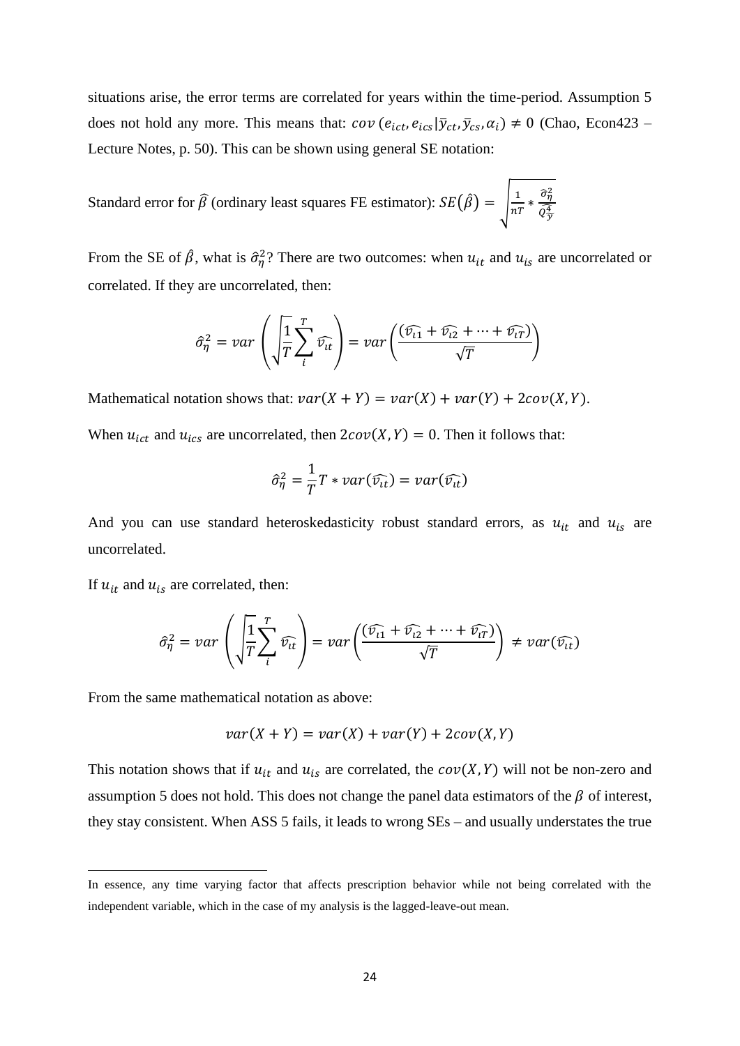situations arise, the error terms are correlated for years within the time-period. Assumption 5 does not hold any more. This means that: $cov\,(e_{ict}, e_{ics}|\bar{y}_{ct}, \bar{y}_{cs}, \alpha_i) \neq 0$ (Chao, Econ423 – Lecture Notes, p. 50). This can be shown using general SE notation:

Standard error for $\widehat{\beta}$ (ordinary least squares FE estimator): $SE(\hat{\beta}) = \sqrt{\frac{1}{nT} * \frac{\hat{\sigma}_{\eta}^{2}}{Q_{\tilde{y}}^{4}}}$

From the SE of $\hat{\beta}$, what is $\hat{\sigma}_{\eta}^{2}$? There are two outcomes: when $u_{it}$ and $u_{is}$ are uncorrelated or correlated. If they are uncorrelated, then:

$$\hat{\sigma}_{\eta}^{2} = var\left(\sqrt{\frac{1}{T}}\sum_{i}^{T}\widehat{v_{it}}\right) = var\left(\frac{(\widehat{v_{i1}} + \widehat{v_{i2}} + \cdots + \widehat{v_{iT}})}{\sqrt{T}}\right)$$

Mathematical notation shows that: $var(X + Y) = var(X) + var(Y) + 2cov(X, Y)$.

When $u_{ict}$ and $u_{ics}$ are uncorrelated, then $2cov(X, Y) = 0$. Then it follows that:

$$\hat{\sigma}_{\eta}^{2} = \frac{1}{T}T * var(\widehat{v_{it}}) = var(\widehat{v_{it}})$$

And you can use standard heteroskedasticity robust standard errors, as $u_{it}$ and $u_{is}$ are uncorrelated.

If $u_{it}$ and $u_{is}$ are correlated, then:

$$\hat{\sigma}_{\eta}^{2} = var\left(\sqrt{\frac{1}{T}}\sum_{i}^{T}\widehat{v_{it}}\right) = var\left(\frac{(\widehat{v_{i1}} + \widehat{v_{i2}} + \cdots + \widehat{v_{iT}})}{\sqrt{T}}\right) \neq var(\widehat{v_{it}})$$

From the same mathematical notation as above:

$$var(X + Y) = var(X) + var(Y) + 2cov(X, Y)$$

This notation shows that if $u_{it}$ and $u_{is}$ are correlated, the $cov(X, Y)$ will not be non-zero and assumption 5 does not hold. This does not change the panel data estimators of the $\beta$ of interest, they stay consistent. When ASS 5 fails, it leads to wrong SEs – and usually understates the true

---

In essence, any time varying factor that affects prescription behavior while not being correlated with the independent variable, which in the case of my analysis is the lagged-leave-out mean.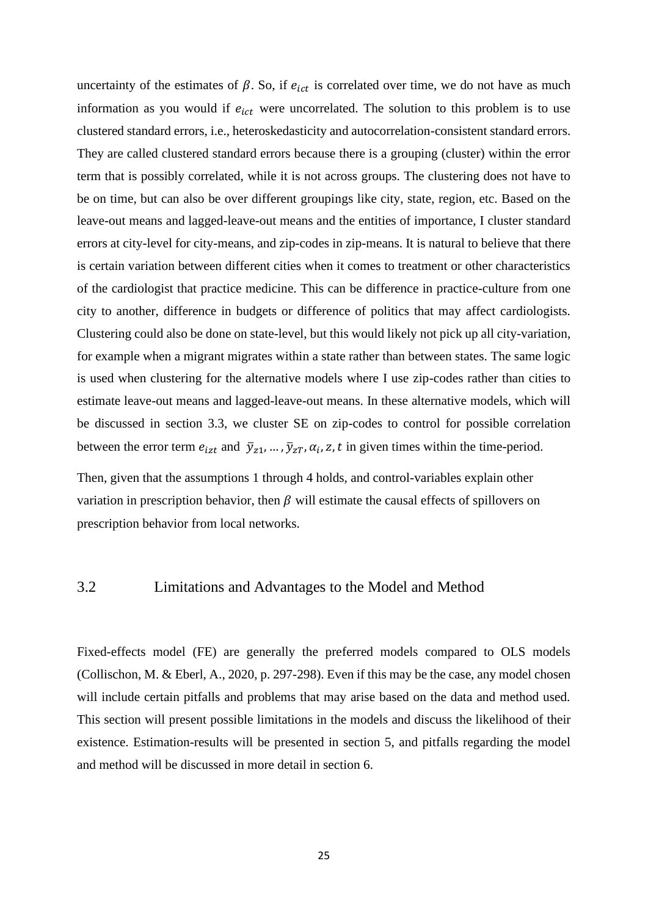uncertainty of the estimates of $\beta$. So, if $e_{ict}$ is correlated over time, we do not have as much information as you would if $e_{ict}$ were uncorrelated. The solution to this problem is to use clustered standard errors, i.e., heteroskedasticity and autocorrelation-consistent standard errors. They are called clustered standard errors because there is a grouping (cluster) within the error term that is possibly correlated, while it is not across groups. The clustering does not have to be on time, but can also be over different groupings like city, state, region, etc. Based on the leave-out means and lagged-leave-out means and the entities of importance, I cluster standard errors at city-level for city-means, and zip-codes in zip-means. It is natural to believe that there is certain variation between different cities when it comes to treatment or other characteristics of the cardiologist that practice medicine. This can be difference in practice-culture from one city to another, difference in budgets or difference of politics that may affect cardiologists. Clustering could also be done on state-level, but this would likely not pick up all city-variation, for example when a migrant migrates within a state rather than between states. The same logic is used when clustering for the alternative models where I use zip-codes rather than cities to estimate leave-out means and lagged-leave-out means. In these alternative models, which will be discussed in section 3.3, we cluster SE on zip-codes to control for possible correlation between the error term $e_{izt}$ and $\bar{y}_{z1}, \dots, \bar{y}_{zT}, \alpha_i, z, t$ in given times within the time-period.

Then, given that the assumptions 1 through 4 holds, and control-variables explain other variation in prescription behavior, then $\beta$ will estimate the causal effects of spillovers on prescription behavior from local networks.

## 3.2 Limitations and Advantages to the Model and Method

Fixed-effects model (FE) are generally the preferred models compared to OLS models (Collischon, M. & Eberl, A., 2020, p. 297-298). Even if this may be the case, any model chosen will include certain pitfalls and problems that may arise based on the data and method used. This section will present possible limitations in the models and discuss the likelihood of their existence. Estimation-results will be presented in section 5, and pitfalls regarding the model and method will be discussed in more detail in section 6.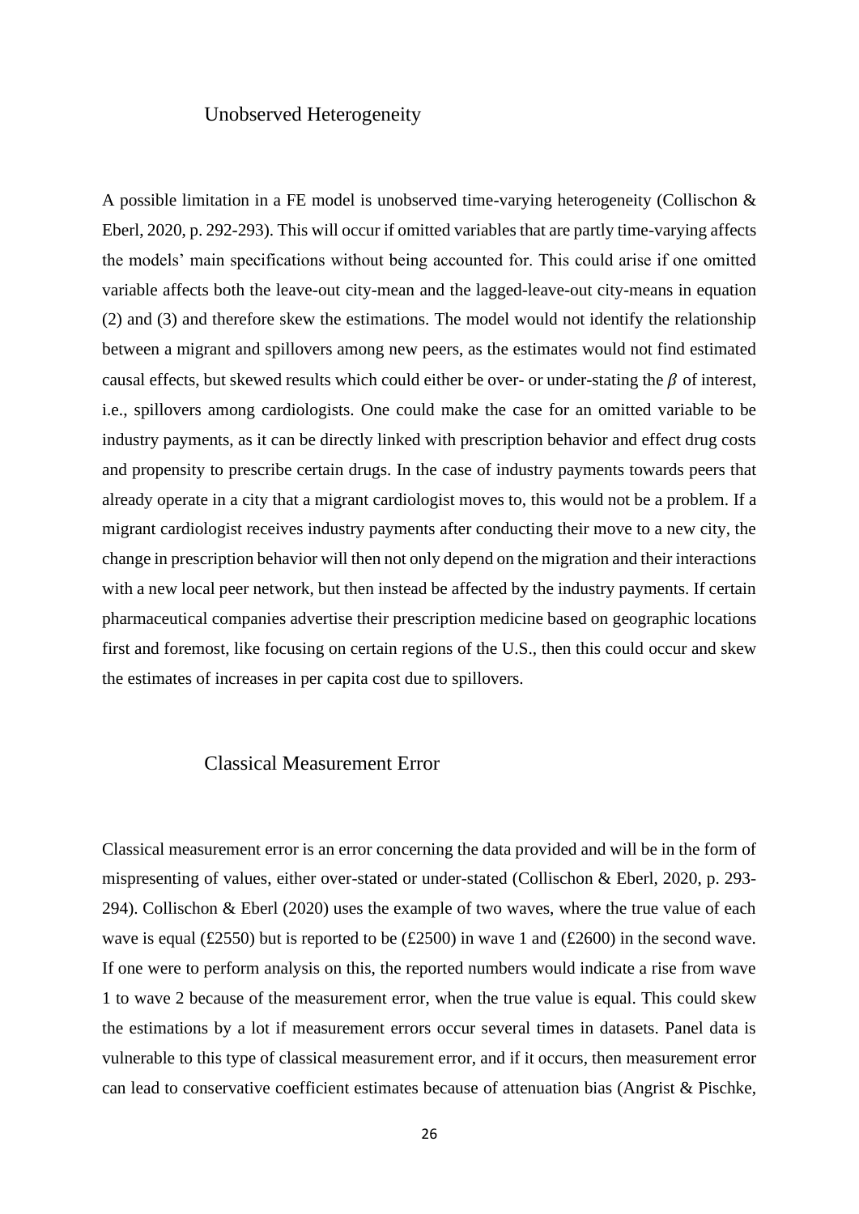## Unobserved Heterogeneity

A possible limitation in a FE model is unobserved time-varying heterogeneity (Collischon & Eberl, 2020, p. 292-293). This will occur if omitted variables that are partly time-varying affects the models' main specifications without being accounted for. This could arise if one omitted variable affects both the leave-out city-mean and the lagged-leave-out city-means in equation (2) and (3) and therefore skew the estimations. The model would not identify the relationship between a migrant and spillovers among new peers, as the estimates would not find estimated causal effects, but skewed results which could either be over- or under-stating the $\beta$ of interest, i.e., spillovers among cardiologists. One could make the case for an omitted variable to be industry payments, as it can be directly linked with prescription behavior and effect drug costs and propensity to prescribe certain drugs. In the case of industry payments towards peers that already operate in a city that a migrant cardiologist moves to, this would not be a problem. If a migrant cardiologist receives industry payments after conducting their move to a new city, the change in prescription behavior will then not only depend on the migration and their interactions with a new local peer network, but then instead be affected by the industry payments. If certain pharmaceutical companies advertise their prescription medicine based on geographic locations first and foremost, like focusing on certain regions of the U.S., then this could occur and skew the estimates of increases in per capita cost due to spillovers.

## Classical Measurement Error

Classical measurement error is an error concerning the data provided and will be in the form of mispresenting of values, either over-stated or under-stated (Collischon & Eberl, 2020, p. 293-294). Collischon & Eberl (2020) uses the example of two waves, where the true value of each wave is equal (£2550) but is reported to be (£2500) in wave 1 and (£2600) in the second wave. If one were to perform analysis on this, the reported numbers would indicate a rise from wave 1 to wave 2 because of the measurement error, when the true value is equal. This could skew the estimations by a lot if measurement errors occur several times in datasets. Panel data is vulnerable to this type of classical measurement error, and if it occurs, then measurement error can lead to conservative coefficient estimates because of attenuation bias (Angrist & Pischke,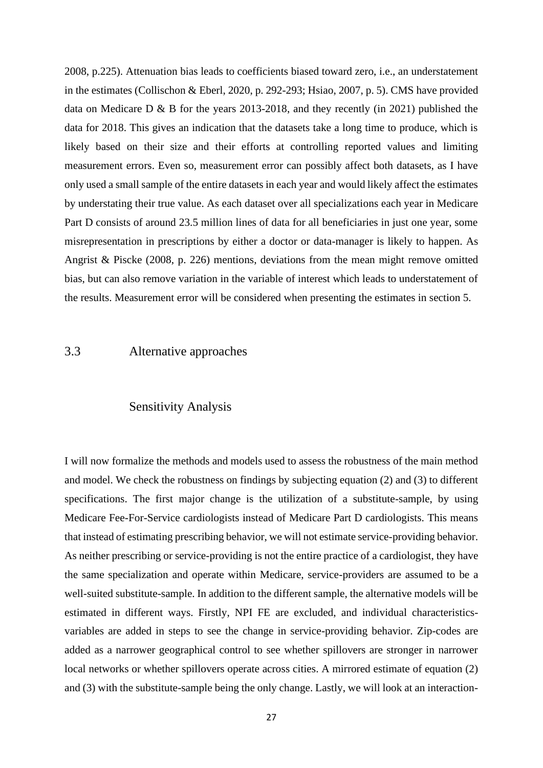2008, p.225). Attenuation bias leads to coefficients biased toward zero, i.e., an understatement in the estimates (Collischon & Eberl, 2020, p. 292-293; Hsiao, 2007, p. 5). CMS have provided data on Medicare D & B for the years 2013-2018, and they recently (in 2021) published the data for 2018. This gives an indication that the datasets take a long time to produce, which is likely based on their size and their efforts at controlling reported values and limiting measurement errors. Even so, measurement error can possibly affect both datasets, as I have only used a small sample of the entire datasets in each year and would likely affect the estimates by understating their true value. As each dataset over all specializations each year in Medicare Part D consists of around 23.5 million lines of data for all beneficiaries in just one year, some misrepresentation in prescriptions by either a doctor or data-manager is likely to happen. As Angrist & Piscke (2008, p. 226) mentions, deviations from the mean might remove omitted bias, but can also remove variation in the variable of interest which leads to understatement of the results. Measurement error will be considered when presenting the estimates in section 5.

## 3.3 Alternative approaches

### Sensitivity Analysis

I will now formalize the methods and models used to assess the robustness of the main method and model. We check the robustness on findings by subjecting equation (2) and (3) to different specifications. The first major change is the utilization of a substitute-sample, by using Medicare Fee-For-Service cardiologists instead of Medicare Part D cardiologists. This means that instead of estimating prescribing behavior, we will not estimate service-providing behavior. As neither prescribing or service-providing is not the entire practice of a cardiologist, they have the same specialization and operate within Medicare, service-providers are assumed to be a well-suited substitute-sample. In addition to the different sample, the alternative models will be estimated in different ways. Firstly, NPI FE are excluded, and individual characteristics-variables are added in steps to see the change in service-providing behavior. Zip-codes are added as a narrower geographical control to see whether spillovers are stronger in narrower local networks or whether spillovers operate across cities. A mirrored estimate of equation (2) and (3) with the substitute-sample being the only change. Lastly, we will look at an interaction-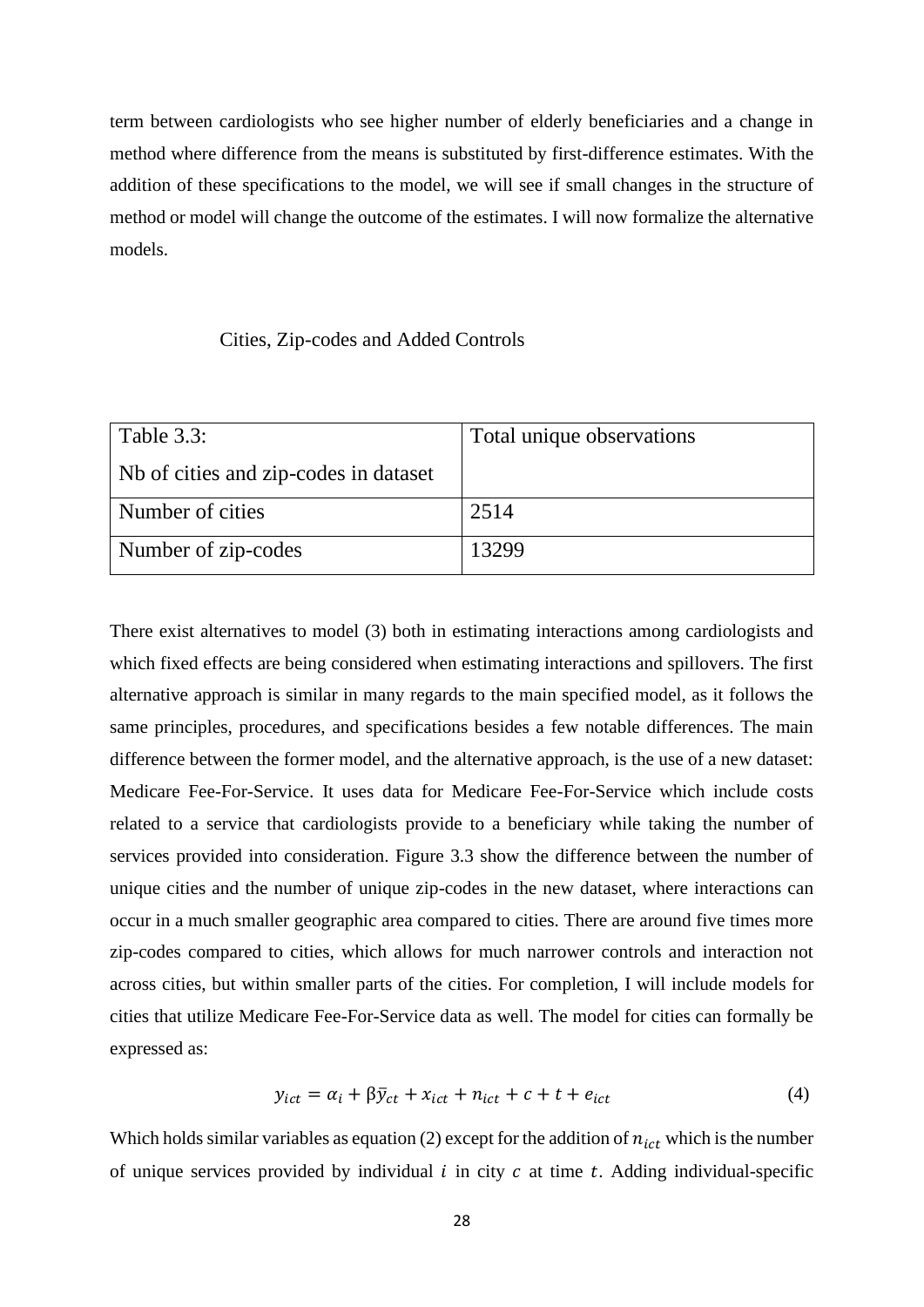term between cardiologists who see higher number of elderly beneficiaries and a change in method where difference from the means is substituted by first-difference estimates. With the addition of these specifications to the model, we will see if small changes in the structure of method or model will change the outcome of the estimates. I will now formalize the alternative models.

### Cities, Zip-codes and Added Controls

| Table 3.3: Nb of cities and zip-codes in dataset | Total unique observations |
|---|---|
| Number of cities | 2514 |
| Number of zip-codes | 13299 |

There exist alternatives to model (3) both in estimating interactions among cardiologists and which fixed effects are being considered when estimating interactions and spillovers. The first alternative approach is similar in many regards to the main specified model, as it follows the same principles, procedures, and specifications besides a few notable differences. The main difference between the former model, and the alternative approach, is the use of a new dataset: Medicare Fee-For-Service. It uses data for Medicare Fee-For-Service which include costs related to a service that cardiologists provide to a beneficiary while taking the number of services provided into consideration. Figure 3.3 show the difference between the number of unique cities and the number of unique zip-codes in the new dataset, where interactions can occur in a much smaller geographic area compared to cities. There are around five times more zip-codes compared to cities, which allows for much narrower controls and interaction not across cities, but within smaller parts of the cities. For completion, I will include models for cities that utilize Medicare Fee-For-Service data as well. The model for cities can formally be expressed as:

$$y_{ict} = \alpha_i + \beta\bar{y}_{ct} + x_{ict} + n_{ict} + c + t + e_{ict} \tag{4}$$

Which holds similar variables as equation (2) except for the addition of $n_{ict}$ which is the number of unique services provided by individual $i$ in city $c$ at time $t$. Adding individual-specific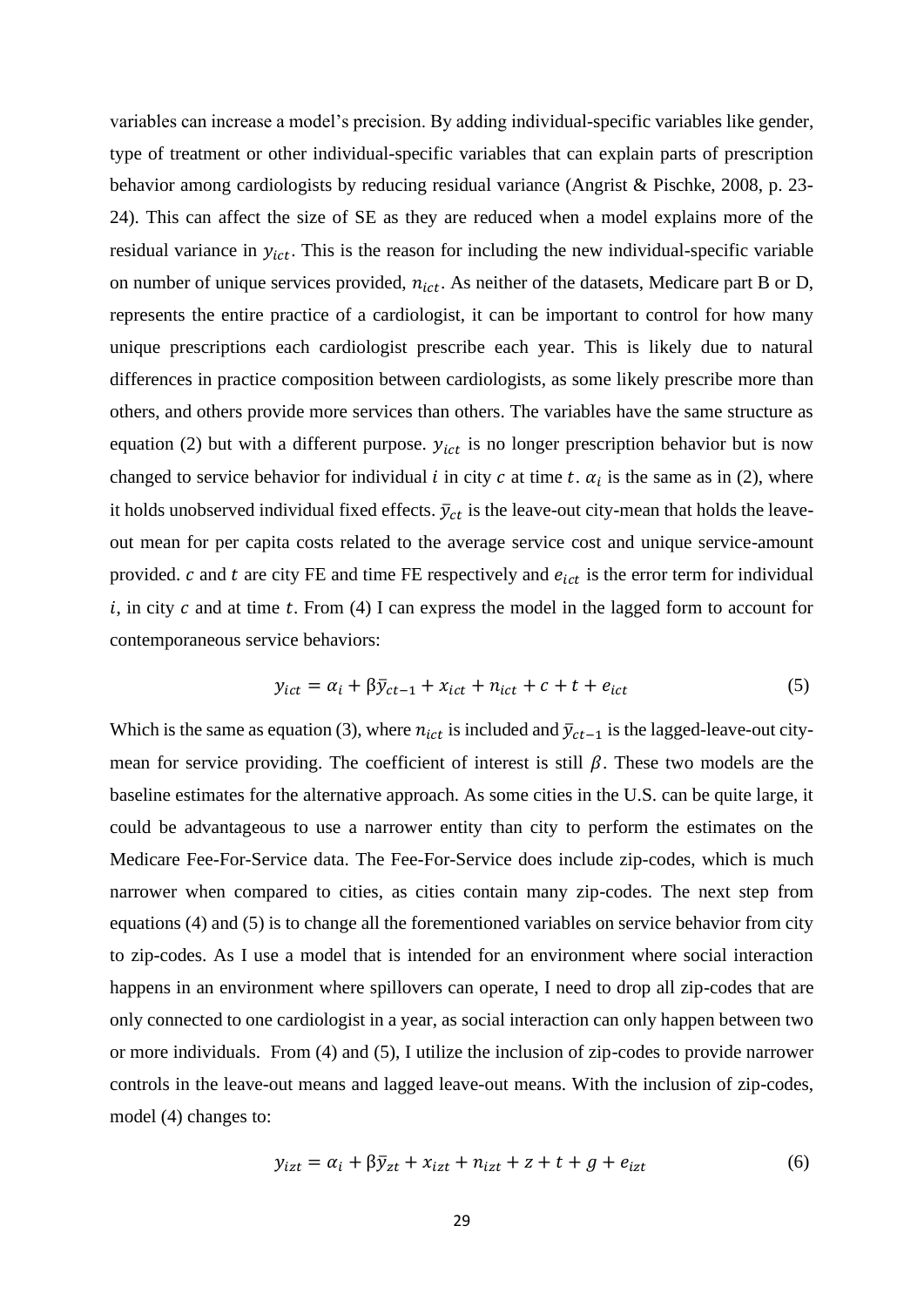variables can increase a model's precision. By adding individual-specific variables like gender, type of treatment or other individual-specific variables that can explain parts of prescription behavior among cardiologists by reducing residual variance (Angrist & Pischke, 2008, p. 23-24). This can affect the size of SE as they are reduced when a model explains more of the residual variance in $y_{ict}$. This is the reason for including the new individual-specific variable on number of unique services provided, $n_{ict}$. As neither of the datasets, Medicare part B or D, represents the entire practice of a cardiologist, it can be important to control for how many unique prescriptions each cardiologist prescribe each year. This is likely due to natural differences in practice composition between cardiologists, as some likely prescribe more than others, and others provide more services than others. The variables have the same structure as equation (2) but with a different purpose. $y_{ict}$ is no longer prescription behavior but is now changed to service behavior for individual $i$ in city $c$ at time $t$. $\alpha_i$ is the same as in (2), where it holds unobserved individual fixed effects. $\bar{y}_{ct}$ is the leave-out city-mean that holds the leave-out mean for per capita costs related to the average service cost and unique service-amount provided. $c$ and $t$ are city FE and time FE respectively and $e_{ict}$ is the error term for individual $i$, in city $c$ and at time $t$. From (4) I can express the model in the lagged form to account for contemporaneous service behaviors:

$$y_{ict} = \alpha_i + \beta\bar{y}_{ct-1} + x_{ict} + n_{ict} + c + t + e_{ict} \tag{5}$$

Which is the same as equation (3), where $n_{ict}$ is included and $\bar{y}_{ct-1}$ is the lagged-leave-out city-mean for service providing. The coefficient of interest is still $\beta$. These two models are the baseline estimates for the alternative approach. As some cities in the U.S. can be quite large, it could be advantageous to use a narrower entity than city to perform the estimates on the Medicare Fee-For-Service data. The Fee-For-Service does include zip-codes, which is much narrower when compared to cities, as cities contain many zip-codes. The next step from equations (4) and (5) is to change all the forementioned variables on service behavior from city to zip-codes. As I use a model that is intended for an environment where social interaction happens in an environment where spillovers can operate, I need to drop all zip-codes that are only connected to one cardiologist in a year, as social interaction can only happen between two or more individuals. From (4) and (5), I utilize the inclusion of zip-codes to provide narrower controls in the leave-out means and lagged leave-out means. With the inclusion of zip-codes, model (4) changes to:

$$y_{izt} = \alpha_i + \beta\bar{y}_{zt} + x_{izt} + n_{izt} + z + t + g + e_{izt} \tag{6}$$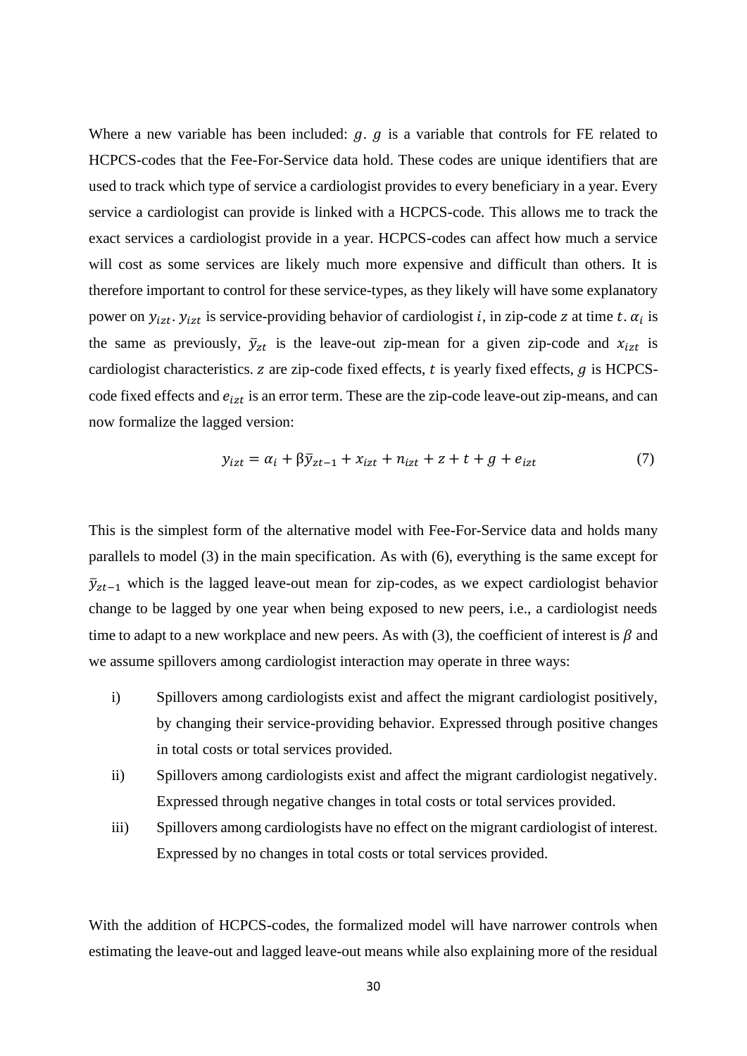Where a new variable has been included: $g$. $g$ is a variable that controls for FE related to HCPCS-codes that the Fee-For-Service data hold. These codes are unique identifiers that are used to track which type of service a cardiologist provides to every beneficiary in a year. Every service a cardiologist can provide is linked with a HCPCS-code. This allows me to track the exact services a cardiologist provide in a year. HCPCS-codes can affect how much a service will cost as some services are likely much more expensive and difficult than others. It is therefore important to control for these service-types, as they likely will have some explanatory power on $y_{izt}$. $y_{izt}$ is service-providing behavior of cardiologist $i$, in zip-code $z$ at time $t$. $\alpha_i$ is the same as previously, $\bar{y}_{zt}$ is the leave-out zip-mean for a given zip-code and $x_{izt}$ is cardiologist characteristics. $z$ are zip-code fixed effects, $t$ is yearly fixed effects, $g$ is HCPCS-code fixed effects and $e_{izt}$ is an error term. These are the zip-code leave-out zip-means, and can now formalize the lagged version:

$$y_{izt} = \alpha_i + \beta\bar{y}_{zt-1} + x_{izt} + n_{izt} + z + t + g + e_{izt} \tag{7}$$

This is the simplest form of the alternative model with Fee-For-Service data and holds many parallels to model (3) in the main specification. As with (6), everything is the same except for $\bar{y}_{zt-1}$ which is the lagged leave-out mean for zip-codes, as we expect cardiologist behavior change to be lagged by one year when being exposed to new peers, i.e., a cardiologist needs time to adapt to a new workplace and new peers. As with (3), the coefficient of interest is $\beta$ and we assume spillovers among cardiologist interaction may operate in three ways:

i) Spillovers among cardiologists exist and affect the migrant cardiologist positively, by changing their service-providing behavior. Expressed through positive changes in total costs or total services provided.
ii) Spillovers among cardiologists exist and affect the migrant cardiologist negatively. Expressed through negative changes in total costs or total services provided.
iii) Spillovers among cardiologists have no effect on the migrant cardiologist of interest. Expressed by no changes in total costs or total services provided.

With the addition of HCPCS-codes, the formalized model will have narrower controls when estimating the leave-out and lagged leave-out means while also explaining more of the residual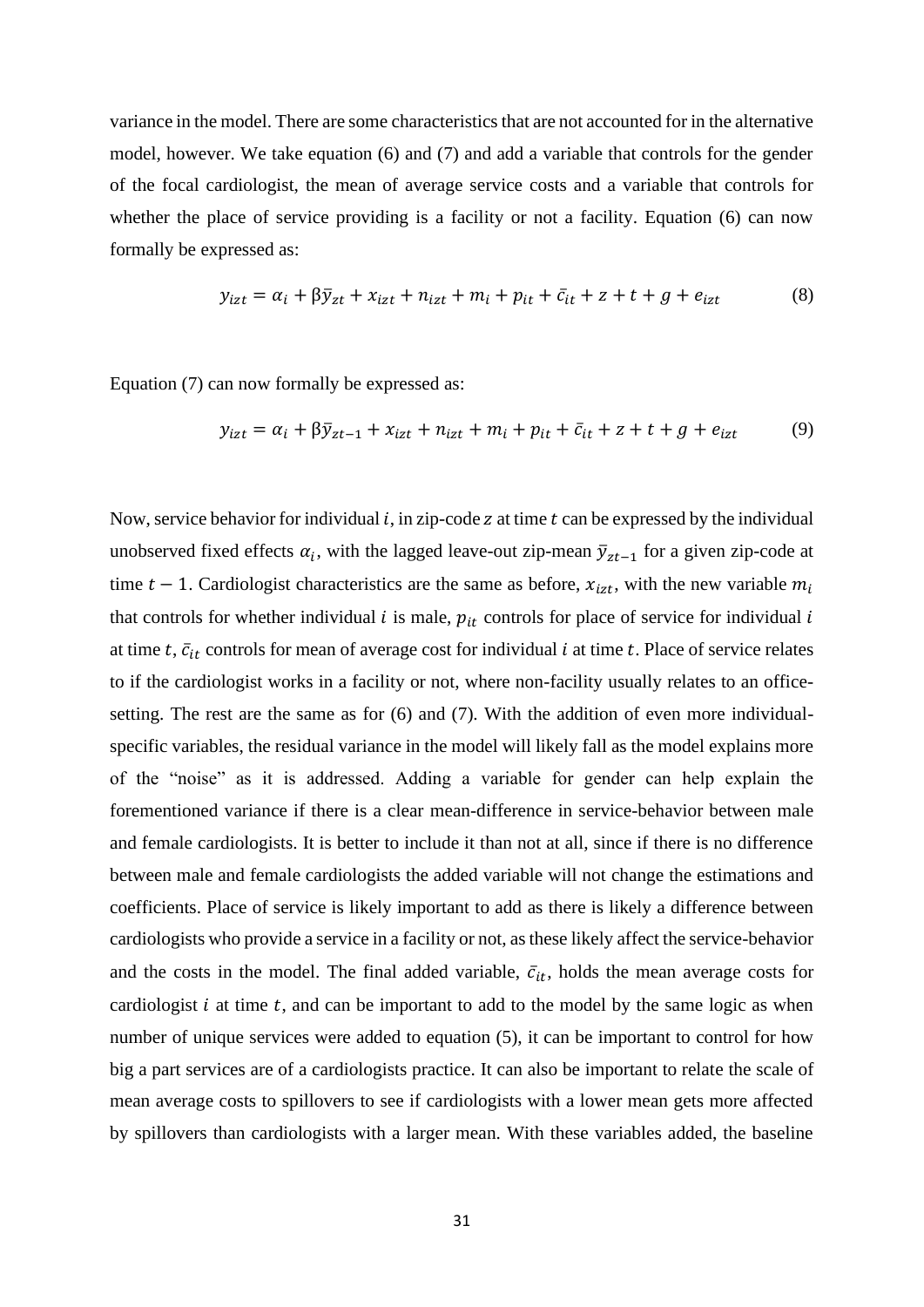variance in the model. There are some characteristics that are not accounted for in the alternative model, however. We take equation (6) and (7) and add a variable that controls for the gender of the focal cardiologist, the mean of average service costs and a variable that controls for whether the place of service providing is a facility or not a facility. Equation (6) can now formally be expressed as:

$$y_{izt} = \alpha_i + \beta \bar{y}_{zt} + x_{izt} + n_{izt} + m_i + p_{it} + \bar{c}_{it} + z + t + g + e_{izt} \tag{8}$$

Equation (7) can now formally be expressed as:

$$y_{izt} = \alpha_i + \beta \bar{y}_{zt-1} + x_{izt} + n_{izt} + m_i + p_{it} + \bar{c}_{it} + z + t + g + e_{izt} \tag{9}$$

Now, service behavior for individual $i$, in zip-code $z$ at time $t$ can be expressed by the individual unobserved fixed effects $\alpha_i$, with the lagged leave-out zip-mean $\bar{y}_{zt-1}$ for a given zip-code at time $t-1$. Cardiologist characteristics are the same as before, $x_{izt}$, with the new variable $m_i$ that controls for whether individual $i$ is male, $p_{it}$ controls for place of service for individual $i$ at time $t$, $\bar{c}_{it}$ controls for mean of average cost for individual $i$ at time $t$. Place of service relates to if the cardiologist works in a facility or not, where non-facility usually relates to an office-setting. The rest are the same as for (6) and (7). With the addition of even more individual-specific variables, the residual variance in the model will likely fall as the model explains more of the "noise" as it is addressed. Adding a variable for gender can help explain the forementioned variance if there is a clear mean-difference in service-behavior between male and female cardiologists. It is better to include it than not at all, since if there is no difference between male and female cardiologists the added variable will not change the estimations and coefficients. Place of service is likely important to add as there is likely a difference between cardiologists who provide a service in a facility or not, as these likely affect the service-behavior and the costs in the model. The final added variable, $\bar{c}_{it}$, holds the mean average costs for cardiologist $i$ at time $t$, and can be important to add to the model by the same logic as when number of unique services were added to equation (5), it can be important to control for how big a part services are of a cardiologists practice. It can also be important to relate the scale of mean average costs to spillovers to see if cardiologists with a lower mean gets more affected by spillovers than cardiologists with a larger mean. With these variables added, the baseline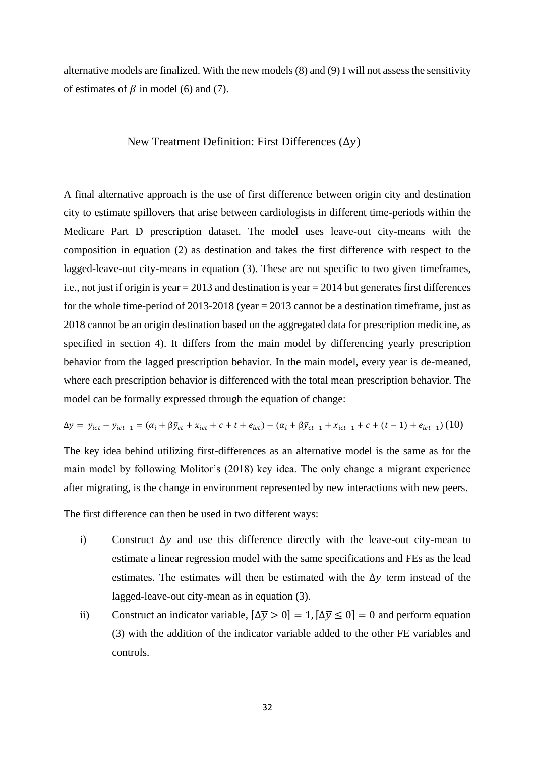alternative models are finalized. With the new models (8) and (9) I will not assess the sensitivity of estimates of $\beta$ in model (6) and (7).

## New Treatment Definition: First Differences ($\Delta y$)

A final alternative approach is the use of first difference between origin city and destination city to estimate spillovers that arise between cardiologists in different time-periods within the Medicare Part D prescription dataset. The model uses leave-out city-means with the composition in equation (2) as destination and takes the first difference with respect to the lagged-leave-out city-means in equation (3). These are not specific to two given timeframes, i.e., not just if origin is year = 2013 and destination is year = 2014 but generates first differences for the whole time-period of 2013-2018 (year = 2013 cannot be a destination timeframe, just as 2018 cannot be an origin destination based on the aggregated data for prescription medicine, as specified in section 4). It differs from the main model by differencing yearly prescription behavior from the lagged prescription behavior. In the main model, every year is de-meaned, where each prescription behavior is differenced with the total mean prescription behavior. The model can be formally expressed through the equation of change:

$$\Delta y = y_{ict} - y_{ict-1} = (\alpha_i + \beta \bar{y}_{ct} + x_{ict} + c + t + e_{ict}) - (\alpha_i + \beta \bar{y}_{ct-1} + x_{ict-1} + c + (t-1) + e_{ict-1}) \quad (10)$$

The key idea behind utilizing first-differences as an alternative model is the same as for the main model by following Molitor's (2018) key idea. The only change a migrant experience after migrating, is the change in environment represented by new interactions with new peers.

The first difference can then be used in two different ways:

i) Construct $\Delta y$ and use this difference directly with the leave-out city-mean to estimate a linear regression model with the same specifications and FEs as the lead estimates. The estimates will then be estimated with the $\Delta y$ term instead of the lagged-leave-out city-mean as in equation (3).

ii) Construct an indicator variable, $[\Delta \bar{y} > 0] = 1, [\Delta \bar{y} \leq 0] = 0$ and perform equation (3) with the addition of the indicator variable added to the other FE variables and controls.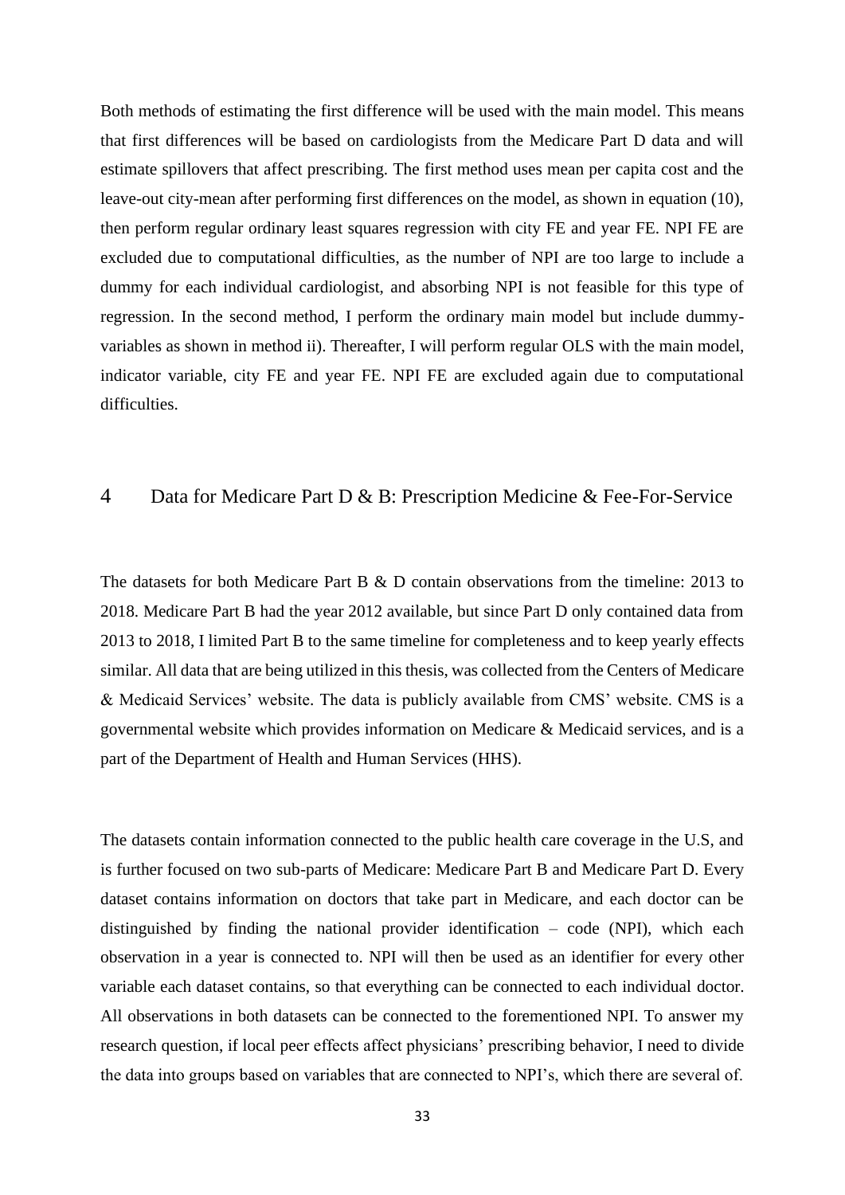Both methods of estimating the first difference will be used with the main model. This means that first differences will be based on cardiologists from the Medicare Part D data and will estimate spillovers that affect prescribing. The first method uses mean per capita cost and the leave-out city-mean after performing first differences on the model, as shown in equation (10), then perform regular ordinary least squares regression with city FE and year FE. NPI FE are excluded due to computational difficulties, as the number of NPI are too large to include a dummy for each individual cardiologist, and absorbing NPI is not feasible for this type of regression. In the second method, I perform the ordinary main model but include dummy-variables as shown in method ii). Thereafter, I will perform regular OLS with the main model, indicator variable, city FE and year FE. NPI FE are excluded again due to computational difficulties.

# 4 Data for Medicare Part D & B: Prescription Medicine & Fee-For-Service

The datasets for both Medicare Part B & D contain observations from the timeline: 2013 to 2018. Medicare Part B had the year 2012 available, but since Part D only contained data from 2013 to 2018, I limited Part B to the same timeline for completeness and to keep yearly effects similar. All data that are being utilized in this thesis, was collected from the Centers of Medicare & Medicaid Services' website. The data is publicly available from CMS' website. CMS is a governmental website which provides information on Medicare & Medicaid services, and is a part of the Department of Health and Human Services (HHS).

The datasets contain information connected to the public health care coverage in the U.S, and is further focused on two sub-parts of Medicare: Medicare Part B and Medicare Part D. Every dataset contains information on doctors that take part in Medicare, and each doctor can be distinguished by finding the national provider identification – code (NPI), which each observation in a year is connected to. NPI will then be used as an identifier for every other variable each dataset contains, so that everything can be connected to each individual doctor. All observations in both datasets can be connected to the forementioned NPI. To answer my research question, if local peer effects affect physicians' prescribing behavior, I need to divide the data into groups based on variables that are connected to NPI's, which there are several of.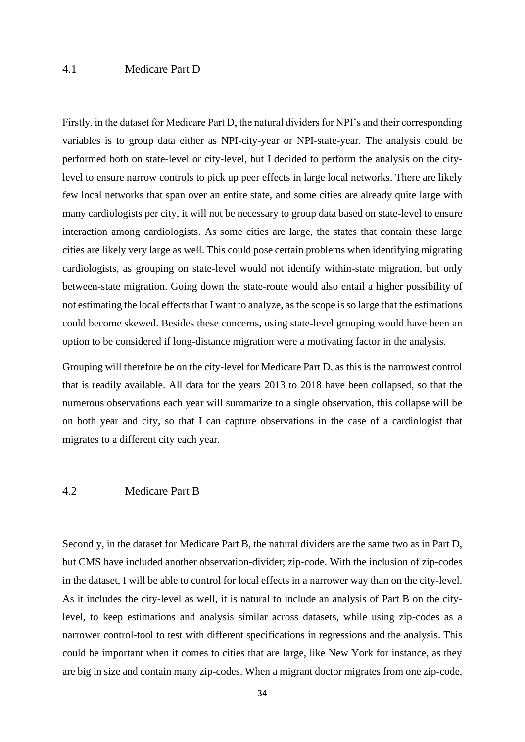## 4.1 Medicare Part D

Firstly, in the dataset for Medicare Part D, the natural dividers for NPI's and their corresponding variables is to group data either as NPI-city-year or NPI-state-year. The analysis could be performed both on state-level or city-level, but I decided to perform the analysis on the city-level to ensure narrow controls to pick up peer effects in large local networks. There are likely few local networks that span over an entire state, and some cities are already quite large with many cardiologists per city, it will not be necessary to group data based on state-level to ensure interaction among cardiologists. As some cities are large, the states that contain these large cities are likely very large as well. This could pose certain problems when identifying migrating cardiologists, as grouping on state-level would not identify within-state migration, but only between-state migration. Going down the state-route would also entail a higher possibility of not estimating the local effects that I want to analyze, as the scope is so large that the estimations could become skewed. Besides these concerns, using state-level grouping would have been an option to be considered if long-distance migration were a motivating factor in the analysis.

Grouping will therefore be on the city-level for Medicare Part D, as this is the narrowest control that is readily available. All data for the years 2013 to 2018 have been collapsed, so that the numerous observations each year will summarize to a single observation, this collapse will be on both year and city, so that I can capture observations in the case of a cardiologist that migrates to a different city each year.

## 4.2 Medicare Part B

Secondly, in the dataset for Medicare Part B, the natural dividers are the same two as in Part D, but CMS have included another observation-divider; zip-code. With the inclusion of zip-codes in the dataset, I will be able to control for local effects in a narrower way than on the city-level. As it includes the city-level as well, it is natural to include an analysis of Part B on the city-level, to keep estimations and analysis similar across datasets, while using zip-codes as a narrower control-tool to test with different specifications in regressions and the analysis. This could be important when it comes to cities that are large, like New York for instance, as they are big in size and contain many zip-codes. When a migrant doctor migrates from one zip-code,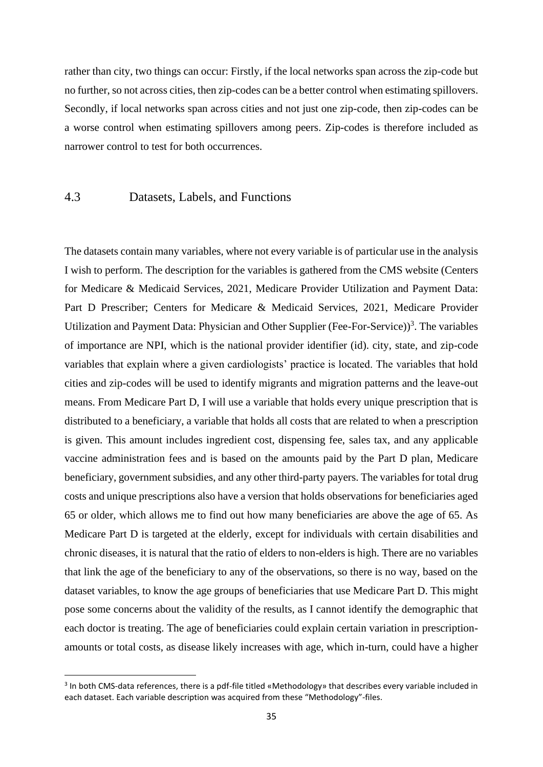rather than city, two things can occur: Firstly, if the local networks span across the zip-code but no further, so not across cities, then zip-codes can be a better control when estimating spillovers. Secondly, if local networks span across cities and not just one zip-code, then zip-codes can be a worse control when estimating spillovers among peers. Zip-codes is therefore included as narrower control to test for both occurrences.

## 4.3 Datasets, Labels, and Functions

The datasets contain many variables, where not every variable is of particular use in the analysis I wish to perform. The description for the variables is gathered from the CMS website (Centers for Medicare & Medicaid Services, 2021, Medicare Provider Utilization and Payment Data: Part D Prescriber; Centers for Medicare & Medicaid Services, 2021, Medicare Provider Utilization and Payment Data: Physician and Other Supplier (Fee-For-Service))[3]. The variables of importance are NPI, which is the national provider identifier (id). city, state, and zip-code variables that explain where a given cardiologists' practice is located. The variables that hold cities and zip-codes will be used to identify migrants and migration patterns and the leave-out means. From Medicare Part D, I will use a variable that holds every unique prescription that is distributed to a beneficiary, a variable that holds all costs that are related to when a prescription is given. This amount includes ingredient cost, dispensing fee, sales tax, and any applicable vaccine administration fees and is based on the amounts paid by the Part D plan, Medicare beneficiary, government subsidies, and any other third-party payers. The variables for total drug costs and unique prescriptions also have a version that holds observations for beneficiaries aged 65 or older, which allows me to find out how many beneficiaries are above the age of 65. As Medicare Part D is targeted at the elderly, except for individuals with certain disabilities and chronic diseases, it is natural that the ratio of elders to non-elders is high. There are no variables that link the age of the beneficiary to any of the observations, so there is no way, based on the dataset variables, to know the age groups of beneficiaries that use Medicare Part D. This might pose some concerns about the validity of the results, as I cannot identify the demographic that each doctor is treating. The age of beneficiaries could explain certain variation in prescription-amounts or total costs, as disease likely increases with age, which in-turn, could have a higher

[3] In both CMS-data references, there is a pdf-file titled «Methodology» that describes every variable included in each dataset. Each variable description was acquired from these "Methodology"-files.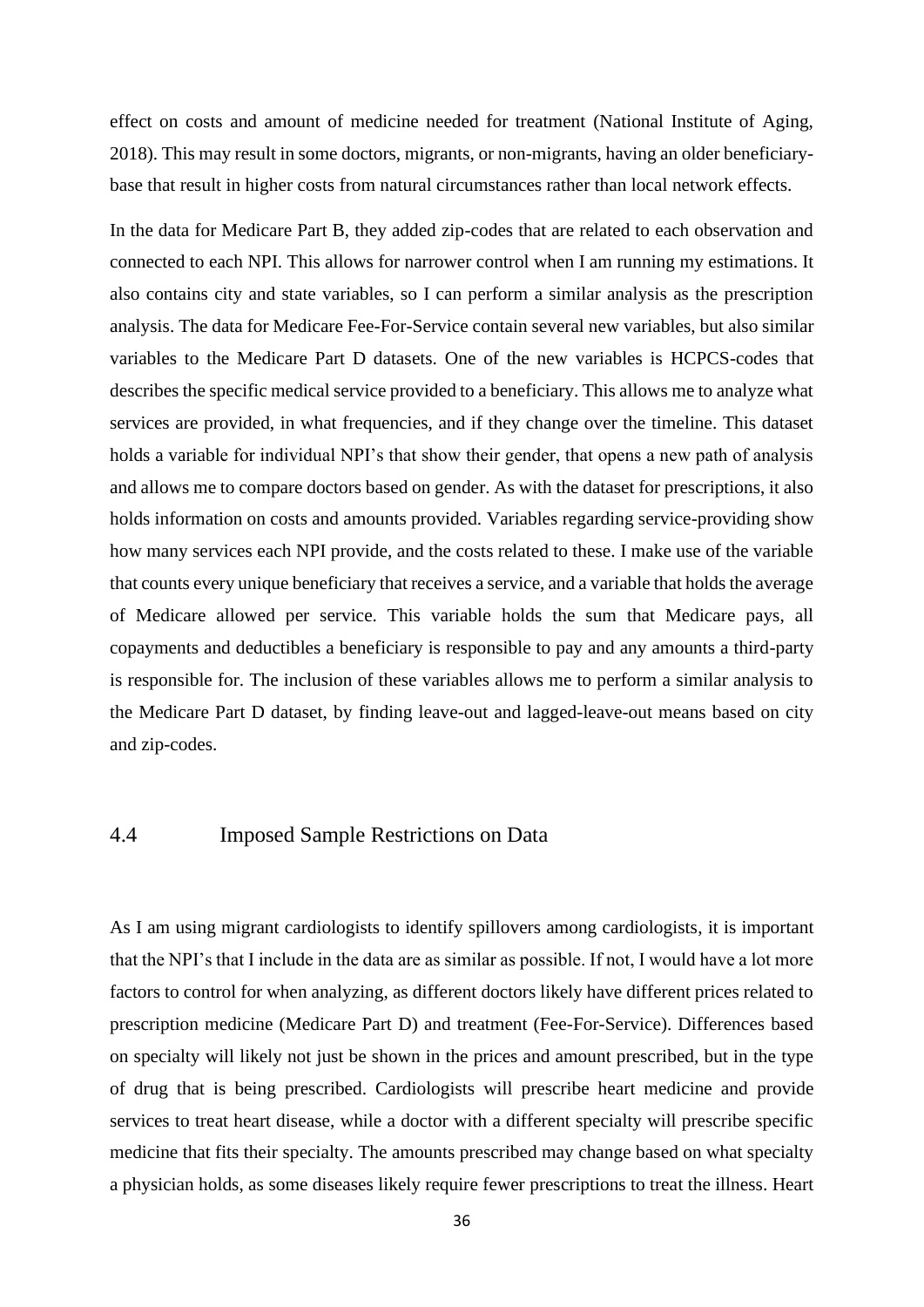effect on costs and amount of medicine needed for treatment (National Institute of Aging, 2018). This may result in some doctors, migrants, or non-migrants, having an older beneficiary-base that result in higher costs from natural circumstances rather than local network effects.

In the data for Medicare Part B, they added zip-codes that are related to each observation and connected to each NPI. This allows for narrower control when I am running my estimations. It also contains city and state variables, so I can perform a similar analysis as the prescription analysis. The data for Medicare Fee-For-Service contain several new variables, but also similar variables to the Medicare Part D datasets. One of the new variables is HCPCS-codes that describes the specific medical service provided to a beneficiary. This allows me to analyze what services are provided, in what frequencies, and if they change over the timeline. This dataset holds a variable for individual NPI's that show their gender, that opens a new path of analysis and allows me to compare doctors based on gender. As with the dataset for prescriptions, it also holds information on costs and amounts provided. Variables regarding service-providing show how many services each NPI provide, and the costs related to these. I make use of the variable that counts every unique beneficiary that receives a service, and a variable that holds the average of Medicare allowed per service. This variable holds the sum that Medicare pays, all copayments and deductibles a beneficiary is responsible to pay and any amounts a third-party is responsible for. The inclusion of these variables allows me to perform a similar analysis to the Medicare Part D dataset, by finding leave-out and lagged-leave-out means based on city and zip-codes.

## 4.4 Imposed Sample Restrictions on Data

As I am using migrant cardiologists to identify spillovers among cardiologists, it is important that the NPI's that I include in the data are as similar as possible. If not, I would have a lot more factors to control for when analyzing, as different doctors likely have different prices related to prescription medicine (Medicare Part D) and treatment (Fee-For-Service). Differences based on specialty will likely not just be shown in the prices and amount prescribed, but in the type of drug that is being prescribed. Cardiologists will prescribe heart medicine and provide services to treat heart disease, while a doctor with a different specialty will prescribe specific medicine that fits their specialty. The amounts prescribed may change based on what specialty a physician holds, as some diseases likely require fewer prescriptions to treat the illness. Heart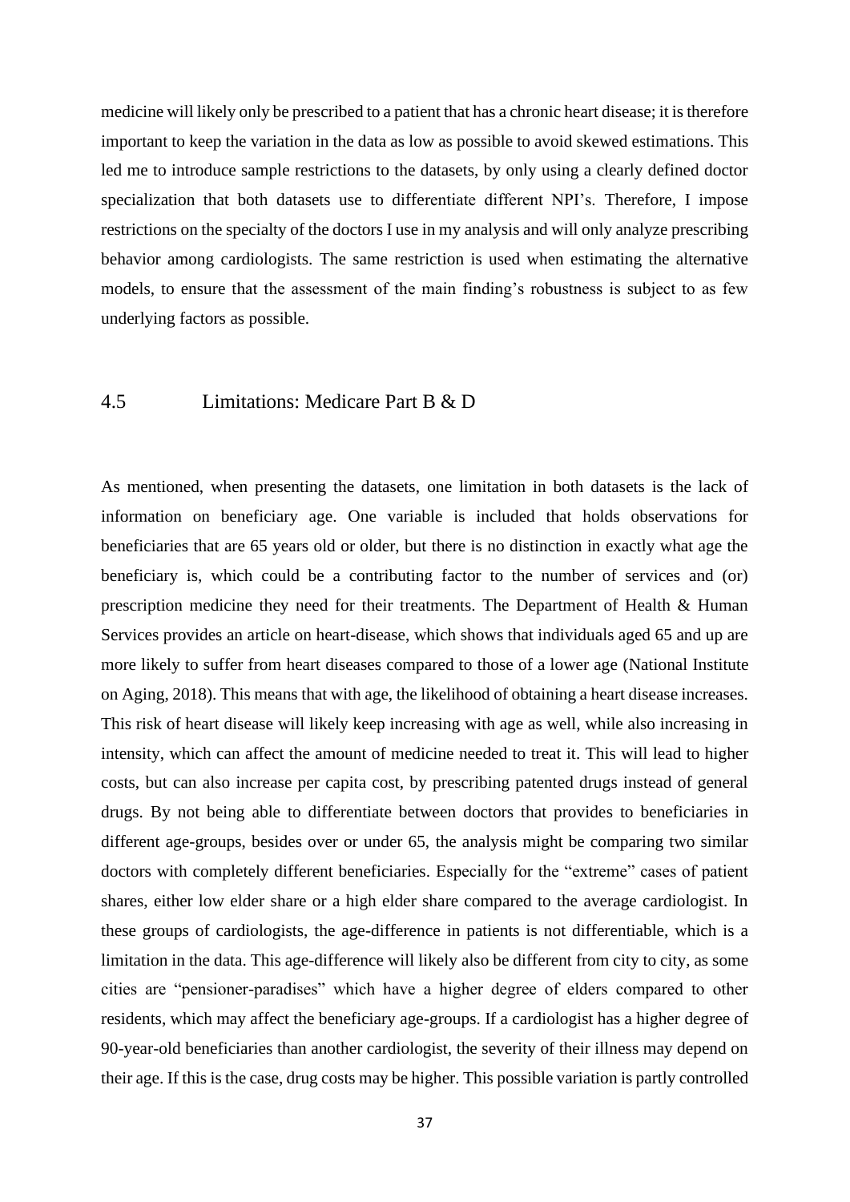medicine will likely only be prescribed to a patient that has a chronic heart disease; it is therefore important to keep the variation in the data as low as possible to avoid skewed estimations. This led me to introduce sample restrictions to the datasets, by only using a clearly defined doctor specialization that both datasets use to differentiate different NPI's. Therefore, I impose restrictions on the specialty of the doctors I use in my analysis and will only analyze prescribing behavior among cardiologists. The same restriction is used when estimating the alternative models, to ensure that the assessment of the main finding's robustness is subject to as few underlying factors as possible.

## 4.5 Limitations: Medicare Part B & D

As mentioned, when presenting the datasets, one limitation in both datasets is the lack of information on beneficiary age. One variable is included that holds observations for beneficiaries that are 65 years old or older, but there is no distinction in exactly what age the beneficiary is, which could be a contributing factor to the number of services and (or) prescription medicine they need for their treatments. The Department of Health & Human Services provides an article on heart-disease, which shows that individuals aged 65 and up are more likely to suffer from heart diseases compared to those of a lower age (National Institute on Aging, 2018). This means that with age, the likelihood of obtaining a heart disease increases. This risk of heart disease will likely keep increasing with age as well, while also increasing in intensity, which can affect the amount of medicine needed to treat it. This will lead to higher costs, but can also increase per capita cost, by prescribing patented drugs instead of general drugs. By not being able to differentiate between doctors that provides to beneficiaries in different age-groups, besides over or under 65, the analysis might be comparing two similar doctors with completely different beneficiaries. Especially for the "extreme" cases of patient shares, either low elder share or a high elder share compared to the average cardiologist. In these groups of cardiologists, the age-difference in patients is not differentiable, which is a limitation in the data. This age-difference will likely also be different from city to city, as some cities are "pensioner-paradises" which have a higher degree of elders compared to other residents, which may affect the beneficiary age-groups. If a cardiologist has a higher degree of 90-year-old beneficiaries than another cardiologist, the severity of their illness may depend on their age. If this is the case, drug costs may be higher. This possible variation is partly controlled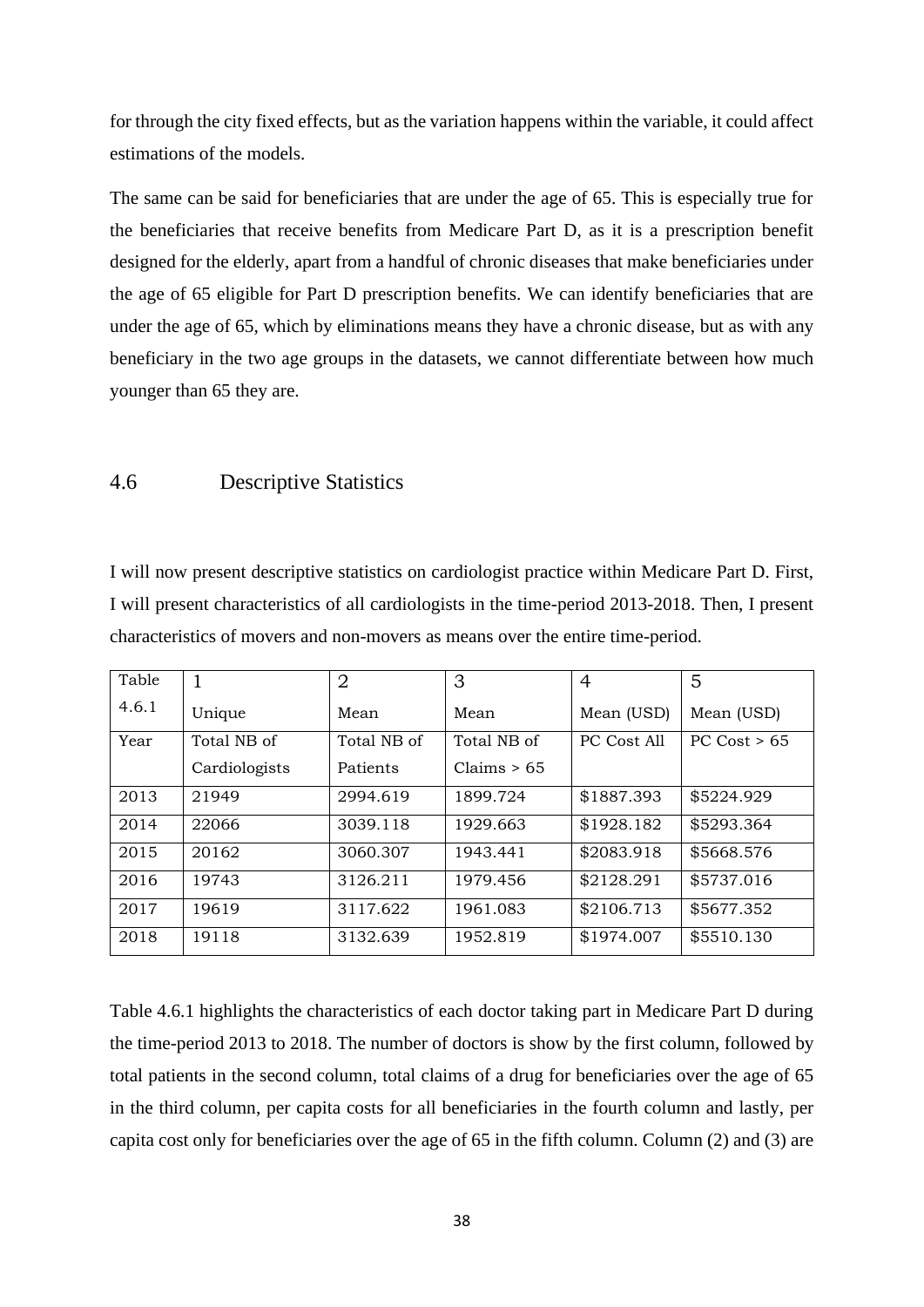for through the city fixed effects, but as the variation happens within the variable, it could affect estimations of the models.

The same can be said for beneficiaries that are under the age of 65. This is especially true for the beneficiaries that receive benefits from Medicare Part D, as it is a prescription benefit designed for the elderly, apart from a handful of chronic diseases that make beneficiaries under the age of 65 eligible for Part D prescription benefits. We can identify beneficiaries that are under the age of 65, which by eliminations means they have a chronic disease, but as with any beneficiary in the two age groups in the datasets, we cannot differentiate between how much younger than 65 they are.

## 4.6 Descriptive Statistics

I will now present descriptive statistics on cardiologist practice within Medicare Part D. First, I will present characteristics of all cardiologists in the time-period 2013-2018. Then, I present characteristics of movers and non-movers as means over the entire time-period.

| Table 4.6.1 | 1<br>Unique | 2<br>Mean | 3<br>Mean | 4<br>Mean (USD) | 5<br>Mean (USD) |
|---|---|---|---|---|---|
| Year | Total NB of Cardiologists | Total NB of Patients | Total NB of Claims > 65 | PC Cost All | PC Cost > 65 |
| 2013 | 21949 | 2994.619 | 1899.724 | $1887.393 | $5224.929 |
| 2014 | 22066 | 3039.118 | 1929.663 | $1928.182 | $5293.364 |
| 2015 | 20162 | 3060.307 | 1943.441 | $2083.918 | $5668.576 |
| 2016 | 19743 | 3126.211 | 1979.456 | $2128.291 | $5737.016 |
| 2017 | 19619 | 3117.622 | 1961.083 | $2106.713 | $5677.352 |
| 2018 | 19118 | 3132.639 | 1952.819 | $1974.007 | $5510.130 |

Table 4.6.1 highlights the characteristics of each doctor taking part in Medicare Part D during the time-period 2013 to 2018. The number of doctors is show by the first column, followed by total patients in the second column, total claims of a drug for beneficiaries over the age of 65 in the third column, per capita costs for all beneficiaries in the fourth column and lastly, per capita cost only for beneficiaries over the age of 65 in the fifth column. Column (2) and (3) are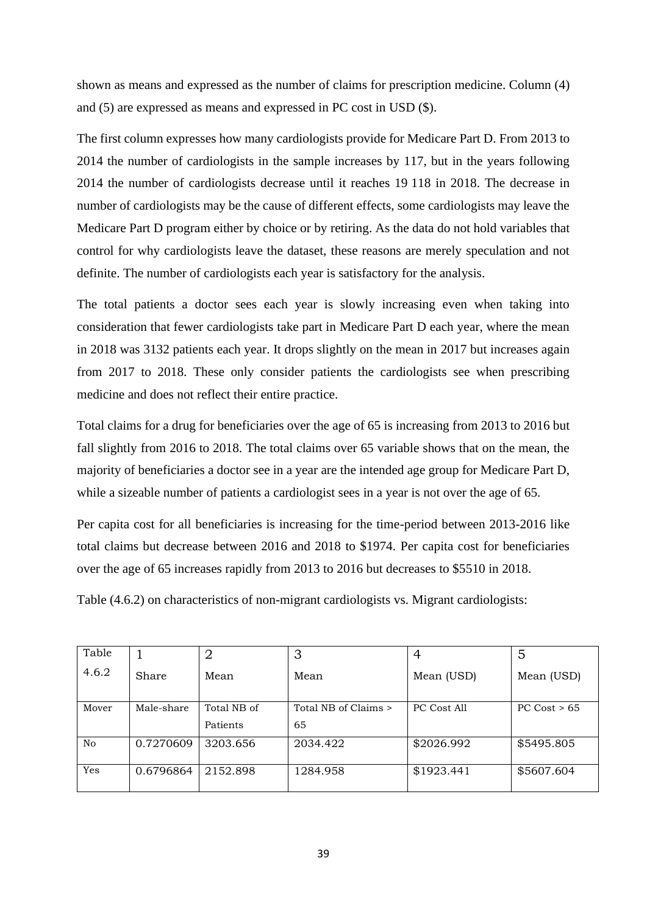shown as means and expressed as the number of claims for prescription medicine. Column (4) and (5) are expressed as means and expressed in PC cost in USD ($).

The first column expresses how many cardiologists provide for Medicare Part D. From 2013 to 2014 the number of cardiologists in the sample increases by 117, but in the years following 2014 the number of cardiologists decrease until it reaches 19 118 in 2018. The decrease in number of cardiologists may be the cause of different effects, some cardiologists may leave the Medicare Part D program either by choice or by retiring. As the data do not hold variables that control for why cardiologists leave the dataset, these reasons are merely speculation and not definite. The number of cardiologists each year is satisfactory for the analysis.

The total patients a doctor sees each year is slowly increasing even when taking into consideration that fewer cardiologists take part in Medicare Part D each year, where the mean in 2018 was 3132 patients each year. It drops slightly on the mean in 2017 but increases again from 2017 to 2018. These only consider patients the cardiologists see when prescribing medicine and does not reflect their entire practice.

Total claims for a drug for beneficiaries over the age of 65 is increasing from 2013 to 2016 but fall slightly from 2016 to 2018. The total claims over 65 variable shows that on the mean, the majority of beneficiaries a doctor see in a year are the intended age group for Medicare Part D, while a sizeable number of patients a cardiologist sees in a year is not over the age of 65.

Per capita cost for all beneficiaries is increasing for the time-period between 2013-2016 like total claims but decrease between 2016 and 2018 to $1974. Per capita cost for beneficiaries over the age of 65 increases rapidly from 2013 to 2016 but decreases to $5510 in 2018.

Table (4.6.2) on characteristics of non-migrant cardiologists vs. Migrant cardiologists:

| Table 4.6.2 | 1<br>Share | 2<br>Mean | 3<br>Mean | 4<br>Mean (USD) | 5<br>Mean (USD) |
|---|---|---|---|---|---|
| Mover | Male-share | Total NB of Patients | Total NB of Claims > 65 | PC Cost All | PC Cost > 65 |
| No | 0.7270609 | 3203.656 | 2034.422 | $2026.992 | $5495.805 |
| Yes | 0.6796864 | 2152.898 | 1284.958 | $1923.441 | $5607.604 |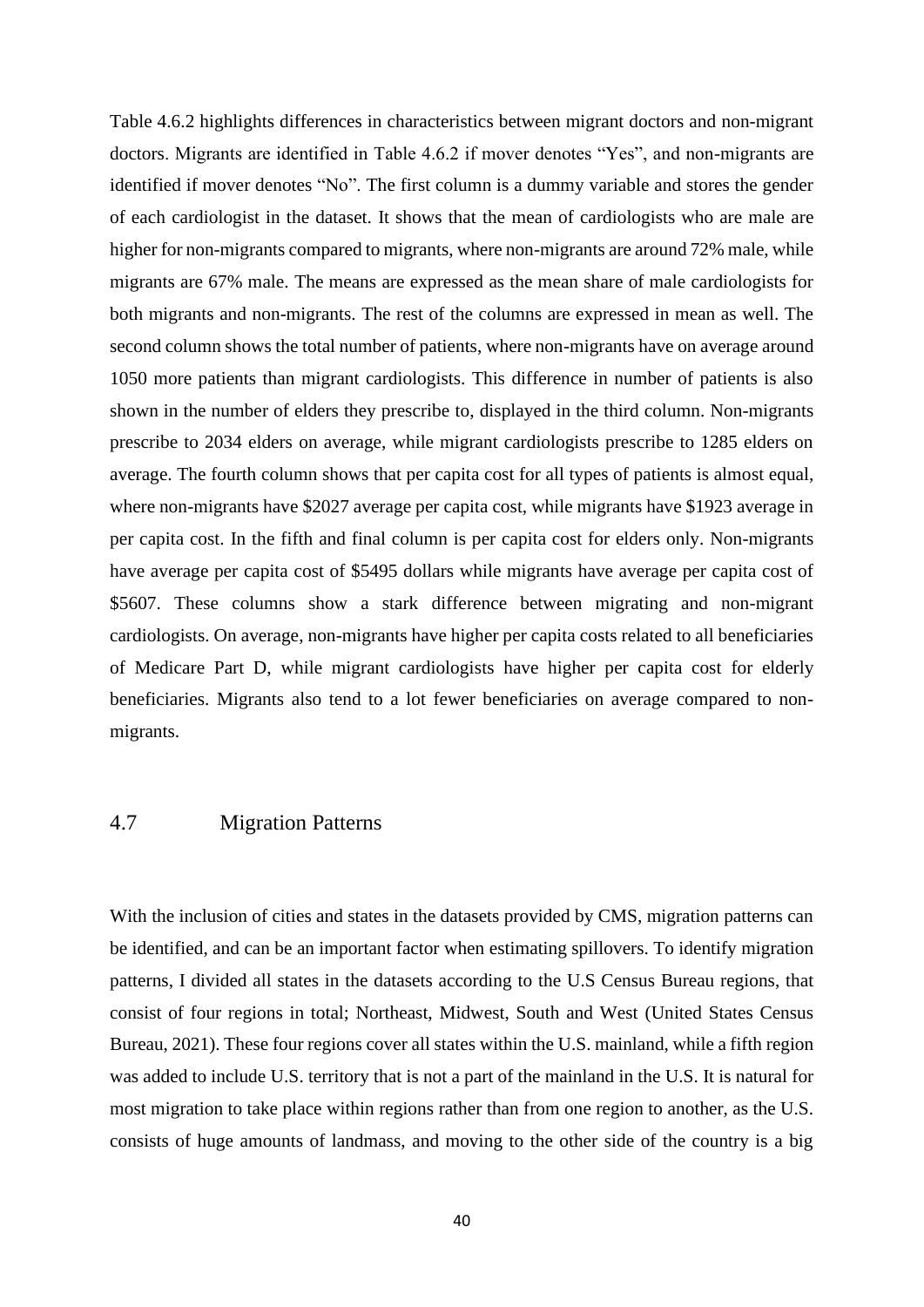Table 4.6.2 highlights differences in characteristics between migrant doctors and non-migrant doctors. Migrants are identified in Table 4.6.2 if mover denotes "Yes", and non-migrants are identified if mover denotes "No". The first column is a dummy variable and stores the gender of each cardiologist in the dataset. It shows that the mean of cardiologists who are male are higher for non-migrants compared to migrants, where non-migrants are around 72% male, while migrants are 67% male. The means are expressed as the mean share of male cardiologists for both migrants and non-migrants. The rest of the columns are expressed in mean as well. The second column shows the total number of patients, where non-migrants have on average around 1050 more patients than migrant cardiologists. This difference in number of patients is also shown in the number of elders they prescribe to, displayed in the third column. Non-migrants prescribe to 2034 elders on average, while migrant cardiologists prescribe to 1285 elders on average. The fourth column shows that per capita cost for all types of patients is almost equal, where non-migrants have $2027 average per capita cost, while migrants have $1923 average in per capita cost. In the fifth and final column is per capita cost for elders only. Non-migrants have average per capita cost of $5495 dollars while migrants have average per capita cost of $5607. These columns show a stark difference between migrating and non-migrant cardiologists. On average, non-migrants have higher per capita costs related to all beneficiaries of Medicare Part D, while migrant cardiologists have higher per capita cost for elderly beneficiaries. Migrants also tend to a lot fewer beneficiaries on average compared to non-migrants.

## 4.7 Migration Patterns

With the inclusion of cities and states in the datasets provided by CMS, migration patterns can be identified, and can be an important factor when estimating spillovers. To identify migration patterns, I divided all states in the datasets according to the U.S Census Bureau regions, that consist of four regions in total; Northeast, Midwest, South and West (United States Census Bureau, 2021). These four regions cover all states within the U.S. mainland, while a fifth region was added to include U.S. territory that is not a part of the mainland in the U.S. It is natural for most migration to take place within regions rather than from one region to another, as the U.S. consists of huge amounts of landmass, and moving to the other side of the country is a big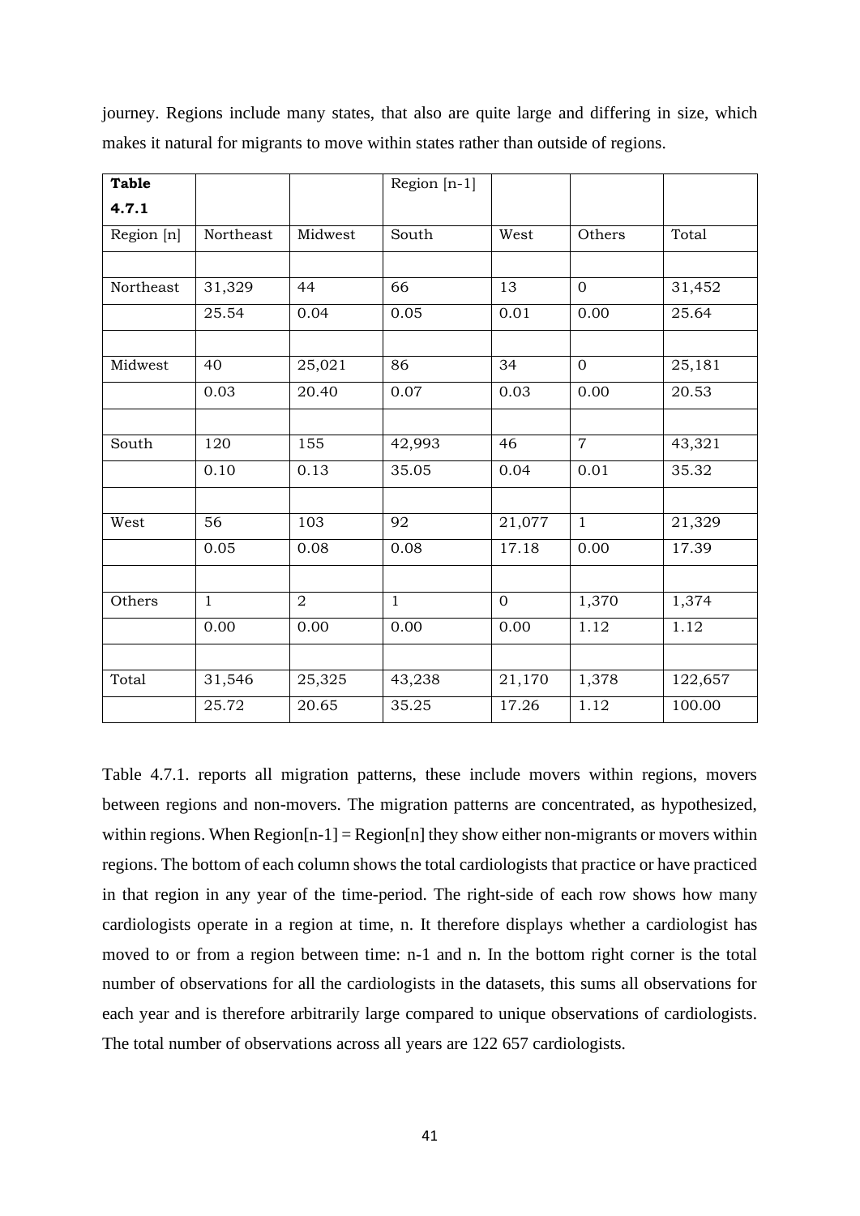journey. Regions include many states, that also are quite large and differing in size, which makes it natural for migrants to move within states rather than outside of regions.

| **Table 4.7.1** | | | Region [n-1] | | | |
|---|---|---|---|---|---|---|
| Region [n] | Northeast | Midwest | South | West | Others | Total |
| | | | | | | |
| Northeast | 31,329 | 44 | 66 | 13 | 0 | 31,452 |
| | 25.54 | 0.04 | 0.05 | 0.01 | 0.00 | 25.64 |
| | | | | | | |
| Midwest | 40 | 25,021 | 86 | 34 | 0 | 25,181 |
| | 0.03 | 20.40 | 0.07 | 0.03 | 0.00 | 20.53 |
| | | | | | | |
| South | 120 | 155 | 42,993 | 46 | 7 | 43,321 |
| | 0.10 | 0.13 | 35.05 | 0.04 | 0.01 | 35.32 |
| | | | | | | |
| West | 56 | 103 | 92 | 21,077 | 1 | 21,329 |
| | 0.05 | 0.08 | 0.08 | 17.18 | 0.00 | 17.39 |
| | | | | | | |
| Others | 1 | 2 | 1 | 0 | 1,370 | 1,374 |
| | 0.00 | 0.00 | 0.00 | 0.00 | 1.12 | 1.12 |
| | | | | | | |
| Total | 31,546 | 25,325 | 43,238 | 21,170 | 1,378 | 122,657 |
| | 25.72 | 20.65 | 35.25 | 17.26 | 1.12 | 100.00 |

Table 4.7.1. reports all migration patterns, these include movers within regions, movers between regions and non-movers. The migration patterns are concentrated, as hypothesized, within regions. When Region[n-1] = Region[n] they show either non-migrants or movers within regions. The bottom of each column shows the total cardiologists that practice or have practiced in that region in any year of the time-period. The right-side of each row shows how many cardiologists operate in a region at time, n. It therefore displays whether a cardiologist has moved to or from a region between time: n-1 and n. In the bottom right corner is the total number of observations for all the cardiologists in the datasets, this sums all observations for each year and is therefore arbitrarily large compared to unique observations of cardiologists. The total number of observations across all years are 122 657 cardiologists.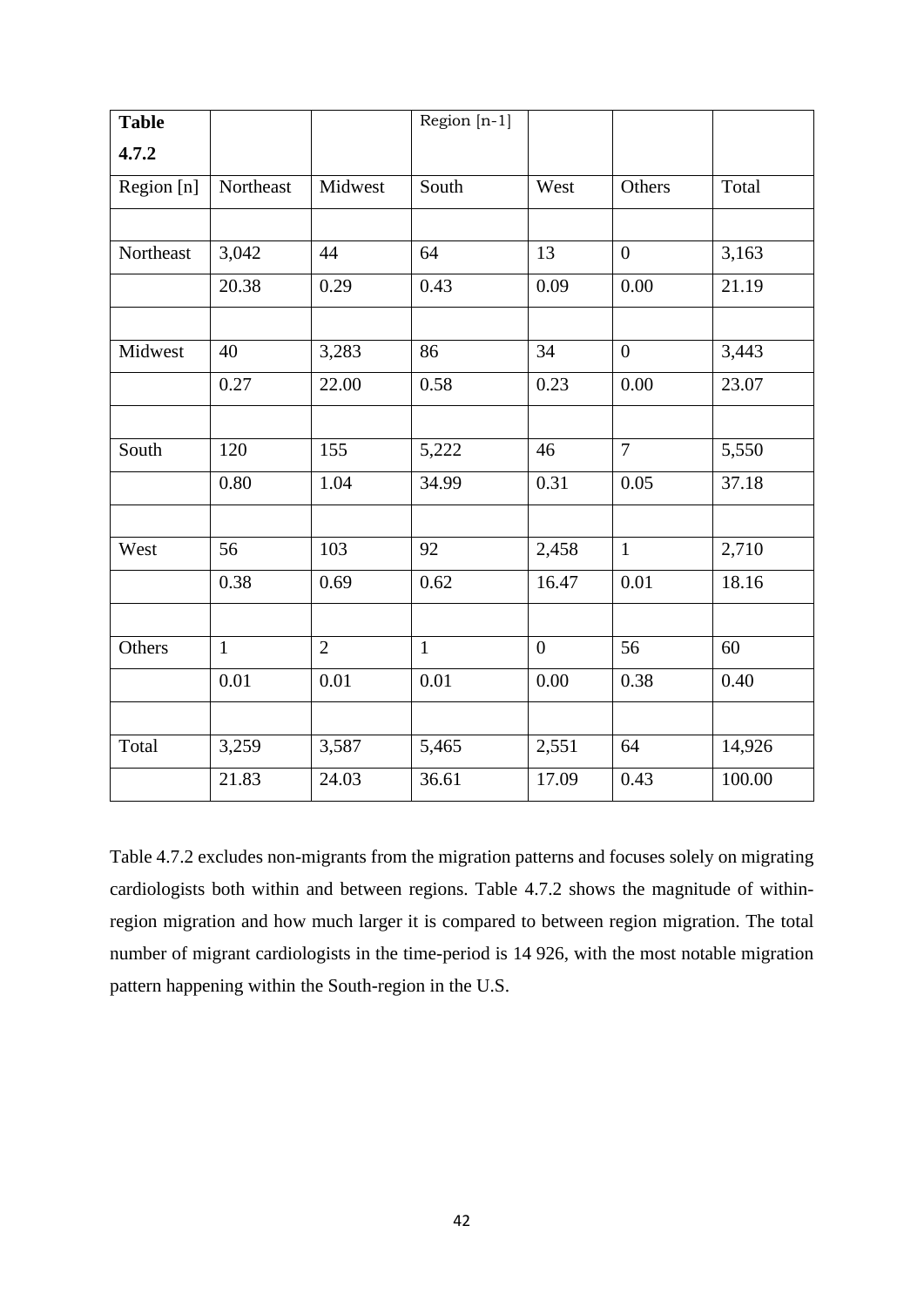| Table 4.7.2 | | | Region [n-1] | | | |
|---|---|---|---|---|---|---|
| Region [n] | Northeast | Midwest | South | West | Others | Total |
| | | | | | | |
| Northeast | 3,042 | 44 | 64 | 13 | 0 | 3,163 |
| | 20.38 | 0.29 | 0.43 | 0.09 | 0.00 | 21.19 |
| | | | | | | |
| Midwest | 40 | 3,283 | 86 | 34 | 0 | 3,443 |
| | 0.27 | 22.00 | 0.58 | 0.23 | 0.00 | 23.07 |
| | | | | | | |
| South | 120 | 155 | 5,222 | 46 | 7 | 5,550 |
| | 0.80 | 1.04 | 34.99 | 0.31 | 0.05 | 37.18 |
| | | | | | | |
| West | 56 | 103 | 92 | 2,458 | 1 | 2,710 |
| | 0.38 | 0.69 | 0.62 | 16.47 | 0.01 | 18.16 |
| | | | | | | |
| Others | 1 | 2 | 1 | 0 | 56 | 60 |
| | 0.01 | 0.01 | 0.01 | 0.00 | 0.38 | 0.40 |
| | | | | | | |
| Total | 3,259 | 3,587 | 5,465 | 2,551 | 64 | 14,926 |
| | 21.83 | 24.03 | 36.61 | 17.09 | 0.43 | 100.00 |

Table 4.7.2 excludes non-migrants from the migration patterns and focuses solely on migrating cardiologists both within and between regions. Table 4.7.2 shows the magnitude of within-region migration and how much larger it is compared to between region migration. The total number of migrant cardiologists in the time-period is 14 926, with the most notable migration pattern happening within the South-region in the U.S.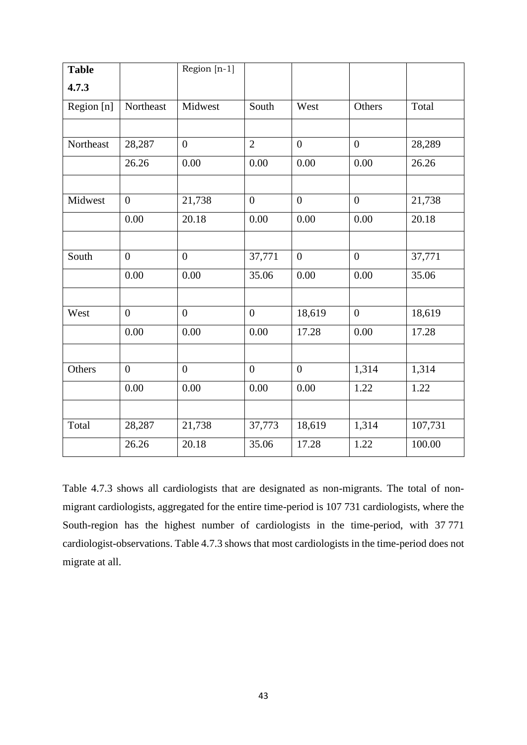| **Table 4.7.3** | | Region [n-1] | | | | |
|---|---|---|---|---|---|---|
| Region [n] | Northeast | Midwest | South | West | Others | Total |
| | | | | | | |
| Northeast | 28,287 | 0 | 2 | 0 | 0 | 28,289 |
| | 26.26 | 0.00 | 0.00 | 0.00 | 0.00 | 26.26 |
| | | | | | | |
| Midwest | 0 | 21,738 | 0 | 0 | 0 | 21,738 |
| | 0.00 | 20.18 | 0.00 | 0.00 | 0.00 | 20.18 |
| | | | | | | |
| South | 0 | 0 | 37,771 | 0 | 0 | 37,771 |
| | 0.00 | 0.00 | 35.06 | 0.00 | 0.00 | 35.06 |
| | | | | | | |
| West | 0 | 0 | 0 | 18,619 | 0 | 18,619 |
| | 0.00 | 0.00 | 0.00 | 17.28 | 0.00 | 17.28 |
| | | | | | | |
| Others | 0 | 0 | 0 | 0 | 1,314 | 1,314 |
| | 0.00 | 0.00 | 0.00 | 0.00 | 1.22 | 1.22 |
| | | | | | | |
| Total | 28,287 | 21,738 | 37,773 | 18,619 | 1,314 | 107,731 |
| | 26.26 | 20.18 | 35.06 | 17.28 | 1.22 | 100.00 |

Table 4.7.3 shows all cardiologists that are designated as non-migrants. The total of non-migrant cardiologists, aggregated for the entire time-period is 107 731 cardiologists, where the South-region has the highest number of cardiologists in the time-period, with 37 771 cardiologist-observations. Table 4.7.3 shows that most cardiologists in the time-period does not migrate at all.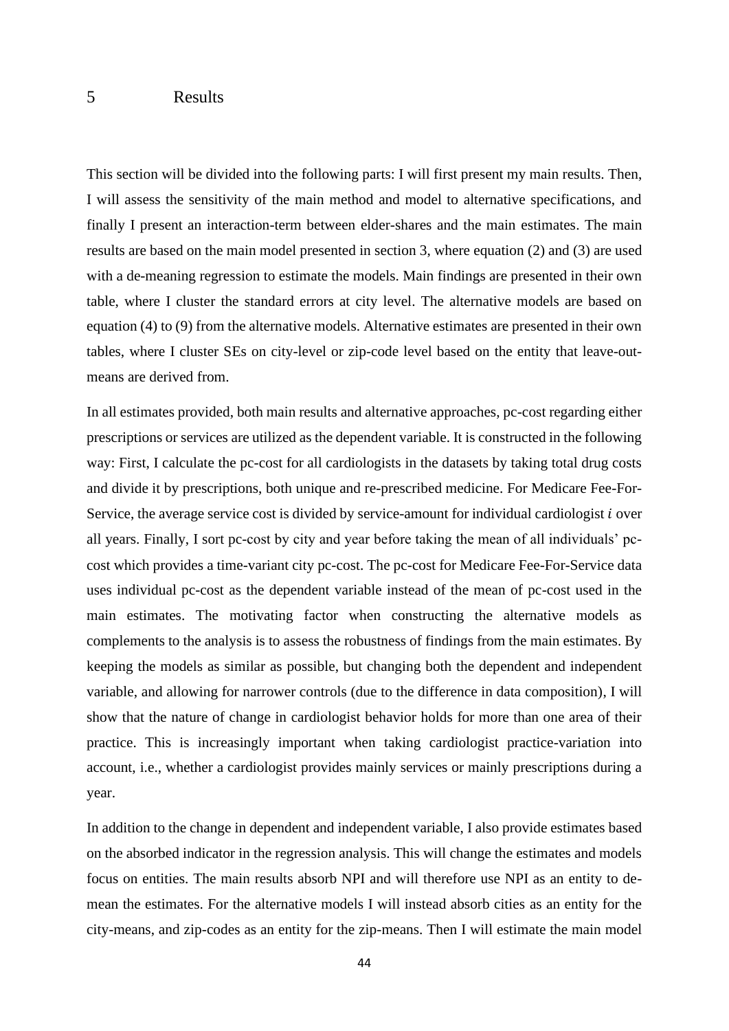# 5 Results

This section will be divided into the following parts: I will first present my main results. Then, I will assess the sensitivity of the main method and model to alternative specifications, and finally I present an interaction-term between elder-shares and the main estimates. The main results are based on the main model presented in section 3, where equation (2) and (3) are used with a de-meaning regression to estimate the models. Main findings are presented in their own table, where I cluster the standard errors at city level. The alternative models are based on equation (4) to (9) from the alternative models. Alternative estimates are presented in their own tables, where I cluster SEs on city-level or zip-code level based on the entity that leave-out-means are derived from.

In all estimates provided, both main results and alternative approaches, pc-cost regarding either prescriptions or services are utilized as the dependent variable. It is constructed in the following way: First, I calculate the pc-cost for all cardiologists in the datasets by taking total drug costs and divide it by prescriptions, both unique and re-prescribed medicine. For Medicare Fee-For-Service, the average service cost is divided by service-amount for individual cardiologist $i$ over all years. Finally, I sort pc-cost by city and year before taking the mean of all individuals' pc-cost which provides a time-variant city pc-cost. The pc-cost for Medicare Fee-For-Service data uses individual pc-cost as the dependent variable instead of the mean of pc-cost used in the main estimates. The motivating factor when constructing the alternative models as complements to the analysis is to assess the robustness of findings from the main estimates. By keeping the models as similar as possible, but changing both the dependent and independent variable, and allowing for narrower controls (due to the difference in data composition), I will show that the nature of change in cardiologist behavior holds for more than one area of their practice. This is increasingly important when taking cardiologist practice-variation into account, i.e., whether a cardiologist provides mainly services or mainly prescriptions during a year.

In addition to the change in dependent and independent variable, I also provide estimates based on the absorbed indicator in the regression analysis. This will change the estimates and models focus on entities. The main results absorb NPI and will therefore use NPI as an entity to de-mean the estimates. For the alternative models I will instead absorb cities as an entity for the city-means, and zip-codes as an entity for the zip-means. Then I will estimate the main model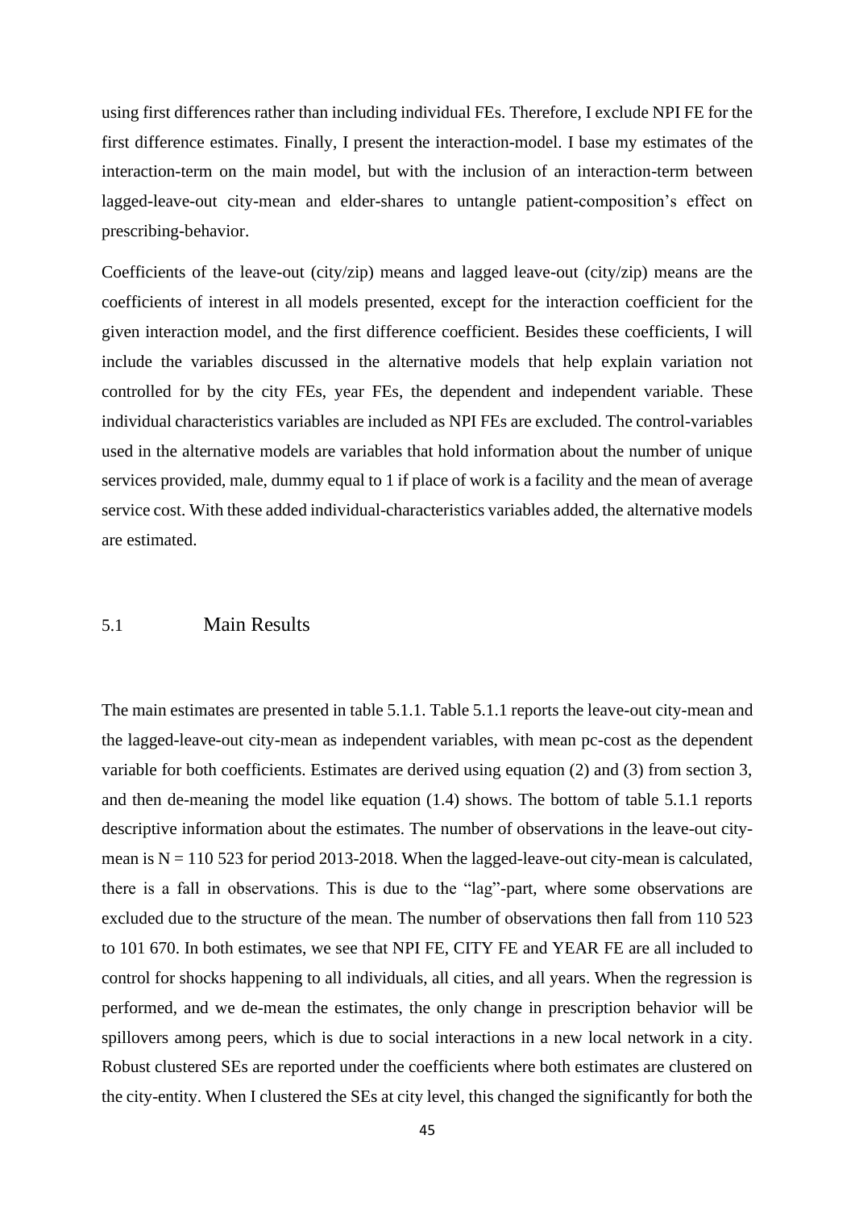using first differences rather than including individual FEs. Therefore, I exclude NPI FE for the first difference estimates. Finally, I present the interaction-model. I base my estimates of the interaction-term on the main model, but with the inclusion of an interaction-term between lagged-leave-out city-mean and elder-shares to untangle patient-composition's effect on prescribing-behavior.

Coefficients of the leave-out (city/zip) means and lagged leave-out (city/zip) means are the coefficients of interest in all models presented, except for the interaction coefficient for the given interaction model, and the first difference coefficient. Besides these coefficients, I will include the variables discussed in the alternative models that help explain variation not controlled for by the city FEs, year FEs, the dependent and independent variable. These individual characteristics variables are included as NPI FEs are excluded. The control-variables used in the alternative models are variables that hold information about the number of unique services provided, male, dummy equal to 1 if place of work is a facility and the mean of average service cost. With these added individual-characteristics variables added, the alternative models are estimated.

## 5.1 Main Results

The main estimates are presented in table 5.1.1. Table 5.1.1 reports the leave-out city-mean and the lagged-leave-out city-mean as independent variables, with mean pc-cost as the dependent variable for both coefficients. Estimates are derived using equation (2) and (3) from section 3, and then de-meaning the model like equation (1.4) shows. The bottom of table 5.1.1 reports descriptive information about the estimates. The number of observations in the leave-out city-mean is N = 110 523 for period 2013-2018. When the lagged-leave-out city-mean is calculated, there is a fall in observations. This is due to the "lag"-part, where some observations are excluded due to the structure of the mean. The number of observations then fall from 110 523 to 101 670. In both estimates, we see that NPI FE, CITY FE and YEAR FE are all included to control for shocks happening to all individuals, all cities, and all years. When the regression is performed, and we de-mean the estimates, the only change in prescription behavior will be spillovers among peers, which is due to social interactions in a new local network in a city. Robust clustered SEs are reported under the coefficients where both estimates are clustered on the city-entity. When I clustered the SEs at city level, this changed the significantly for both the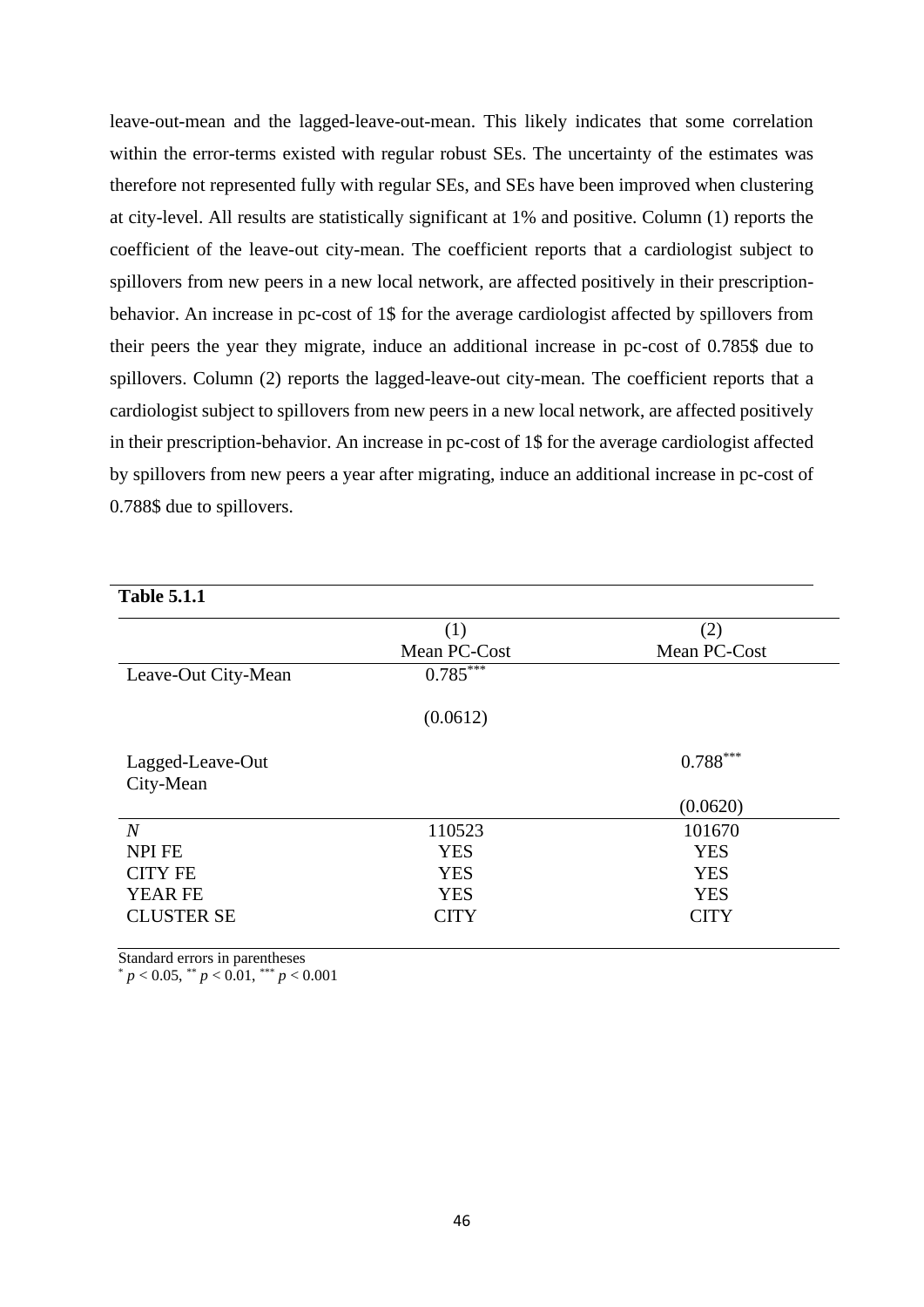leave-out-mean and the lagged-leave-out-mean. This likely indicates that some correlation within the error-terms existed with regular robust SEs. The uncertainty of the estimates was therefore not represented fully with regular SEs, and SEs have been improved when clustering at city-level. All results are statistically significant at 1% and positive. Column (1) reports the coefficient of the leave-out city-mean. The coefficient reports that a cardiologist subject to spillovers from new peers in a new local network, are affected positively in their prescription-behavior. An increase in pc-cost of 1$ for the average cardiologist affected by spillovers from their peers the year they migrate, induce an additional increase in pc-cost of 0.785$ due to spillovers. Column (2) reports the lagged-leave-out city-mean. The coefficient reports that a cardiologist subject to spillovers from new peers in a new local network, are affected positively in their prescription-behavior. An increase in pc-cost of 1$ for the average cardiologist affected by spillovers from new peers a year after migrating, induce an additional increase in pc-cost of 0.788$ due to spillovers.

**Table 5.1.1**

| | (1) Mean PC-Cost | (2) Mean PC-Cost |
|---|---|---|
| Leave-Out City-Mean | $0.785^{***}$ | |
| | (0.0612) | |
| Lagged-Leave-Out City-Mean | | $0.788^{***}$ |
| | | (0.0620) |
| *N* | 110523 | 101670 |
| NPI FE | YES | YES |
| CITY FE | YES | YES |
| YEAR FE | YES | YES |
| CLUSTER SE | CITY | CITY |

Standard errors in parentheses
$^{*}$ $p < 0.05$, $^{**}$ $p < 0.01$, $^{***}$ $p < 0.001$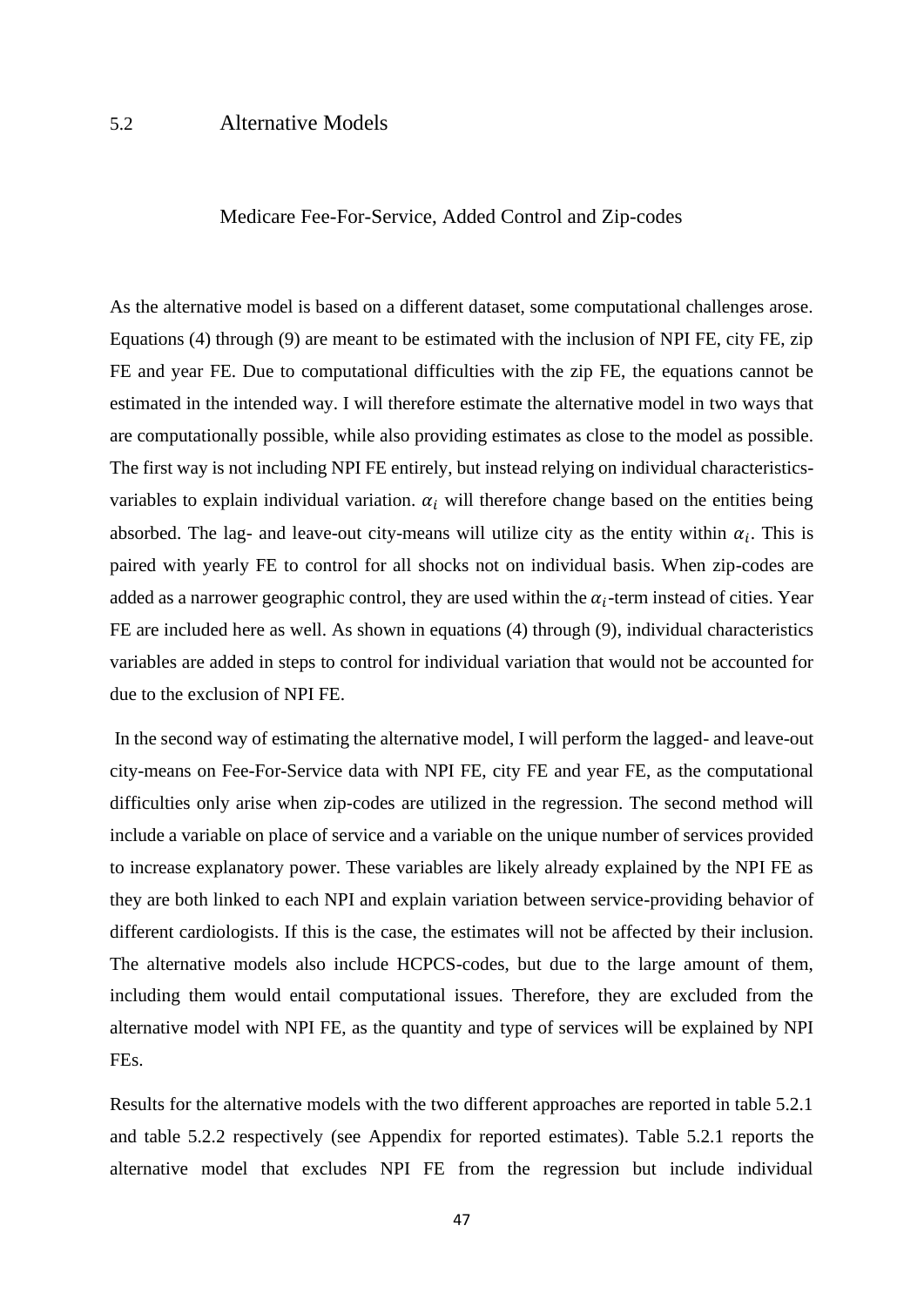## 5.2 Alternative Models

### Medicare Fee-For-Service, Added Control and Zip-codes

As the alternative model is based on a different dataset, some computational challenges arose. Equations (4) through (9) are meant to be estimated with the inclusion of NPI FE, city FE, zip FE and year FE. Due to computational difficulties with the zip FE, the equations cannot be estimated in the intended way. I will therefore estimate the alternative model in two ways that are computationally possible, while also providing estimates as close to the model as possible. The first way is not including NPI FE entirely, but instead relying on individual characteristics-variables to explain individual variation. $\alpha_i$ will therefore change based on the entities being absorbed. The lag- and leave-out city-means will utilize city as the entity within $\alpha_i$. This is paired with yearly FE to control for all shocks not on individual basis. When zip-codes are added as a narrower geographic control, they are used within the $\alpha_i$-term instead of cities. Year FE are included here as well. As shown in equations (4) through (9), individual characteristics variables are added in steps to control for individual variation that would not be accounted for due to the exclusion of NPI FE.

In the second way of estimating the alternative model, I will perform the lagged- and leave-out city-means on Fee-For-Service data with NPI FE, city FE and year FE, as the computational difficulties only arise when zip-codes are utilized in the regression. The second method will include a variable on place of service and a variable on the unique number of services provided to increase explanatory power. These variables are likely already explained by the NPI FE as they are both linked to each NPI and explain variation between service-providing behavior of different cardiologists. If this is the case, the estimates will not be affected by their inclusion. The alternative models also include HCPCS-codes, but due to the large amount of them, including them would entail computational issues. Therefore, they are excluded from the alternative model with NPI FE, as the quantity and type of services will be explained by NPI FEs.

Results for the alternative models with the two different approaches are reported in table 5.2.1 and table 5.2.2 respectively (see Appendix for reported estimates). Table 5.2.1 reports the alternative model that excludes NPI FE from the regression but include individual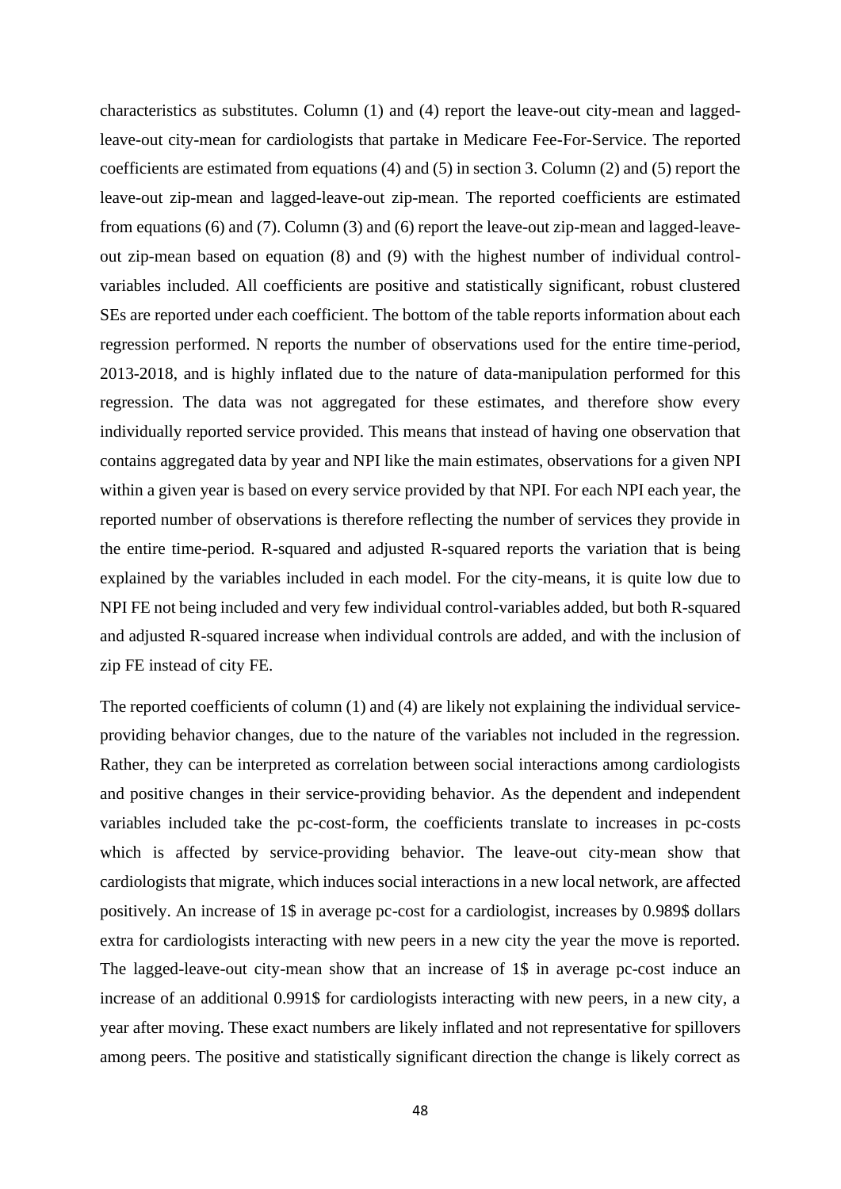characteristics as substitutes. Column (1) and (4) report the leave-out city-mean and lagged-leave-out city-mean for cardiologists that partake in Medicare Fee-For-Service. The reported coefficients are estimated from equations (4) and (5) in section 3. Column (2) and (5) report the leave-out zip-mean and lagged-leave-out zip-mean. The reported coefficients are estimated from equations (6) and (7). Column (3) and (6) report the leave-out zip-mean and lagged-leave-out zip-mean based on equation (8) and (9) with the highest number of individual control-variables included. All coefficients are positive and statistically significant, robust clustered SEs are reported under each coefficient. The bottom of the table reports information about each regression performed. N reports the number of observations used for the entire time-period, 2013-2018, and is highly inflated due to the nature of data-manipulation performed for this regression. The data was not aggregated for these estimates, and therefore show every individually reported service provided. This means that instead of having one observation that contains aggregated data by year and NPI like the main estimates, observations for a given NPI within a given year is based on every service provided by that NPI. For each NPI each year, the reported number of observations is therefore reflecting the number of services they provide in the entire time-period. R-squared and adjusted R-squared reports the variation that is being explained by the variables included in each model. For the city-means, it is quite low due to NPI FE not being included and very few individual control-variables added, but both R-squared and adjusted R-squared increase when individual controls are added, and with the inclusion of zip FE instead of city FE.

The reported coefficients of column (1) and (4) are likely not explaining the individual service-providing behavior changes, due to the nature of the variables not included in the regression. Rather, they can be interpreted as correlation between social interactions among cardiologists and positive changes in their service-providing behavior. As the dependent and independent variables included take the pc-cost-form, the coefficients translate to increases in pc-costs which is affected by service-providing behavior. The leave-out city-mean show that cardiologists that migrate, which induces social interactions in a new local network, are affected positively. An increase of 1$ in average pc-cost for a cardiologist, increases by 0.989$ dollars extra for cardiologists interacting with new peers in a new city the year the move is reported. The lagged-leave-out city-mean show that an increase of 1$ in average pc-cost induce an increase of an additional 0.991$ for cardiologists interacting with new peers, in a new city, a year after moving. These exact numbers are likely inflated and not representative for spillovers among peers. The positive and statistically significant direction the change is likely correct as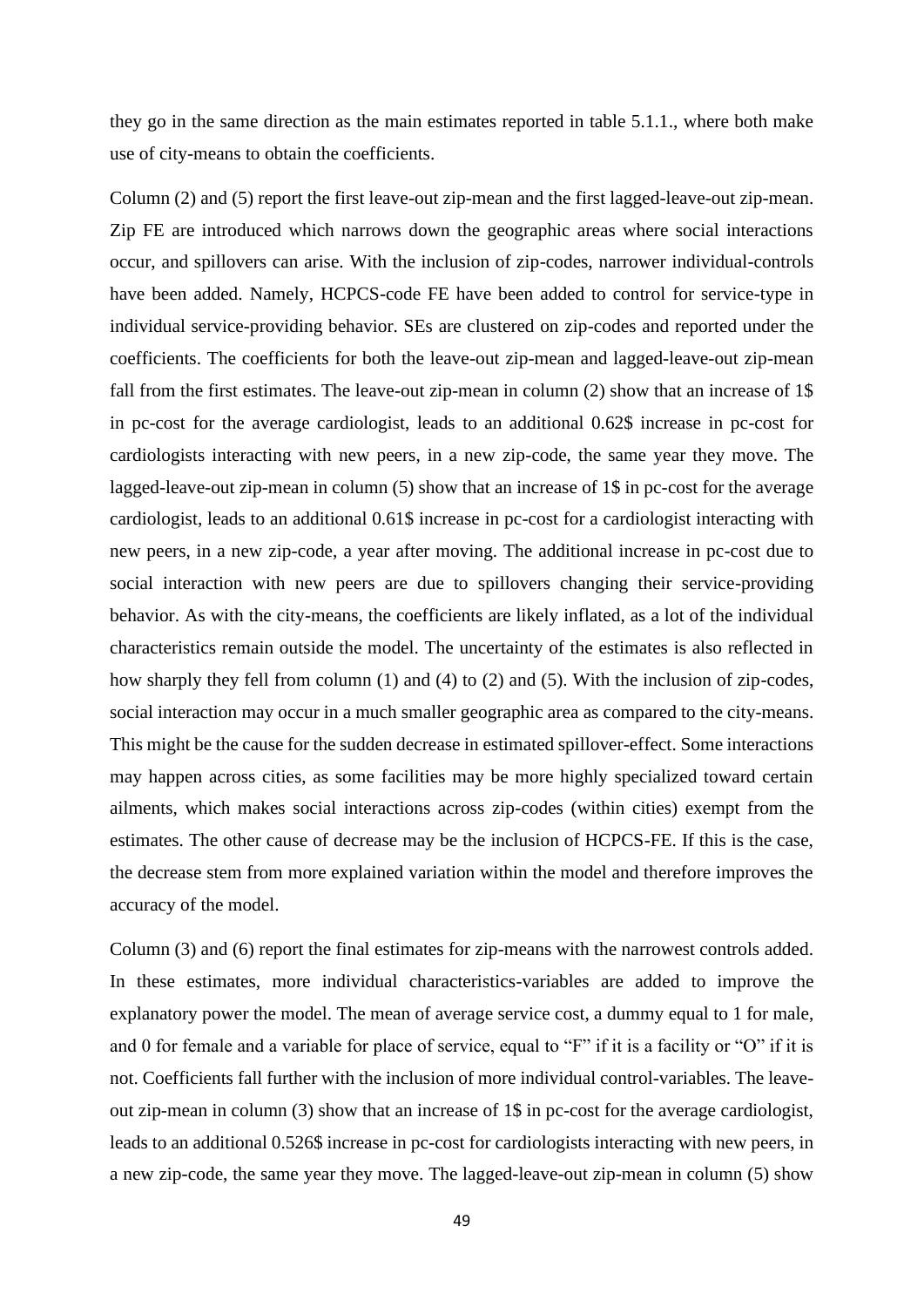they go in the same direction as the main estimates reported in table 5.1.1., where both make use of city-means to obtain the coefficients.

Column (2) and (5) report the first leave-out zip-mean and the first lagged-leave-out zip-mean. Zip FE are introduced which narrows down the geographic areas where social interactions occur, and spillovers can arise. With the inclusion of zip-codes, narrower individual-controls have been added. Namely, HCPCS-code FE have been added to control for service-type in individual service-providing behavior. SEs are clustered on zip-codes and reported under the coefficients. The coefficients for both the leave-out zip-mean and lagged-leave-out zip-mean fall from the first estimates. The leave-out zip-mean in column (2) show that an increase of 1$ in pc-cost for the average cardiologist, leads to an additional 0.62$ increase in pc-cost for cardiologists interacting with new peers, in a new zip-code, the same year they move. The lagged-leave-out zip-mean in column (5) show that an increase of 1$ in pc-cost for the average cardiologist, leads to an additional 0.61$ increase in pc-cost for a cardiologist interacting with new peers, in a new zip-code, a year after moving. The additional increase in pc-cost due to social interaction with new peers are due to spillovers changing their service-providing behavior. As with the city-means, the coefficients are likely inflated, as a lot of the individual characteristics remain outside the model. The uncertainty of the estimates is also reflected in how sharply they fell from column (1) and (4) to (2) and (5). With the inclusion of zip-codes, social interaction may occur in a much smaller geographic area as compared to the city-means. This might be the cause for the sudden decrease in estimated spillover-effect. Some interactions may happen across cities, as some facilities may be more highly specialized toward certain ailments, which makes social interactions across zip-codes (within cities) exempt from the estimates. The other cause of decrease may be the inclusion of HCPCS-FE. If this is the case, the decrease stem from more explained variation within the model and therefore improves the accuracy of the model.

Column (3) and (6) report the final estimates for zip-means with the narrowest controls added. In these estimates, more individual characteristics-variables are added to improve the explanatory power the model. The mean of average service cost, a dummy equal to 1 for male, and 0 for female and a variable for place of service, equal to "F" if it is a facility or "O" if it is not. Coefficients fall further with the inclusion of more individual control-variables. The leave-out zip-mean in column (3) show that an increase of 1$ in pc-cost for the average cardiologist, leads to an additional 0.526$ increase in pc-cost for cardiologists interacting with new peers, in a new zip-code, the same year they move. The lagged-leave-out zip-mean in column (5) show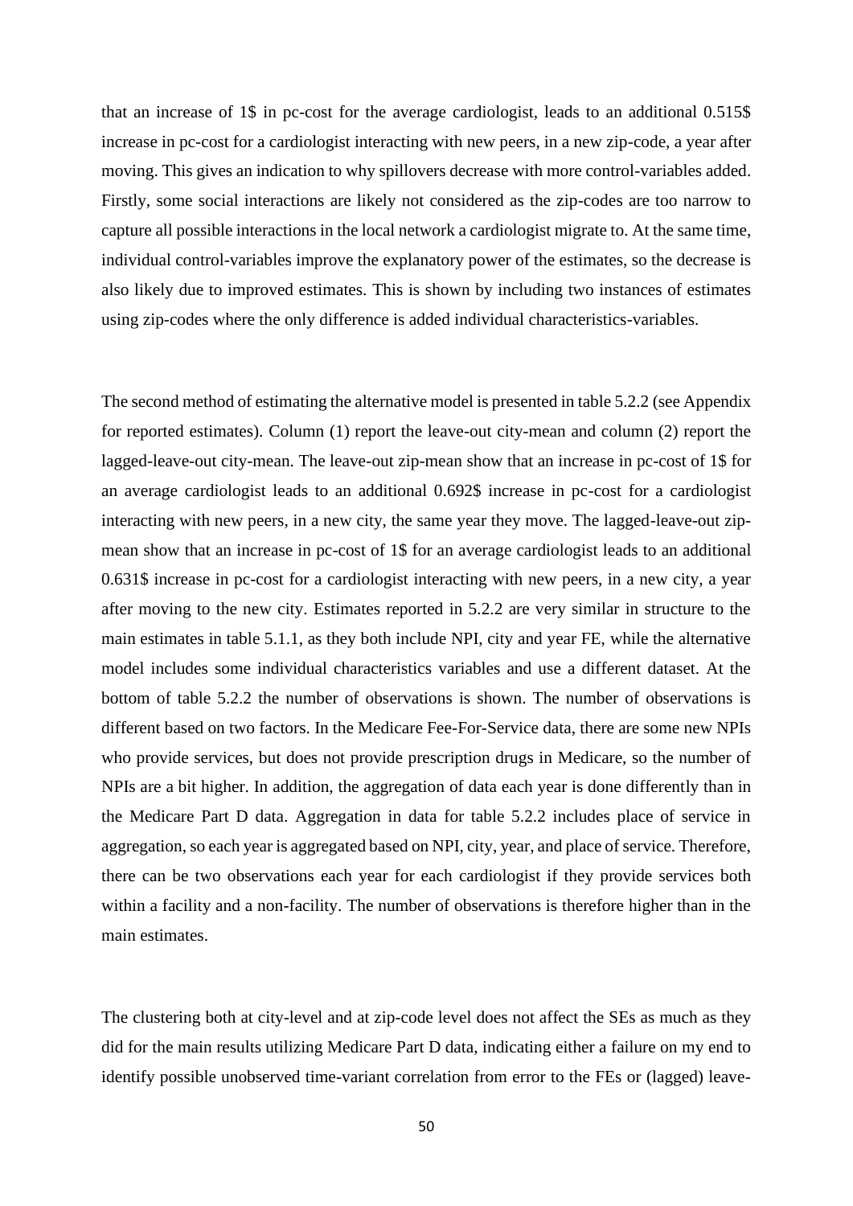that an increase of 1$ in pc-cost for the average cardiologist, leads to an additional 0.515$ increase in pc-cost for a cardiologist interacting with new peers, in a new zip-code, a year after moving. This gives an indication to why spillovers decrease with more control-variables added. Firstly, some social interactions are likely not considered as the zip-codes are too narrow to capture all possible interactions in the local network a cardiologist migrate to. At the same time, individual control-variables improve the explanatory power of the estimates, so the decrease is also likely due to improved estimates. This is shown by including two instances of estimates using zip-codes where the only difference is added individual characteristics-variables.

The second method of estimating the alternative model is presented in table 5.2.2 (see Appendix for reported estimates). Column (1) report the leave-out city-mean and column (2) report the lagged-leave-out city-mean. The leave-out zip-mean show that an increase in pc-cost of 1$ for an average cardiologist leads to an additional 0.692$ increase in pc-cost for a cardiologist interacting with new peers, in a new city, the same year they move. The lagged-leave-out zip-mean show that an increase in pc-cost of 1$ for an average cardiologist leads to an additional 0.631$ increase in pc-cost for a cardiologist interacting with new peers, in a new city, a year after moving to the new city. Estimates reported in 5.2.2 are very similar in structure to the main estimates in table 5.1.1, as they both include NPI, city and year FE, while the alternative model includes some individual characteristics variables and use a different dataset. At the bottom of table 5.2.2 the number of observations is shown. The number of observations is different based on two factors. In the Medicare Fee-For-Service data, there are some new NPIs who provide services, but does not provide prescription drugs in Medicare, so the number of NPIs are a bit higher. In addition, the aggregation of data each year is done differently than in the Medicare Part D data. Aggregation in data for table 5.2.2 includes place of service in aggregation, so each year is aggregated based on NPI, city, year, and place of service. Therefore, there can be two observations each year for each cardiologist if they provide services both within a facility and a non-facility. The number of observations is therefore higher than in the main estimates.

The clustering both at city-level and at zip-code level does not affect the SEs as much as they did for the main results utilizing Medicare Part D data, indicating either a failure on my end to identify possible unobserved time-variant correlation from error to the FEs or (lagged) leave-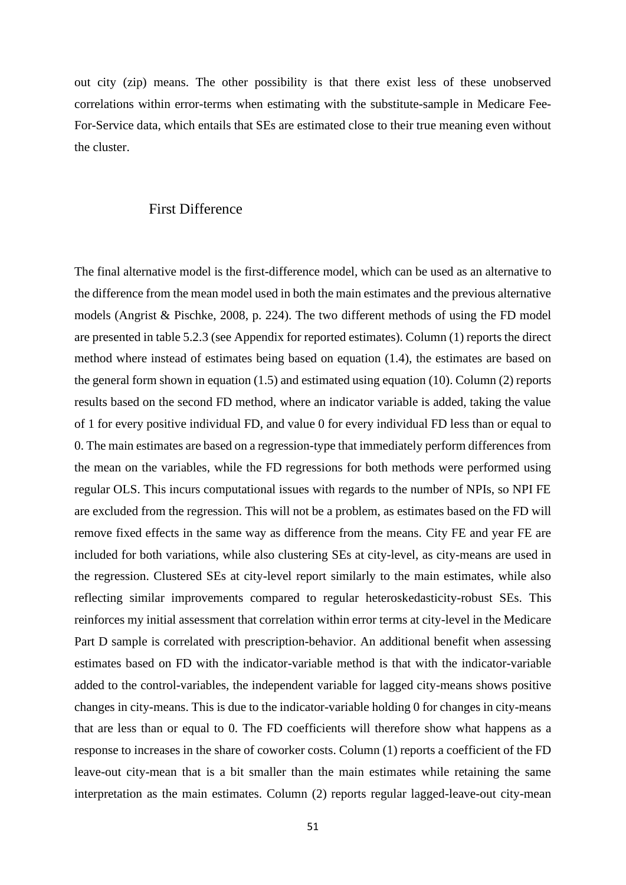out city (zip) means. The other possibility is that there exist less of these unobserved correlations within error-terms when estimating with the substitute-sample in Medicare Fee-For-Service data, which entails that SEs are estimated close to their true meaning even without the cluster.

### First Difference

The final alternative model is the first-difference model, which can be used as an alternative to the difference from the mean model used in both the main estimates and the previous alternative models (Angrist & Pischke, 2008, p. 224). The two different methods of using the FD model are presented in table 5.2.3 (see Appendix for reported estimates). Column (1) reports the direct method where instead of estimates being based on equation (1.4), the estimates are based on the general form shown in equation (1.5) and estimated using equation (10). Column (2) reports results based on the second FD method, where an indicator variable is added, taking the value of 1 for every positive individual FD, and value 0 for every individual FD less than or equal to 0. The main estimates are based on a regression-type that immediately perform differences from the mean on the variables, while the FD regressions for both methods were performed using regular OLS. This incurs computational issues with regards to the number of NPIs, so NPI FE are excluded from the regression. This will not be a problem, as estimates based on the FD will remove fixed effects in the same way as difference from the means. City FE and year FE are included for both variations, while also clustering SEs at city-level, as city-means are used in the regression. Clustered SEs at city-level report similarly to the main estimates, while also reflecting similar improvements compared to regular heteroskedasticity-robust SEs. This reinforces my initial assessment that correlation within error terms at city-level in the Medicare Part D sample is correlated with prescription-behavior. An additional benefit when assessing estimates based on FD with the indicator-variable method is that with the indicator-variable added to the control-variables, the independent variable for lagged city-means shows positive changes in city-means. This is due to the indicator-variable holding 0 for changes in city-means that are less than or equal to 0. The FD coefficients will therefore show what happens as a response to increases in the share of coworker costs. Column (1) reports a coefficient of the FD leave-out city-mean that is a bit smaller than the main estimates while retaining the same interpretation as the main estimates. Column (2) reports regular lagged-leave-out city-mean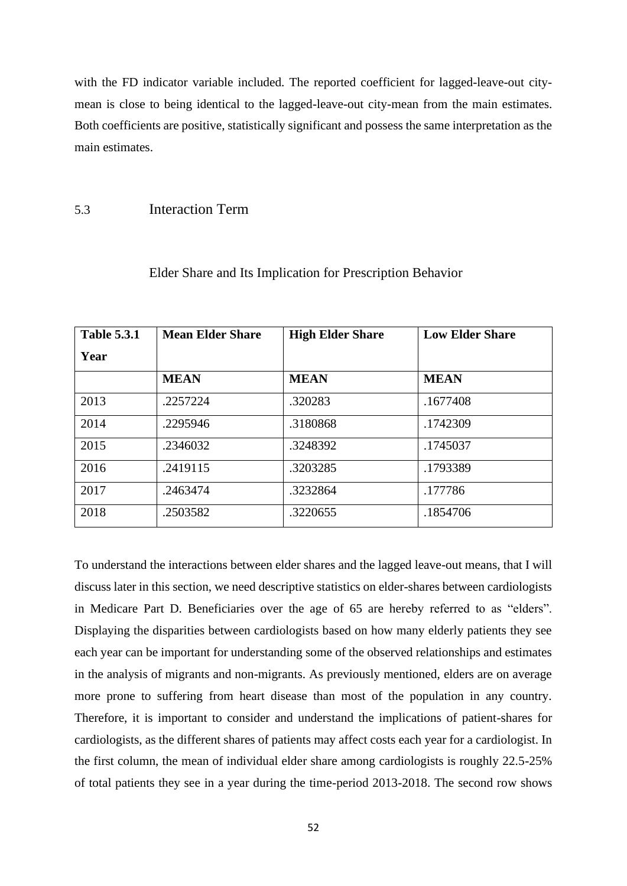with the FD indicator variable included. The reported coefficient for lagged-leave-out city-mean is close to being identical to the lagged-leave-out city-mean from the main estimates. Both coefficients are positive, statistically significant and possess the same interpretation as the main estimates.

## 5.3 Interaction Term

### Elder Share and Its Implication for Prescription Behavior

| **Table 5.3.1** **Year** | **Mean Elder Share** | **High Elder Share** | **Low Elder Share** |
|---|---|---|---|
| | **MEAN** | **MEAN** | **MEAN** |
| 2013 | .2257224 | .320283 | .1677408 |
| 2014 | .2295946 | .3180868 | .1742309 |
| 2015 | .2346032 | .3248392 | .1745037 |
| 2016 | .2419115 | .3203285 | .1793389 |
| 2017 | .2463474 | .3232864 | .177786 |
| 2018 | .2503582 | .3220655 | .1854706 |

To understand the interactions between elder shares and the lagged leave-out means, that I will discuss later in this section, we need descriptive statistics on elder-shares between cardiologists in Medicare Part D. Beneficiaries over the age of 65 are hereby referred to as "elders". Displaying the disparities between cardiologists based on how many elderly patients they see each year can be important for understanding some of the observed relationships and estimates in the analysis of migrants and non-migrants. As previously mentioned, elders are on average more prone to suffering from heart disease than most of the population in any country. Therefore, it is important to consider and understand the implications of patient-shares for cardiologists, as the different shares of patients may affect costs each year for a cardiologist. In the first column, the mean of individual elder share among cardiologists is roughly 22.5-25% of total patients they see in a year during the time-period 2013-2018. The second row shows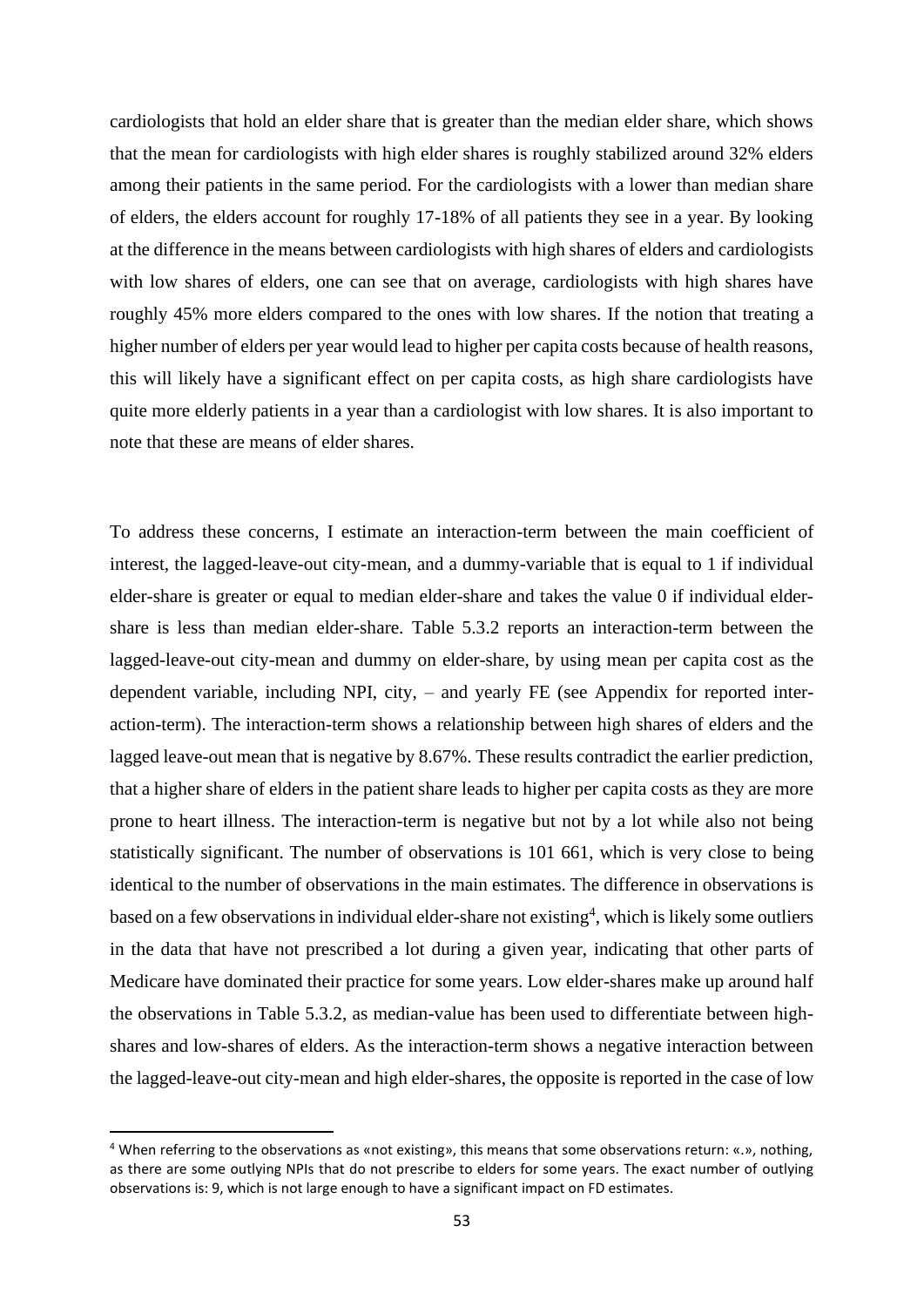cardiologists that hold an elder share that is greater than the median elder share, which shows that the mean for cardiologists with high elder shares is roughly stabilized around 32% elders among their patients in the same period. For the cardiologists with a lower than median share of elders, the elders account for roughly 17-18% of all patients they see in a year. By looking at the difference in the means between cardiologists with high shares of elders and cardiologists with low shares of elders, one can see that on average, cardiologists with high shares have roughly 45% more elders compared to the ones with low shares. If the notion that treating a higher number of elders per year would lead to higher per capita costs because of health reasons, this will likely have a significant effect on per capita costs, as high share cardiologists have quite more elderly patients in a year than a cardiologist with low shares. It is also important to note that these are means of elder shares.

To address these concerns, I estimate an interaction-term between the main coefficient of interest, the lagged-leave-out city-mean, and a dummy-variable that is equal to 1 if individual elder-share is greater or equal to median elder-share and takes the value 0 if individual elder-share is less than median elder-share. Table 5.3.2 reports an interaction-term between the lagged-leave-out city-mean and dummy on elder-share, by using mean per capita cost as the dependent variable, including NPI, city, – and yearly FE (see Appendix for reported interaction-term). The interaction-term shows a relationship between high shares of elders and the lagged leave-out mean that is negative by 8.67%. These results contradict the earlier prediction, that a higher share of elders in the patient share leads to higher per capita costs as they are more prone to heart illness. The interaction-term is negative but not by a lot while also not being statistically significant. The number of observations is 101 661, which is very close to being identical to the number of observations in the main estimates. The difference in observations is based on a few observations in individual elder-share not existing[4], which is likely some outliers in the data that have not prescribed a lot during a given year, indicating that other parts of Medicare have dominated their practice for some years. Low elder-shares make up around half the observations in Table 5.3.2, as median-value has been used to differentiate between high-shares and low-shares of elders. As the interaction-term shows a negative interaction between the lagged-leave-out city-mean and high elder-shares, the opposite is reported in the case of low

[4] When referring to the observations as «not existing», this means that some observations return: «.», nothing, as there are some outlying NPIs that do not prescribe to elders for some years. The exact number of outlying observations is: 9, which is not large enough to have a significant impact on FD estimates.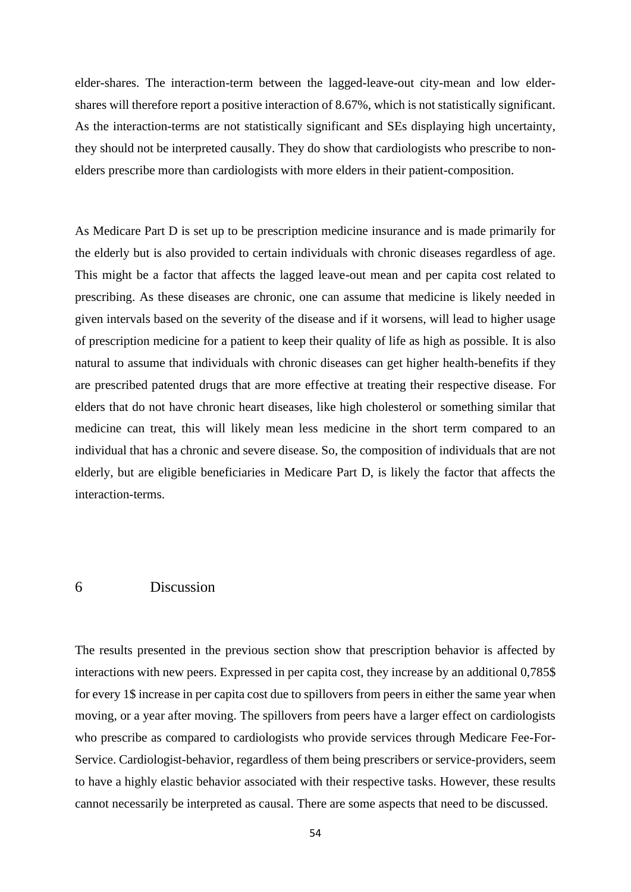elder-shares. The interaction-term between the lagged-leave-out city-mean and low elder-shares will therefore report a positive interaction of 8.67%, which is not statistically significant. As the interaction-terms are not statistically significant and SEs displaying high uncertainty, they should not be interpreted causally. They do show that cardiologists who prescribe to non-elders prescribe more than cardiologists with more elders in their patient-composition.

As Medicare Part D is set up to be prescription medicine insurance and is made primarily for the elderly but is also provided to certain individuals with chronic diseases regardless of age. This might be a factor that affects the lagged leave-out mean and per capita cost related to prescribing. As these diseases are chronic, one can assume that medicine is likely needed in given intervals based on the severity of the disease and if it worsens, will lead to higher usage of prescription medicine for a patient to keep their quality of life as high as possible. It is also natural to assume that individuals with chronic diseases can get higher health-benefits if they are prescribed patented drugs that are more effective at treating their respective disease. For elders that do not have chronic heart diseases, like high cholesterol or something similar that medicine can treat, this will likely mean less medicine in the short term compared to an individual that has a chronic and severe disease. So, the composition of individuals that are not elderly, but are eligible beneficiaries in Medicare Part D, is likely the factor that affects the interaction-terms.

# 6 Discussion

The results presented in the previous section show that prescription behavior is affected by interactions with new peers. Expressed in per capita cost, they increase by an additional 0,785$ for every 1$ increase in per capita cost due to spillovers from peers in either the same year when moving, or a year after moving. The spillovers from peers have a larger effect on cardiologists who prescribe as compared to cardiologists who provide services through Medicare Fee-For-Service. Cardiologist-behavior, regardless of them being prescribers or service-providers, seem to have a highly elastic behavior associated with their respective tasks. However, these results cannot necessarily be interpreted as causal. There are some aspects that need to be discussed.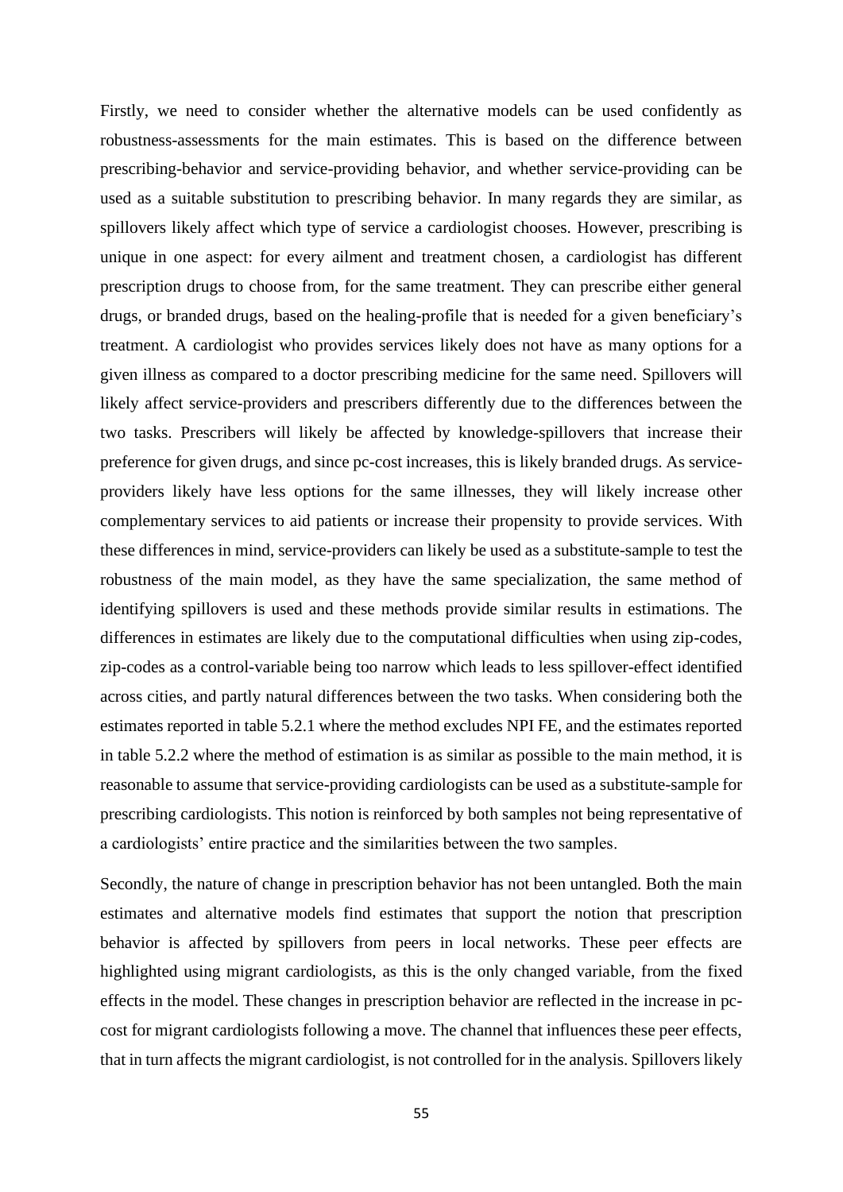Firstly, we need to consider whether the alternative models can be used confidently as robustness-assessments for the main estimates. This is based on the difference between prescribing-behavior and service-providing behavior, and whether service-providing can be used as a suitable substitution to prescribing behavior. In many regards they are similar, as spillovers likely affect which type of service a cardiologist chooses. However, prescribing is unique in one aspect: for every ailment and treatment chosen, a cardiologist has different prescription drugs to choose from, for the same treatment. They can prescribe either general drugs, or branded drugs, based on the healing-profile that is needed for a given beneficiary's treatment. A cardiologist who provides services likely does not have as many options for a given illness as compared to a doctor prescribing medicine for the same need. Spillovers will likely affect service-providers and prescribers differently due to the differences between the two tasks. Prescribers will likely be affected by knowledge-spillovers that increase their preference for given drugs, and since pc-cost increases, this is likely branded drugs. As service-providers likely have less options for the same illnesses, they will likely increase other complementary services to aid patients or increase their propensity to provide services. With these differences in mind, service-providers can likely be used as a substitute-sample to test the robustness of the main model, as they have the same specialization, the same method of identifying spillovers is used and these methods provide similar results in estimations. The differences in estimates are likely due to the computational difficulties when using zip-codes, zip-codes as a control-variable being too narrow which leads to less spillover-effect identified across cities, and partly natural differences between the two tasks. When considering both the estimates reported in table 5.2.1 where the method excludes NPI FE, and the estimates reported in table 5.2.2 where the method of estimation is as similar as possible to the main method, it is reasonable to assume that service-providing cardiologists can be used as a substitute-sample for prescribing cardiologists. This notion is reinforced by both samples not being representative of a cardiologists' entire practice and the similarities between the two samples.

Secondly, the nature of change in prescription behavior has not been untangled. Both the main estimates and alternative models find estimates that support the notion that prescription behavior is affected by spillovers from peers in local networks. These peer effects are highlighted using migrant cardiologists, as this is the only changed variable, from the fixed effects in the model. These changes in prescription behavior are reflected in the increase in pc-cost for migrant cardiologists following a move. The channel that influences these peer effects, that in turn affects the migrant cardiologist, is not controlled for in the analysis. Spillovers likely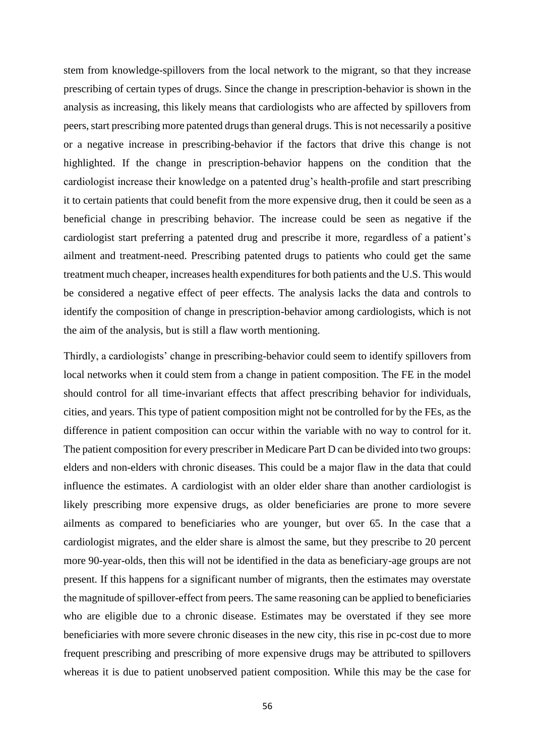stem from knowledge-spillovers from the local network to the migrant, so that they increase prescribing of certain types of drugs. Since the change in prescription-behavior is shown in the analysis as increasing, this likely means that cardiologists who are affected by spillovers from peers, start prescribing more patented drugs than general drugs. This is not necessarily a positive or a negative increase in prescribing-behavior if the factors that drive this change is not highlighted. If the change in prescription-behavior happens on the condition that the cardiologist increase their knowledge on a patented drug's health-profile and start prescribing it to certain patients that could benefit from the more expensive drug, then it could be seen as a beneficial change in prescribing behavior. The increase could be seen as negative if the cardiologist start preferring a patented drug and prescribe it more, regardless of a patient's ailment and treatment-need. Prescribing patented drugs to patients who could get the same treatment much cheaper, increases health expenditures for both patients and the U.S. This would be considered a negative effect of peer effects. The analysis lacks the data and controls to identify the composition of change in prescription-behavior among cardiologists, which is not the aim of the analysis, but is still a flaw worth mentioning.

Thirdly, a cardiologists' change in prescribing-behavior could seem to identify spillovers from local networks when it could stem from a change in patient composition. The FE in the model should control for all time-invariant effects that affect prescribing behavior for individuals, cities, and years. This type of patient composition might not be controlled for by the FEs, as the difference in patient composition can occur within the variable with no way to control for it. The patient composition for every prescriber in Medicare Part D can be divided into two groups: elders and non-elders with chronic diseases. This could be a major flaw in the data that could influence the estimates. A cardiologist with an older elder share than another cardiologist is likely prescribing more expensive drugs, as older beneficiaries are prone to more severe ailments as compared to beneficiaries who are younger, but over 65. In the case that a cardiologist migrates, and the elder share is almost the same, but they prescribe to 20 percent more 90-year-olds, then this will not be identified in the data as beneficiary-age groups are not present. If this happens for a significant number of migrants, then the estimates may overstate the magnitude of spillover-effect from peers. The same reasoning can be applied to beneficiaries who are eligible due to a chronic disease. Estimates may be overstated if they see more beneficiaries with more severe chronic diseases in the new city, this rise in pc-cost due to more frequent prescribing and prescribing of more expensive drugs may be attributed to spillovers whereas it is due to patient unobserved patient composition. While this may be the case for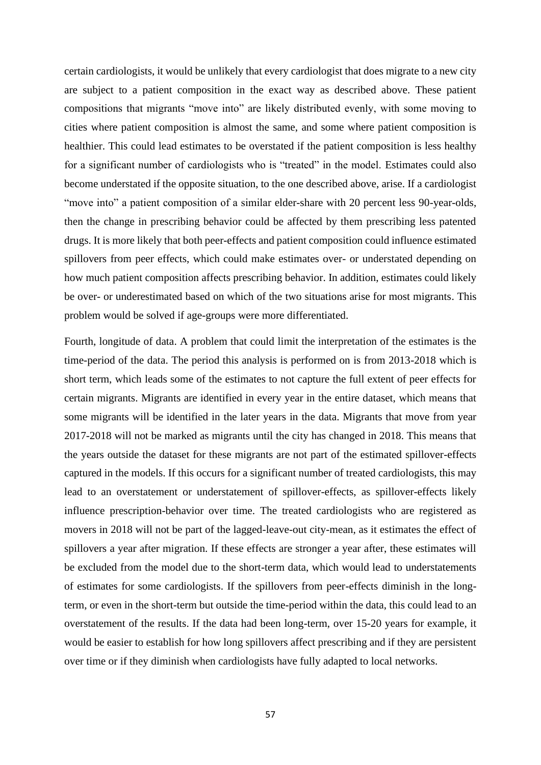certain cardiologists, it would be unlikely that every cardiologist that does migrate to a new city are subject to a patient composition in the exact way as described above. These patient compositions that migrants "move into" are likely distributed evenly, with some moving to cities where patient composition is almost the same, and some where patient composition is healthier. This could lead estimates to be overstated if the patient composition is less healthy for a significant number of cardiologists who is "treated" in the model. Estimates could also become understated if the opposite situation, to the one described above, arise. If a cardiologist "move into" a patient composition of a similar elder-share with 20 percent less 90-year-olds, then the change in prescribing behavior could be affected by them prescribing less patented drugs. It is more likely that both peer-effects and patient composition could influence estimated spillovers from peer effects, which could make estimates over- or understated depending on how much patient composition affects prescribing behavior. In addition, estimates could likely be over- or underestimated based on which of the two situations arise for most migrants. This problem would be solved if age-groups were more differentiated.

Fourth, longitude of data. A problem that could limit the interpretation of the estimates is the time-period of the data. The period this analysis is performed on is from 2013-2018 which is short term, which leads some of the estimates to not capture the full extent of peer effects for certain migrants. Migrants are identified in every year in the entire dataset, which means that some migrants will be identified in the later years in the data. Migrants that move from year 2017-2018 will not be marked as migrants until the city has changed in 2018. This means that the years outside the dataset for these migrants are not part of the estimated spillover-effects captured in the models. If this occurs for a significant number of treated cardiologists, this may lead to an overstatement or understatement of spillover-effects, as spillover-effects likely influence prescription-behavior over time. The treated cardiologists who are registered as movers in 2018 will not be part of the lagged-leave-out city-mean, as it estimates the effect of spillovers a year after migration. If these effects are stronger a year after, these estimates will be excluded from the model due to the short-term data, which would lead to understatements of estimates for some cardiologists. If the spillovers from peer-effects diminish in the long-term, or even in the short-term but outside the time-period within the data, this could lead to an overstatement of the results. If the data had been long-term, over 15-20 years for example, it would be easier to establish for how long spillovers affect prescribing and if they are persistent over time or if they diminish when cardiologists have fully adapted to local networks.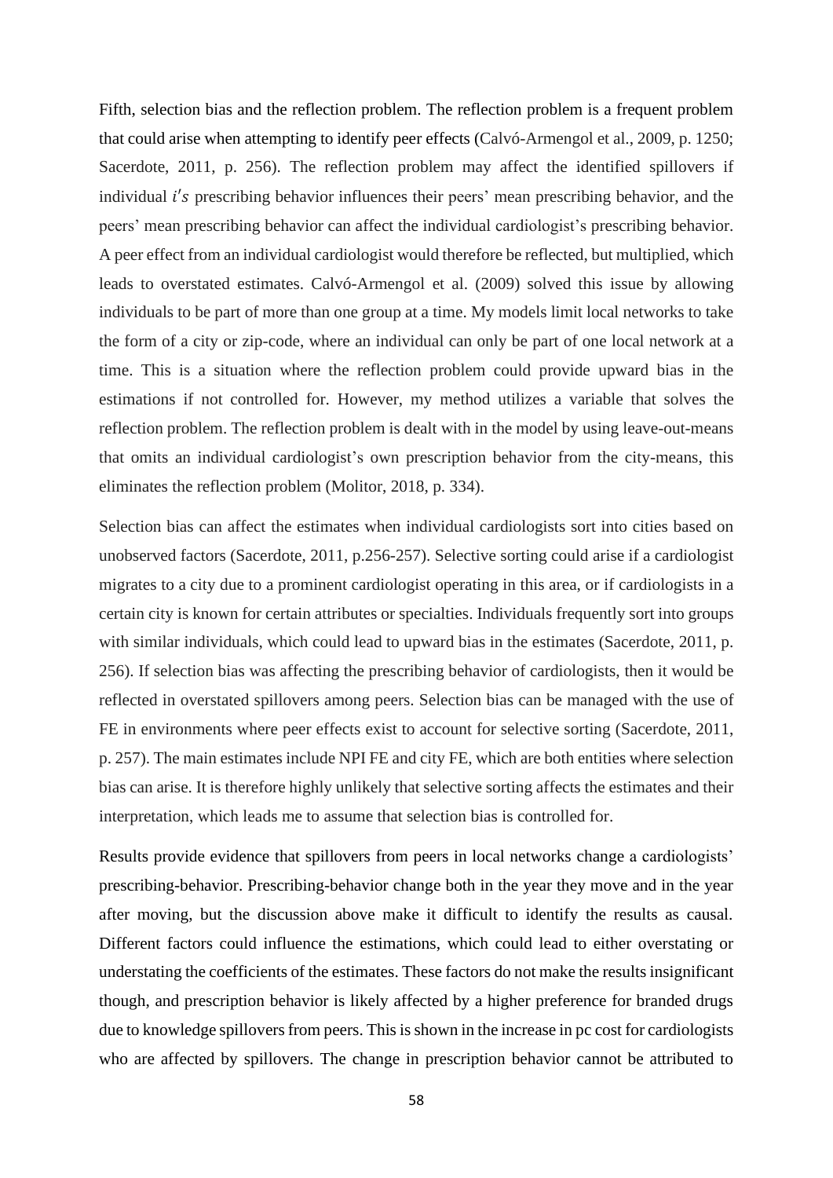Fifth, selection bias and the reflection problem. The reflection problem is a frequent problem that could arise when attempting to identify peer effects (Calvó-Armengol et al., 2009, p. 1250; Sacerdote, 2011, p. 256). The reflection problem may affect the identified spillovers if individual $i's$ prescribing behavior influences their peers' mean prescribing behavior, and the peers' mean prescribing behavior can affect the individual cardiologist's prescribing behavior. A peer effect from an individual cardiologist would therefore be reflected, but multiplied, which leads to overstated estimates. Calvó-Armengol et al. (2009) solved this issue by allowing individuals to be part of more than one group at a time. My models limit local networks to take the form of a city or zip-code, where an individual can only be part of one local network at a time. This is a situation where the reflection problem could provide upward bias in the estimations if not controlled for. However, my method utilizes a variable that solves the reflection problem. The reflection problem is dealt with in the model by using leave-out-means that omits an individual cardiologist's own prescription behavior from the city-means, this eliminates the reflection problem (Molitor, 2018, p. 334).

Selection bias can affect the estimates when individual cardiologists sort into cities based on unobserved factors (Sacerdote, 2011, p.256-257). Selective sorting could arise if a cardiologist migrates to a city due to a prominent cardiologist operating in this area, or if cardiologists in a certain city is known for certain attributes or specialties. Individuals frequently sort into groups with similar individuals, which could lead to upward bias in the estimates (Sacerdote, 2011, p. 256). If selection bias was affecting the prescribing behavior of cardiologists, then it would be reflected in overstated spillovers among peers. Selection bias can be managed with the use of FE in environments where peer effects exist to account for selective sorting (Sacerdote, 2011, p. 257). The main estimates include NPI FE and city FE, which are both entities where selection bias can arise. It is therefore highly unlikely that selective sorting affects the estimates and their interpretation, which leads me to assume that selection bias is controlled for.

Results provide evidence that spillovers from peers in local networks change a cardiologists' prescribing-behavior. Prescribing-behavior change both in the year they move and in the year after moving, but the discussion above make it difficult to identify the results as causal. Different factors could influence the estimations, which could lead to either overstating or understating the coefficients of the estimates. These factors do not make the results insignificant though, and prescription behavior is likely affected by a higher preference for branded drugs due to knowledge spillovers from peers. This is shown in the increase in pc cost for cardiologists who are affected by spillovers. The change in prescription behavior cannot be attributed to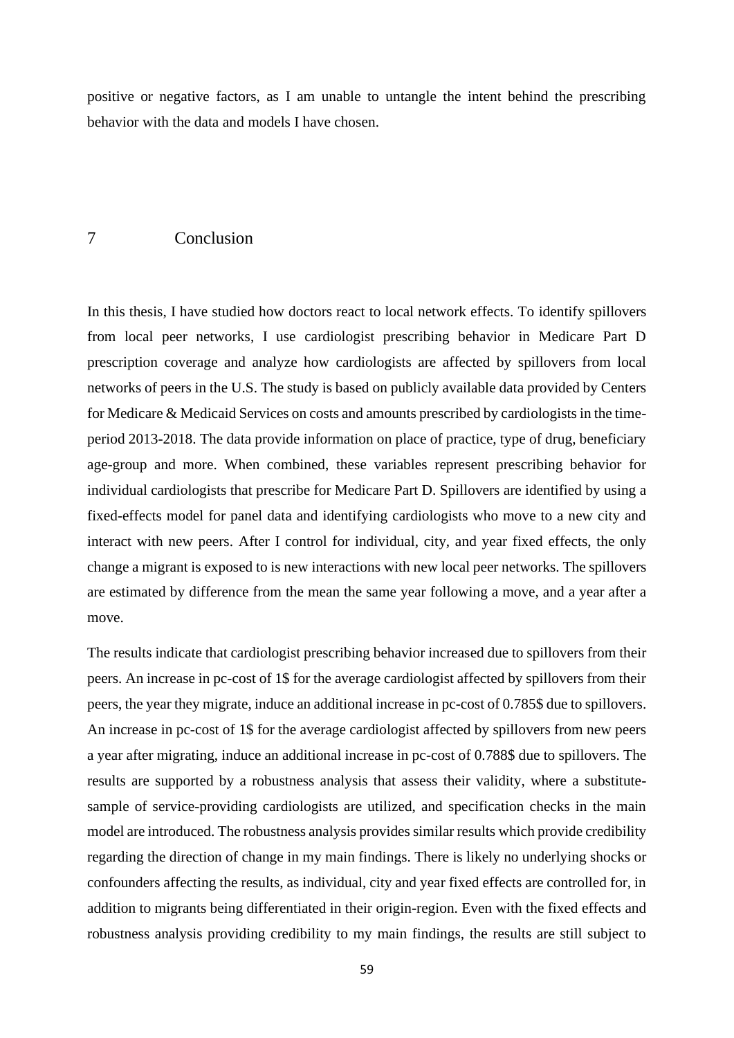positive or negative factors, as I am unable to untangle the intent behind the prescribing behavior with the data and models I have chosen.

# 7 Conclusion

In this thesis, I have studied how doctors react to local network effects. To identify spillovers from local peer networks, I use cardiologist prescribing behavior in Medicare Part D prescription coverage and analyze how cardiologists are affected by spillovers from local networks of peers in the U.S. The study is based on publicly available data provided by Centers for Medicare & Medicaid Services on costs and amounts prescribed by cardiologists in the time-period 2013-2018. The data provide information on place of practice, type of drug, beneficiary age-group and more. When combined, these variables represent prescribing behavior for individual cardiologists that prescribe for Medicare Part D. Spillovers are identified by using a fixed-effects model for panel data and identifying cardiologists who move to a new city and interact with new peers. After I control for individual, city, and year fixed effects, the only change a migrant is exposed to is new interactions with new local peer networks. The spillovers are estimated by difference from the mean the same year following a move, and a year after a move.

The results indicate that cardiologist prescribing behavior increased due to spillovers from their peers. An increase in pc-cost of 1$ for the average cardiologist affected by spillovers from their peers, the year they migrate, induce an additional increase in pc-cost of 0.785$ due to spillovers. An increase in pc-cost of 1$ for the average cardiologist affected by spillovers from new peers a year after migrating, induce an additional increase in pc-cost of 0.788$ due to spillovers. The results are supported by a robustness analysis that assess their validity, where a substitute-sample of service-providing cardiologists are utilized, and specification checks in the main model are introduced. The robustness analysis provides similar results which provide credibility regarding the direction of change in my main findings. There is likely no underlying shocks or confounders affecting the results, as individual, city and year fixed effects are controlled for, in addition to migrants being differentiated in their origin-region. Even with the fixed effects and robustness analysis providing credibility to my main findings, the results are still subject to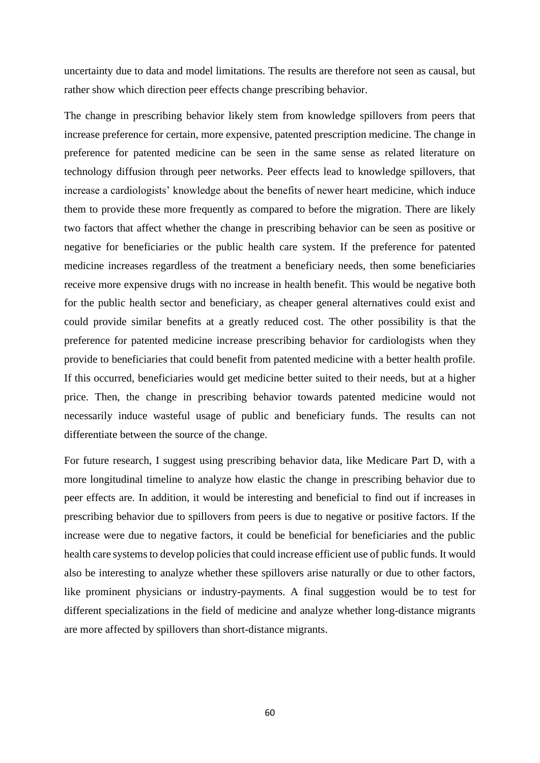uncertainty due to data and model limitations. The results are therefore not seen as causal, but rather show which direction peer effects change prescribing behavior.

The change in prescribing behavior likely stem from knowledge spillovers from peers that increase preference for certain, more expensive, patented prescription medicine. The change in preference for patented medicine can be seen in the same sense as related literature on technology diffusion through peer networks. Peer effects lead to knowledge spillovers, that increase a cardiologists' knowledge about the benefits of newer heart medicine, which induce them to provide these more frequently as compared to before the migration. There are likely two factors that affect whether the change in prescribing behavior can be seen as positive or negative for beneficiaries or the public health care system. If the preference for patented medicine increases regardless of the treatment a beneficiary needs, then some beneficiaries receive more expensive drugs with no increase in health benefit. This would be negative both for the public health sector and beneficiary, as cheaper general alternatives could exist and could provide similar benefits at a greatly reduced cost. The other possibility is that the preference for patented medicine increase prescribing behavior for cardiologists when they provide to beneficiaries that could benefit from patented medicine with a better health profile. If this occurred, beneficiaries would get medicine better suited to their needs, but at a higher price. Then, the change in prescribing behavior towards patented medicine would not necessarily induce wasteful usage of public and beneficiary funds. The results can not differentiate between the source of the change.

For future research, I suggest using prescribing behavior data, like Medicare Part D, with a more longitudinal timeline to analyze how elastic the change in prescribing behavior due to peer effects are. In addition, it would be interesting and beneficial to find out if increases in prescribing behavior due to spillovers from peers is due to negative or positive factors. If the increase were due to negative factors, it could be beneficial for beneficiaries and the public health care systems to develop policies that could increase efficient use of public funds. It would also be interesting to analyze whether these spillovers arise naturally or due to other factors, like prominent physicians or industry-payments. A final suggestion would be to test for different specializations in the field of medicine and analyze whether long-distance migrants are more affected by spillovers than short-distance migrants.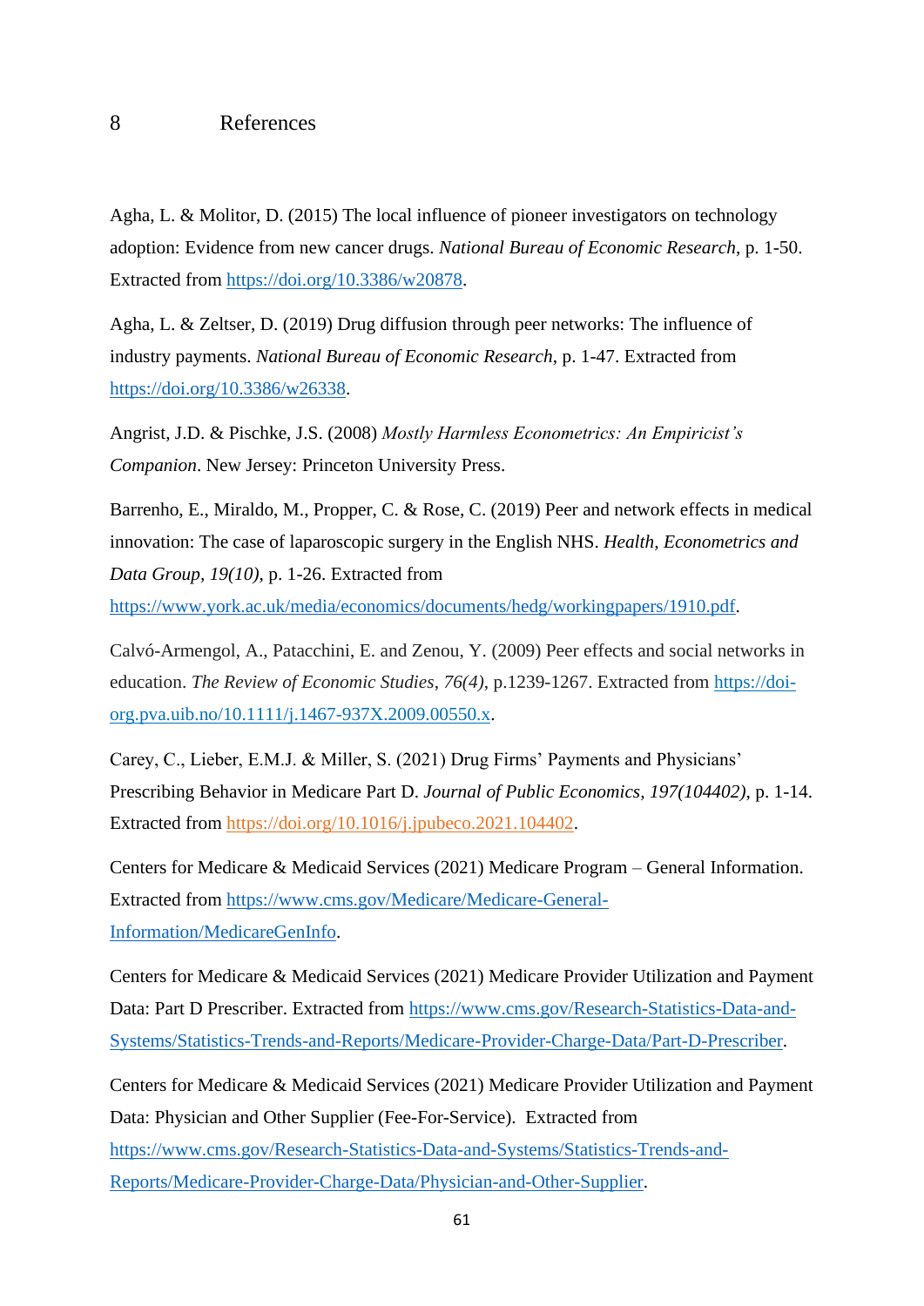# 8 References

Agha, L. & Molitor, D. (2015) The local influence of pioneer investigators on technology adoption: Evidence from new cancer drugs. *National Bureau of Economic Research*, p. 1-50. Extracted from https://doi.org/10.3386/w20878.

Agha, L. & Zeltser, D. (2019) Drug diffusion through peer networks: The influence of industry payments. *National Bureau of Economic Research*, p. 1-47. Extracted from https://doi.org/10.3386/w26338.

Angrist, J.D. & Pischke, J.S. (2008) *Mostly Harmless Econometrics: An Empiricist's Companion*. New Jersey: Princeton University Press.

Barrenho, E., Miraldo, M., Propper, C. & Rose, C. (2019) Peer and network effects in medical innovation: The case of laparoscopic surgery in the English NHS. *Health, Econometrics and Data Group, 19(10)*, p. 1-26. Extracted from https://www.york.ac.uk/media/economics/documents/hedg/workingpapers/1910.pdf.

Calvó-Armengol, A., Patacchini, E. and Zenou, Y. (2009) Peer effects and social networks in education. *The Review of Economic Studies*, *76(4)*, p.1239-1267. Extracted from https://doi-org.pva.uib.no/10.1111/j.1467-937X.2009.00550.x.

Carey, C., Lieber, E.M.J. & Miller, S. (2021) Drug Firms' Payments and Physicians' Prescribing Behavior in Medicare Part D. *Journal of Public Economics, 197(104402)*, p. 1-14. Extracted from https://doi.org/10.1016/j.jpubeco.2021.104402.

Centers for Medicare & Medicaid Services (2021) Medicare Program – General Information. Extracted from https://www.cms.gov/Medicare/Medicare-General-Information/MedicareGenInfo.

Centers for Medicare & Medicaid Services (2021) Medicare Provider Utilization and Payment Data: Part D Prescriber. Extracted from https://www.cms.gov/Research-Statistics-Data-and-Systems/Statistics-Trends-and-Reports/Medicare-Provider-Charge-Data/Part-D-Prescriber.

Centers for Medicare & Medicaid Services (2021) Medicare Provider Utilization and Payment Data: Physician and Other Supplier (Fee-For-Service). Extracted from https://www.cms.gov/Research-Statistics-Data-and-Systems/Statistics-Trends-and-Reports/Medicare-Provider-Charge-Data/Physician-and-Other-Supplier.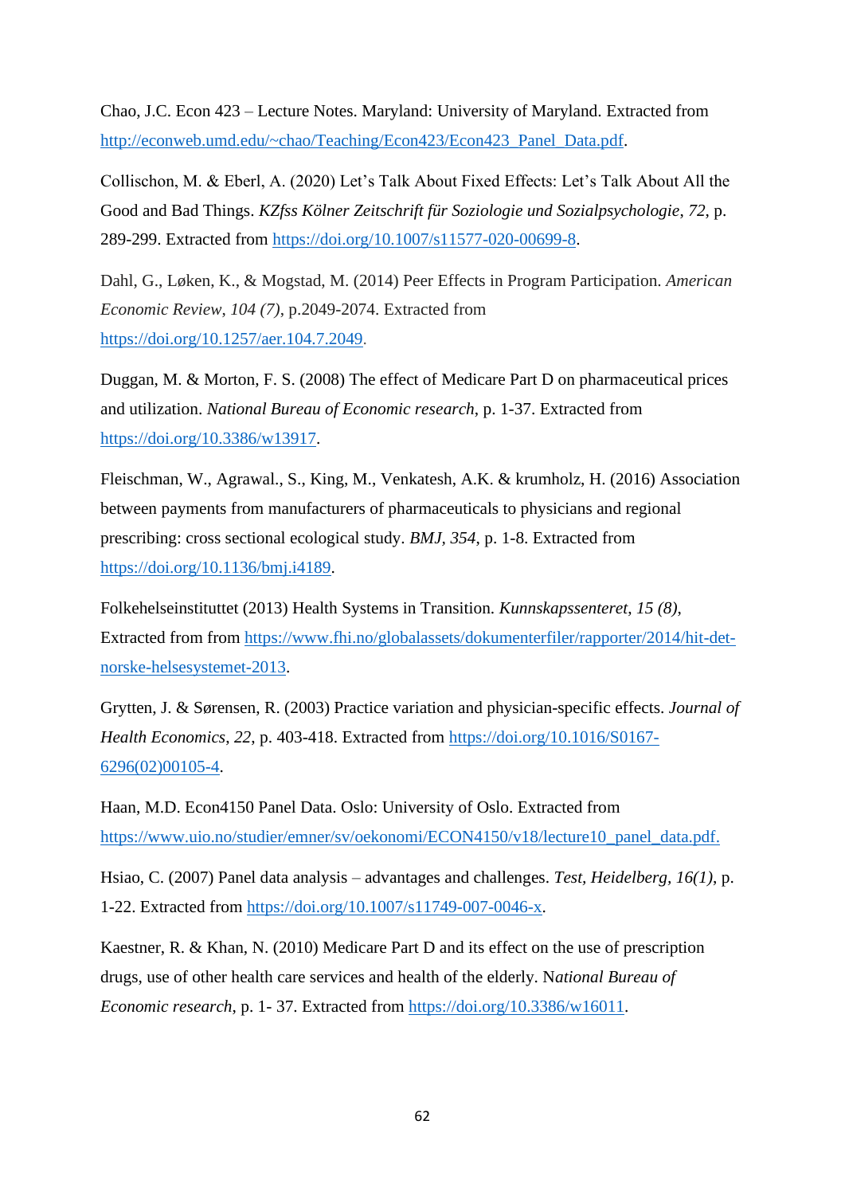Chao, J.C. Econ 423 – Lecture Notes. Maryland: University of Maryland. Extracted from http://econweb.umd.edu/~chao/Teaching/Econ423/Econ423_Panel_Data.pdf.

Collischon, M. & Eberl, A. (2020) Let's Talk About Fixed Effects: Let's Talk About All the Good and Bad Things. *KZfss Kölner Zeitschrift für Soziologie und Sozialpsychologie*, *72*, p. 289-299. Extracted from https://doi.org/10.1007/s11577-020-00699-8.

Dahl, G., Løken, K., & Mogstad, M. (2014) Peer Effects in Program Participation. *American Economic Review*, *104 (7)*, p.2049-2074. Extracted from https://doi.org/10.1257/aer.104.7.2049.

Duggan, M. & Morton, F. S. (2008) The effect of Medicare Part D on pharmaceutical prices and utilization. *National Bureau of Economic research*, p. 1-37. Extracted from https://doi.org/10.3386/w13917.

Fleischman, W., Agrawal., S., King, M., Venkatesh, A.K. & krumholz, H. (2016) Association between payments from manufacturers of pharmaceuticals to physicians and regional prescribing: cross sectional ecological study. *BMJ*, *354*, p. 1-8. Extracted from https://doi.org/10.1136/bmj.i4189.

Folkehelseinstituttet (2013) Health Systems in Transition. *Kunnskapssenteret*, *15 (8)*, Extracted from from https://www.fhi.no/globalassets/dokumenterfiler/rapporter/2014/hit-det-norske-helsesystemet-2013.

Grytten, J. & Sørensen, R. (2003) Practice variation and physician-specific effects. *Journal of Health Economics*, *22*, p. 403-418. Extracted from https://doi.org/10.1016/S0167-6296(02)00105-4.

Haan, M.D. Econ4150 Panel Data. Oslo: University of Oslo. Extracted from https://www.uio.no/studier/emner/sv/oekonomi/ECON4150/v18/lecture10_panel_data.pdf.

Hsiao, C. (2007) Panel data analysis – advantages and challenges. *Test, Heidelberg*, *16(1)*, p. 1-22. Extracted from https://doi.org/10.1007/s11749-007-0046-x.

Kaestner, R. & Khan, N. (2010) Medicare Part D and its effect on the use of prescription drugs, use of other health care services and health of the elderly. N*ational Bureau of Economic research*, p. 1- 37. Extracted from https://doi.org/10.3386/w16011.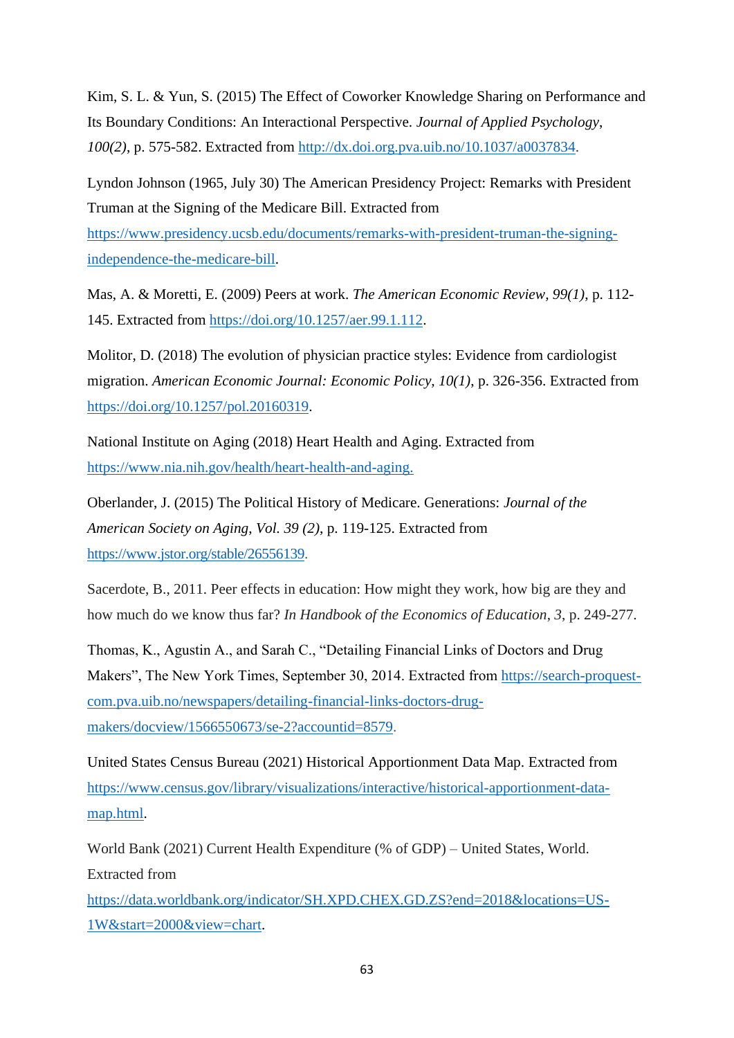Kim, S. L. & Yun, S. (2015) The Effect of Coworker Knowledge Sharing on Performance and Its Boundary Conditions: An Interactional Perspective. *Journal of Applied Psychology, 100(2)*, p. 575-582. Extracted from http://dx.doi.org.pva.uib.no/10.1037/a0037834.

Lyndon Johnson (1965, July 30) The American Presidency Project: Remarks with President Truman at the Signing of the Medicare Bill. Extracted from https://www.presidency.ucsb.edu/documents/remarks-with-president-truman-the-signing-independence-the-medicare-bill.

Mas, A. & Moretti, E. (2009) Peers at work. *The American Economic Review, 99(1)*, p. 112-145. Extracted from https://doi.org/10.1257/aer.99.1.112.

Molitor, D. (2018) The evolution of physician practice styles: Evidence from cardiologist migration. *American Economic Journal: Economic Policy, 10(1)*, p. 326-356. Extracted from https://doi.org/10.1257/pol.20160319.

National Institute on Aging (2018) Heart Health and Aging. Extracted from https://www.nia.nih.gov/health/heart-health-and-aging.

Oberlander, J. (2015) The Political History of Medicare. Generations: *Journal of the American Society on Aging, Vol. 39 (2)*, p. 119-125. Extracted from https://www.jstor.org/stable/26556139.

Sacerdote, B., 2011. Peer effects in education: How might they work, how big are they and how much do we know thus far? *In Handbook of the Economics of Education*, *3*, p. 249-277.

Thomas, K., Agustin A., and Sarah C., "Detailing Financial Links of Doctors and Drug Makers", The New York Times, September 30, 2014. Extracted from https://search-proquest-com.pva.uib.no/newspapers/detailing-financial-links-doctors-drug-makers/docview/1566550673/se-2?accountid=8579.

United States Census Bureau (2021) Historical Apportionment Data Map. Extracted from https://www.census.gov/library/visualizations/interactive/historical-apportionment-data-map.html.

World Bank (2021) Current Health Expenditure (% of GDP) – United States, World. Extracted from https://data.worldbank.org/indicator/SH.XPD.CHEX.GD.ZS?end=2018&locations=US-1W&start=2000&view=chart.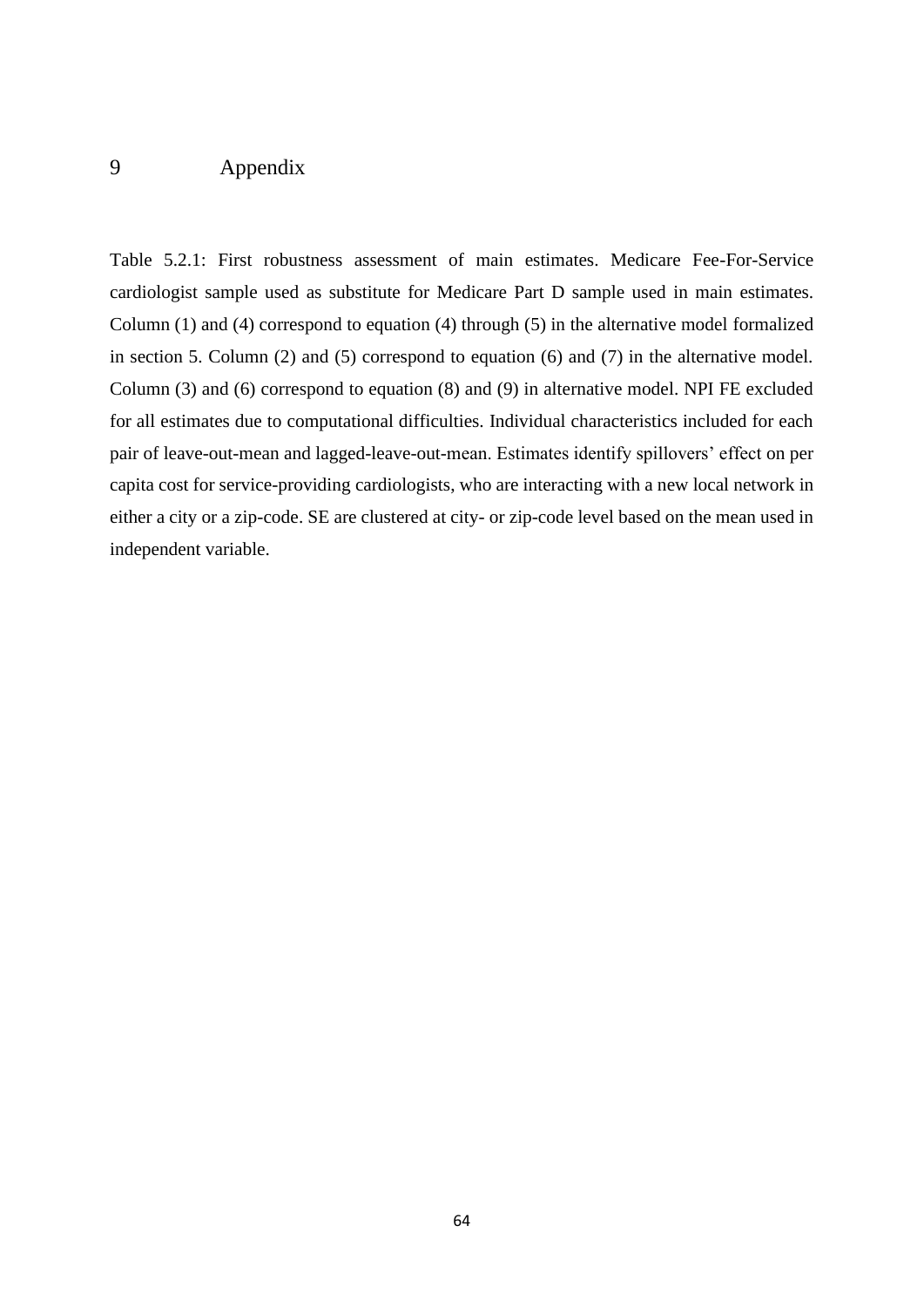# 9 Appendix

Table 5.2.1: First robustness assessment of main estimates. Medicare Fee-For-Service cardiologist sample used as substitute for Medicare Part D sample used in main estimates. Column (1) and (4) correspond to equation (4) through (5) in the alternative model formalized in section 5. Column (2) and (5) correspond to equation (6) and (7) in the alternative model. Column (3) and (6) correspond to equation (8) and (9) in alternative model. NPI FE excluded for all estimates due to computational difficulties. Individual characteristics included for each pair of leave-out-mean and lagged-leave-out-mean. Estimates identify spillovers' effect on per capita cost for service-providing cardiologists, who are interacting with a new local network in either a city or a zip-code. SE are clustered at city- or zip-code level based on the mean used in independent variable.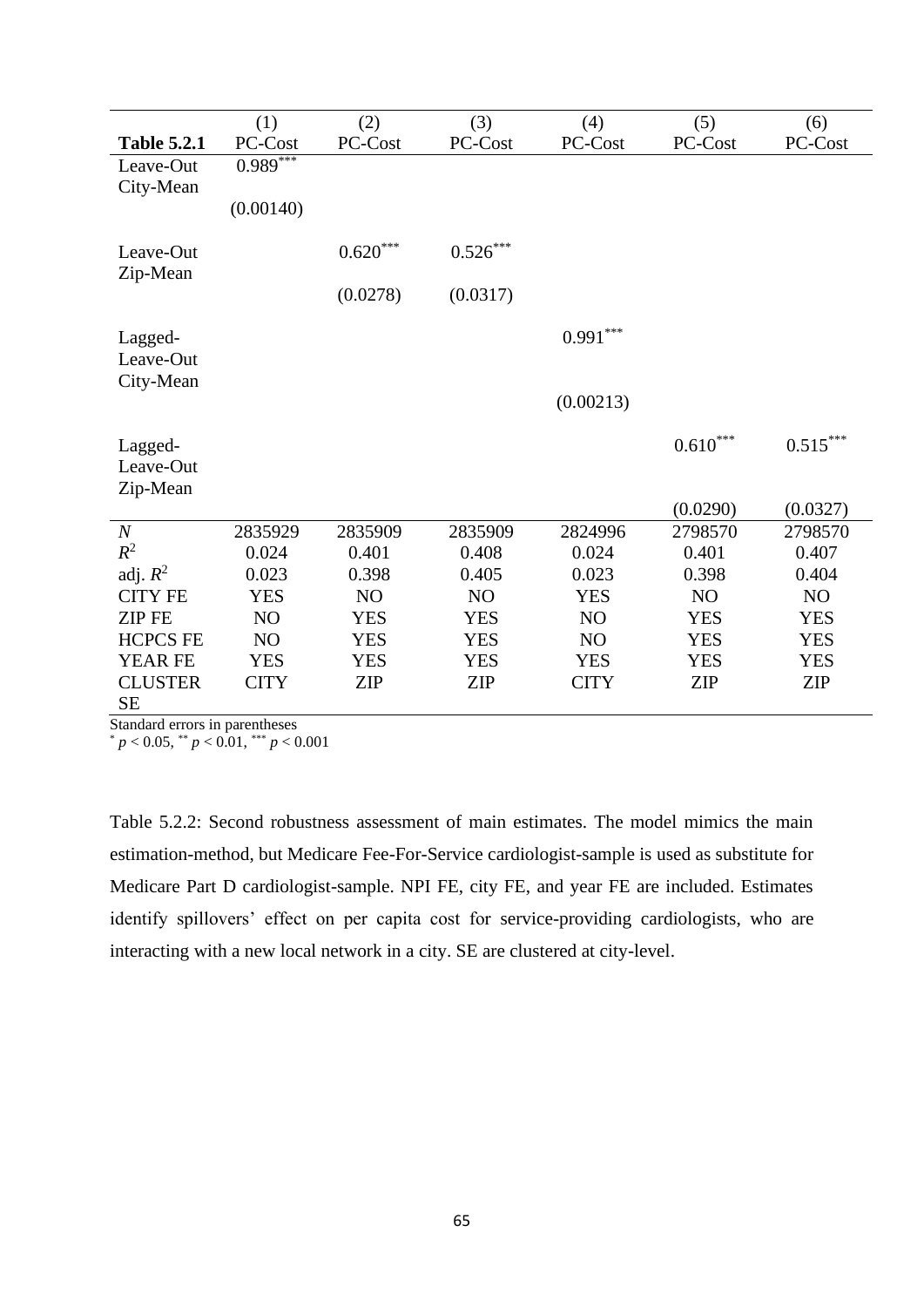| Table 5.2.1 | (1) PC-Cost | (2) PC-Cost | (3) PC-Cost | (4) PC-Cost | (5) PC-Cost | (6) PC-Cost |
|---|---|---|---|---|---|---|
| Leave-Out City-Mean | $0.989^{***}$ | | | | | |
| | (0.00140) | | | | | |
| Leave-Out Zip-Mean | | $0.620^{***}$ | $0.526^{***}$ | | | |
| | | (0.0278) | (0.0317) | | | |
| Lagged-Leave-Out City-Mean | | | | $0.991^{***}$ | | |
| | | | | (0.00213) | | |
| Lagged-Leave-Out Zip-Mean | | | | | $0.610^{***}$ | $0.515^{***}$ |
| | | | | | (0.0290) | (0.0327) |
| $N$ | 2835929 | 2835909 | 2835909 | 2824996 | 2798570 | 2798570 |
| $R^2$ | 0.024 | 0.401 | 0.408 | 0.024 | 0.401 | 0.407 |
| adj. $R^2$ | 0.023 | 0.398 | 0.405 | 0.023 | 0.398 | 0.404 |
| CITY FE | YES | NO | NO | YES | NO | NO |
| ZIP FE | NO | YES | YES | NO | YES | YES |
| HCPCS FE | NO | YES | YES | NO | YES | YES |
| YEAR FE | YES | YES | YES | YES | YES | YES |
| CLUSTER SE | CITY | ZIP | ZIP | CITY | ZIP | ZIP |

Standard errors in parentheses
$^{*}$ $p < 0.05$, $^{**}$ $p < 0.01$, $^{***}$ $p < 0.001$

Table 5.2.2: Second robustness assessment of main estimates. The model mimics the main estimation-method, but Medicare Fee-For-Service cardiologist-sample is used as substitute for Medicare Part D cardiologist-sample. NPI FE, city FE, and year FE are included. Estimates identify spillovers' effect on per capita cost for service-providing cardiologists, who are interacting with a new local network in a city. SE are clustered at city-level.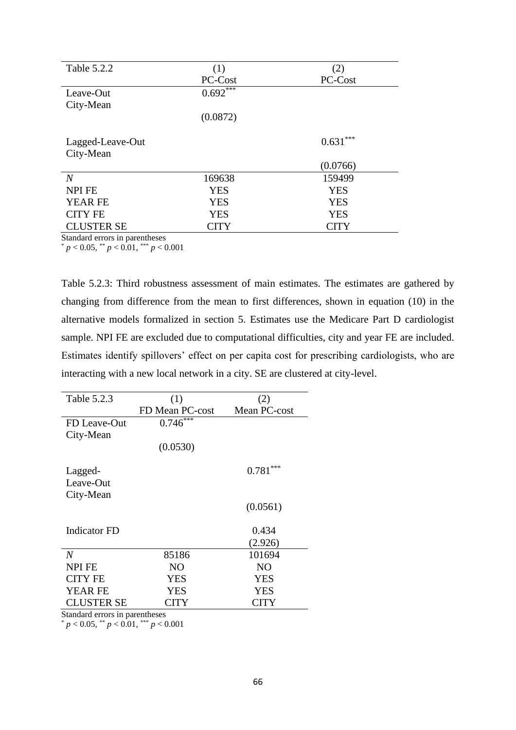| Table 5.2.2 | (1) | (2) |
|---|---|---|
| | PC-Cost | PC-Cost |
| Leave-Out City-Mean | 0.692*** | |
| | (0.0872) | |
| Lagged-Leave-Out City-Mean | | 0.631*** |
| | | (0.0766) |
| $N$ | 169638 | 159499 |
| NPI FE | YES | YES |
| YEAR FE | YES | YES |
| CITY FE | YES | YES |
| CLUSTER SE | CITY | CITY |

Standard errors in parentheses
* $p < 0.05$, ** $p < 0.01$, *** $p < 0.001$

Table 5.2.3: Third robustness assessment of main estimates. The estimates are gathered by changing from difference from the mean to first differences, shown in equation (10) in the alternative models formalized in section 5. Estimates use the Medicare Part D cardiologist sample. NPI FE are excluded due to computational difficulties, city and year FE are included. Estimates identify spillovers' effect on per capita cost for prescribing cardiologists, who are interacting with a new local network in a city. SE are clustered at city-level.

| Table 5.2.3 | (1) | (2) |
|---|---|---|
| | FD Mean PC-cost | Mean PC-cost |
| FD Leave-Out City-Mean | 0.746*** | |
| | (0.0530) | |
| Lagged-Leave-Out City-Mean | | 0.781*** |
| | | (0.0561) |
| Indicator FD | | 0.434 |
| | | (2.926) |
| $N$ | 85186 | 101694 |
| NPI FE | NO | NO |
| CITY FE | YES | YES |
| YEAR FE | YES | YES |
| CLUSTER SE | CITY | CITY |

Standard errors in parentheses
* $p < 0.05$, ** $p < 0.01$, *** $p < 0.001$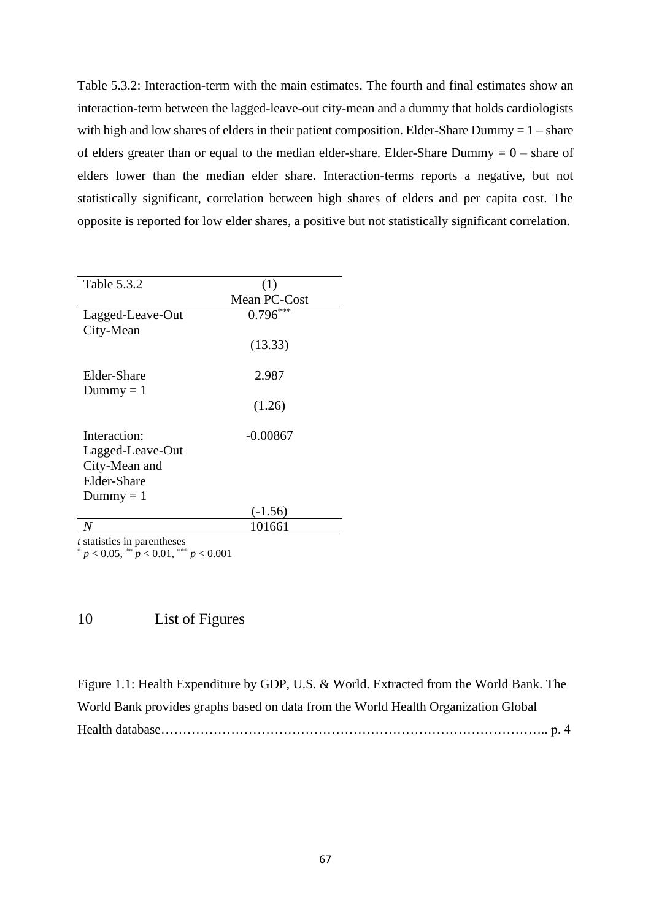Table 5.3.2: Interaction-term with the main estimates. The fourth and final estimates show an interaction-term between the lagged-leave-out city-mean and a dummy that holds cardiologists with high and low shares of elders in their patient composition. Elder-Share Dummy = 1 – share of elders greater than or equal to the median elder-share. Elder-Share Dummy = 0 – share of elders lower than the median elder share. Interaction-terms reports a negative, but not statistically significant, correlation between high shares of elders and per capita cost. The opposite is reported for low elder shares, a positive but not statistically significant correlation.

| Table 5.3.2 | (1) |
|---|---|
| | Mean PC-Cost |
| Lagged-Leave-Out City-Mean | $0.796^{***}$ |
| | (13.33) |
| Elder-Share Dummy = 1 | 2.987 |
| | (1.26) |
| Interaction: Lagged-Leave-Out City-Mean and Elder-Share Dummy = 1 | -0.00867 |
| | (-1.56) |
| *N* | 101661 |

*t* statistics in parentheses
$^{*}$ $p < 0.05$, $^{**}$ $p < 0.01$, $^{***}$ $p < 0.001$

# 10 List of Figures

Figure 1.1: Health Expenditure by GDP, U.S. & World. Extracted from the World Bank. The World Bank provides graphs based on data from the World Health Organization Global Health database………………………………………………………………………….. p. 4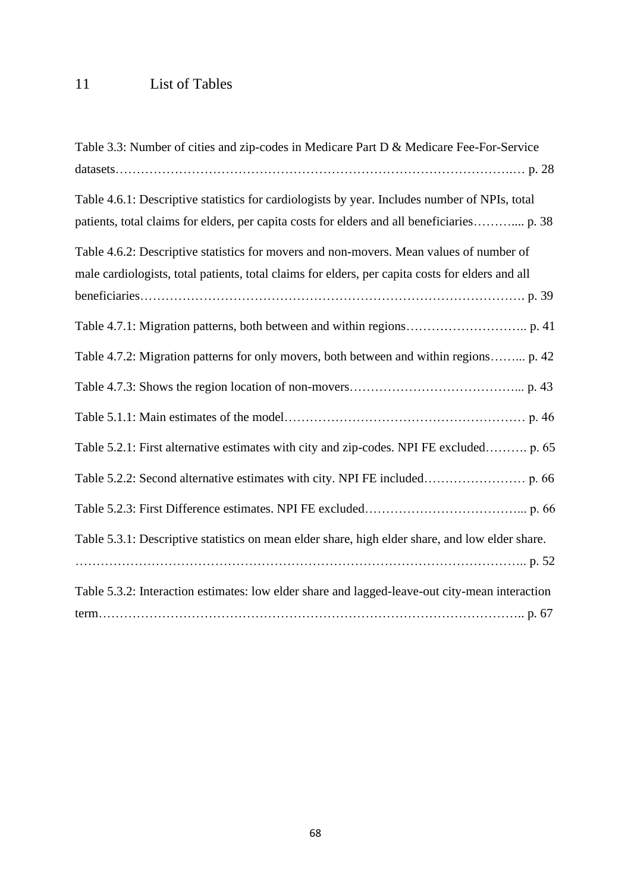# 11 List of Tables

Table 3.3: Number of cities and zip-codes in Medicare Part D & Medicare Fee-For-Service datasets…………………………………………………………………………………….… p. 28

Table 4.6.1: Descriptive statistics for cardiologists by year. Includes number of NPIs, total patients, total claims for elders, per capita costs for elders and all beneficiaries……….... p. 38

Table 4.6.2: Descriptive statistics for movers and non-movers. Mean values of number of male cardiologists, total patients, total claims for elders, per capita costs for elders and all beneficiaries………………………………………………………………………………. p. 39

Table 4.7.1: Migration patterns, both between and within regions……………………….. p. 41

Table 4.7.2: Migration patterns for only movers, both between and within regions……... p. 42

Table 4.7.3: Shows the region location of non-movers…………………………………... p. 43

Table 5.1.1: Main estimates of the model………………………………………………… p. 46

Table 5.2.1: First alternative estimates with city and zip-codes. NPI FE excluded………. p. 65

Table 5.2.2: Second alternative estimates with city. NPI FE included…………………… p. 66

Table 5.2.3: First Difference estimates. NPI FE excluded……………………………….. p. 66

Table 5.3.1: Descriptive statistics on mean elder share, high elder share, and low elder share. ……………………………………………………………………………………….. p. 52

Table 5.3.2: Interaction estimates: low elder share and lagged-leave-out city-mean interaction term…………………………………………………………………………………….. p. 67